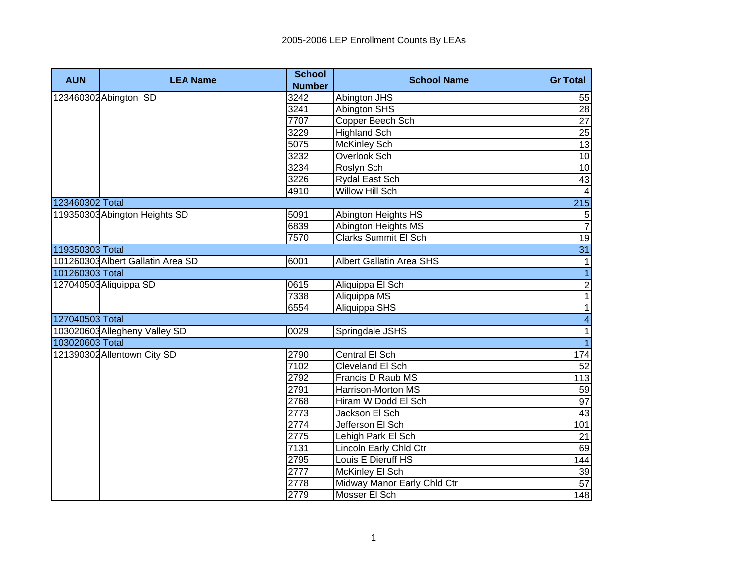# 2005-2006 LEP Enrollment Counts By LEAs

| AUN | LEA Name | School Number | School Name | Gr Total |
|---|---|---|---|---|
| 123460302 | Abington SD | 3242 | Abington JHS | 55 |
| | | 3241 | Abington SHS | 28 |
| | | 7707 | Copper Beech Sch | 27 |
| | | 3229 | Highland Sch | 25 |
| | | 5075 | McKinley Sch | 13 |
| | | 3232 | Overlook Sch | 10 |
| | | 3234 | Roslyn Sch | 10 |
| | | 3226 | Rydal East Sch | 43 |
| | | 4910 | Willow Hill Sch | 4 |
| 123460302 Total | | | | 215 |
| 119350303 | Abington Heights SD | 5091 | Abington Heights HS | 5 |
| | | 6839 | Abington Heights MS | 7 |
| | | 7570 | Clarks Summit El Sch | 19 |
| 119350303 Total | | | | 31 |
| 101260303 | Albert Gallatin Area SD | 6001 | Albert Gallatin Area SHS | 1 |
| 101260303 Total | | | | 1 |
| 127040503 | Aliquippa SD | 0615 | Aliquippa El Sch | 2 |
| | | 7338 | Aliquippa MS | 1 |
| | | 6554 | Aliquippa SHS | 1 |
| 127040503 Total | | | | 4 |
| 103020603 | Allegheny Valley SD | 0029 | Springdale JSHS | 1 |
| 103020603 Total | | | | 1 |
| 121390302 | Allentown City SD | 2790 | Central El Sch | 174 |
| | | 7102 | Cleveland El Sch | 52 |
| | | 2792 | Francis D Raub MS | 113 |
| | | 2791 | Harrison-Morton MS | 59 |
| | | 2768 | Hiram W Dodd El Sch | 97 |
| | | 2773 | Jackson El Sch | 43 |
| | | 2774 | Jefferson El Sch | 101 |
| | | 2775 | Lehigh Park El Sch | 21 |
| | | 7131 | Lincoln Early Chld Ctr | 69 |
| | | 2795 | Louis E Dieruff HS | 144 |
| | | 2777 | McKinley El Sch | 39 |
| | | 2778 | Midway Manor Early Chld Ctr | 57 |
| | | 2779 | Mosser El Sch | 148 |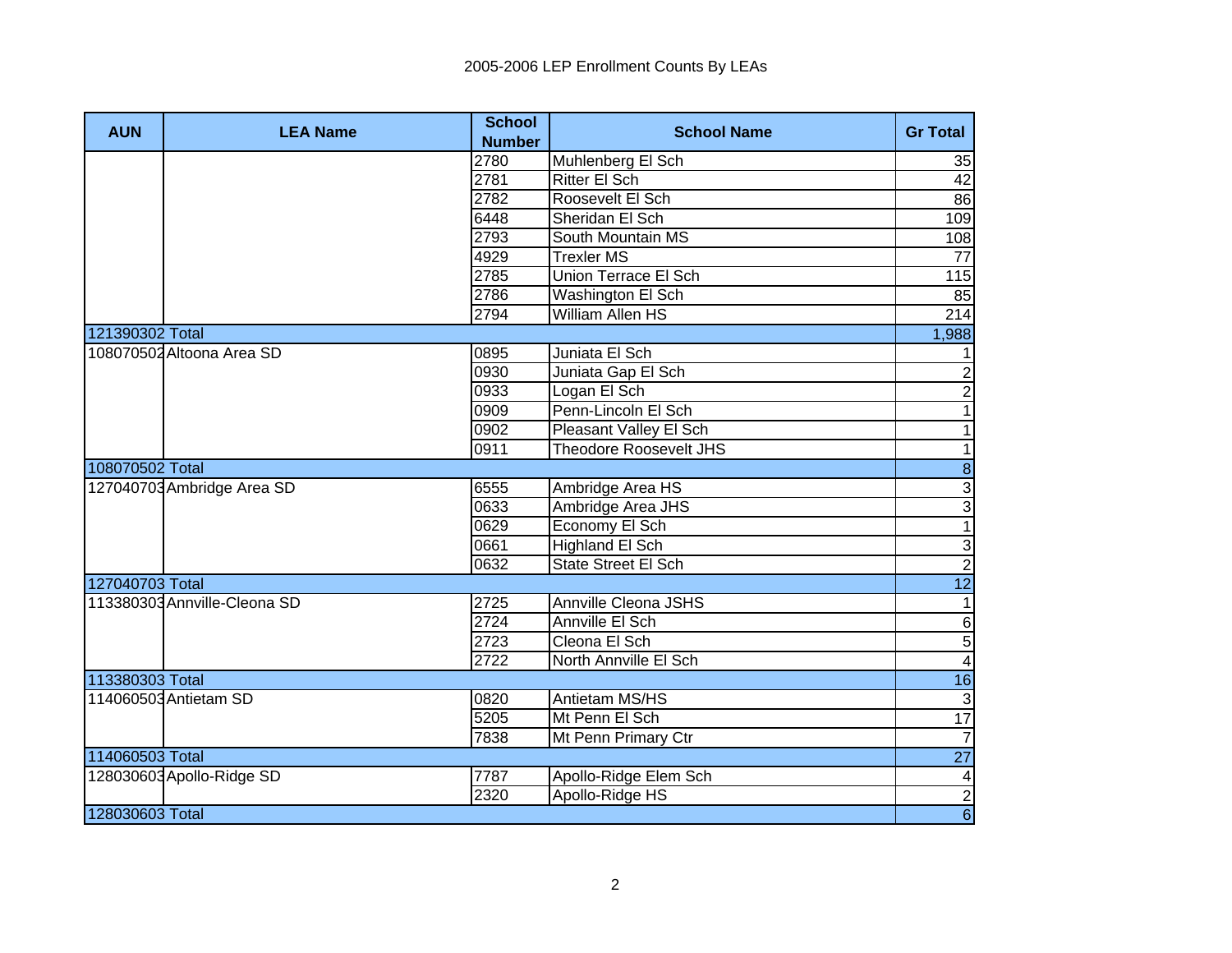2005-2006 LEP Enrollment Counts By LEAs

| AUN | LEA Name | School Number | School Name | Gr Total |
|---|---|---|---|---|
| | | 2780 | Muhlenberg El Sch | 35 |
| | | 2781 | Ritter El Sch | 42 |
| | | 2782 | Roosevelt El Sch | 86 |
| | | 6448 | Sheridan El Sch | 109 |
| | | 2793 | South Mountain MS | 108 |
| | | 4929 | Trexler MS | 77 |
| | | 2785 | Union Terrace El Sch | 115 |
| | | 2786 | Washington El Sch | 85 |
| | | 2794 | William Allen HS | 214 |
| 121390302 Total | | | | 1,988 |
| 108070502 | Altoona Area SD | 0895 | Juniata El Sch | 1 |
| | | 0930 | Juniata Gap El Sch | 2 |
| | | 0933 | Logan El Sch | 2 |
| | | 0909 | Penn-Lincoln El Sch | 1 |
| | | 0902 | Pleasant Valley El Sch | 1 |
| | | 0911 | Theodore Roosevelt JHS | 1 |
| 108070502 Total | | | | 8 |
| 127040703 | Ambridge Area SD | 6555 | Ambridge Area HS | 3 |
| | | 0633 | Ambridge Area JHS | 3 |
| | | 0629 | Economy El Sch | 1 |
| | | 0661 | Highland El Sch | 3 |
| | | 0632 | State Street El Sch | 2 |
| 127040703 Total | | | | 12 |
| 113380303 | Annville-Cleona SD | 2725 | Annville Cleona JSHS | 1 |
| | | 2724 | Annville El Sch | 6 |
| | | 2723 | Cleona El Sch | 5 |
| | | 2722 | North Annville El Sch | 4 |
| 113380303 Total | | | | 16 |
| 114060503 | Antietam SD | 0820 | Antietam MS/HS | 3 |
| | | 5205 | Mt Penn El Sch | 17 |
| | | 7838 | Mt Penn Primary Ctr | 7 |
| 114060503 Total | | | | 27 |
| 128030603 | Apollo-Ridge SD | 7787 | Apollo-Ridge Elem Sch | 4 |
| | | 2320 | Apollo-Ridge HS | 2 |
| 128030603 Total | | | | 6 |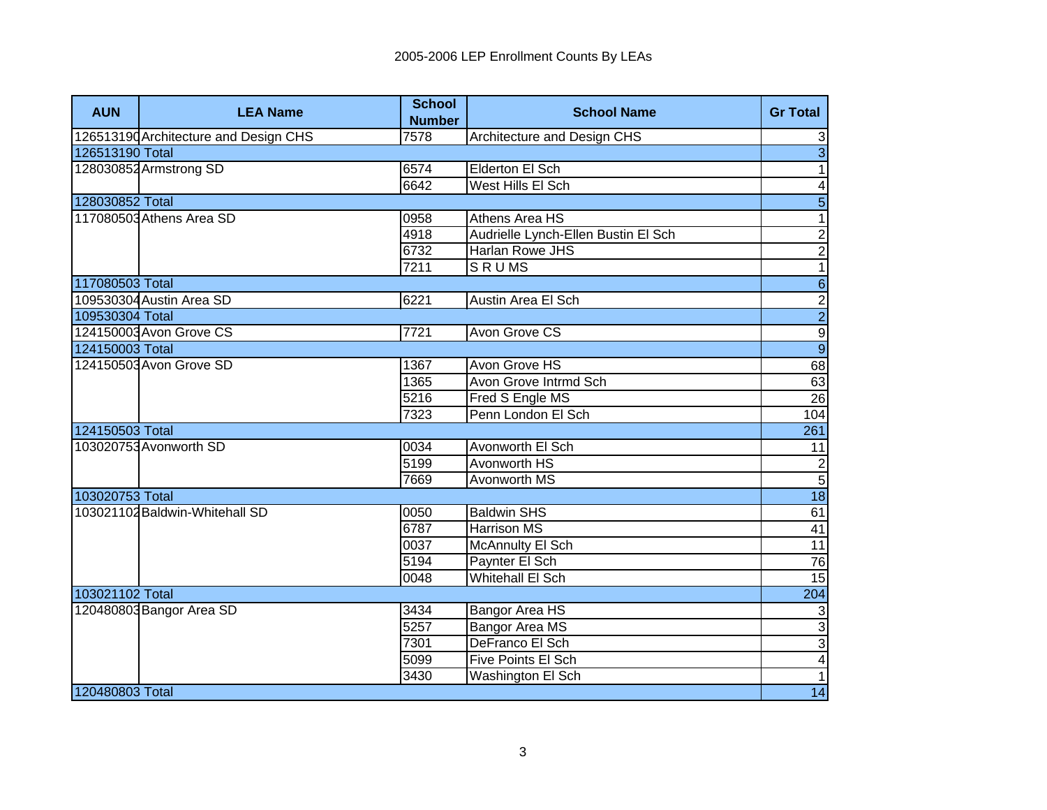2005-2006 LEP Enrollment Counts By LEAs

| AUN | LEA Name | School Number | School Name | Gr Total |
|---|---|---|---|---|
| 126513190 | Architecture and Design CHS | 7578 | Architecture and Design CHS | 3 |
| 126513190 Total | | | | 3 |
| 128030852 | Armstrong SD | 6574 | Elderton El Sch | 1 |
| | | 6642 | West Hills El Sch | 4 |
| 128030852 Total | | | | 5 |
| 117080503 | Athens Area SD | 0958 | Athens Area HS | 1 |
| | | 4918 | Audrielle Lynch-Ellen Bustin El Sch | 2 |
| | | 6732 | Harlan Rowe JHS | 2 |
| | | 7211 | S R U MS | 1 |
| 117080503 Total | | | | 6 |
| 109530304 | Austin Area SD | 6221 | Austin Area El Sch | 2 |
| 109530304 Total | | | | 2 |
| 124150003 | Avon Grove CS | 7721 | Avon Grove CS | 9 |
| 124150003 Total | | | | 9 |
| 124150503 | Avon Grove SD | 1367 | Avon Grove HS | 68 |
| | | 1365 | Avon Grove Intrmd Sch | 63 |
| | | 5216 | Fred S Engle MS | 26 |
| | | 7323 | Penn London El Sch | 104 |
| 124150503 Total | | | | 261 |
| 103020753 | Avonworth SD | 0034 | Avonworth El Sch | 11 |
| | | 5199 | Avonworth HS | 2 |
| | | 7669 | Avonworth MS | 5 |
| 103020753 Total | | | | 18 |
| 103021102 | Baldwin-Whitehall SD | 0050 | Baldwin SHS | 61 |
| | | 6787 | Harrison MS | 41 |
| | | 0037 | McAnnulty El Sch | 11 |
| | | 5194 | Paynter El Sch | 76 |
| | | 0048 | Whitehall El Sch | 15 |
| 103021102 Total | | | | 204 |
| 120480803 | Bangor Area SD | 3434 | Bangor Area HS | 3 |
| | | 5257 | Bangor Area MS | 3 |
| | | 7301 | DeFranco El Sch | 3 |
| | | 5099 | Five Points El Sch | 4 |
| | | 3430 | Washington El Sch | 1 |
| 120480803 Total | | | | 14 |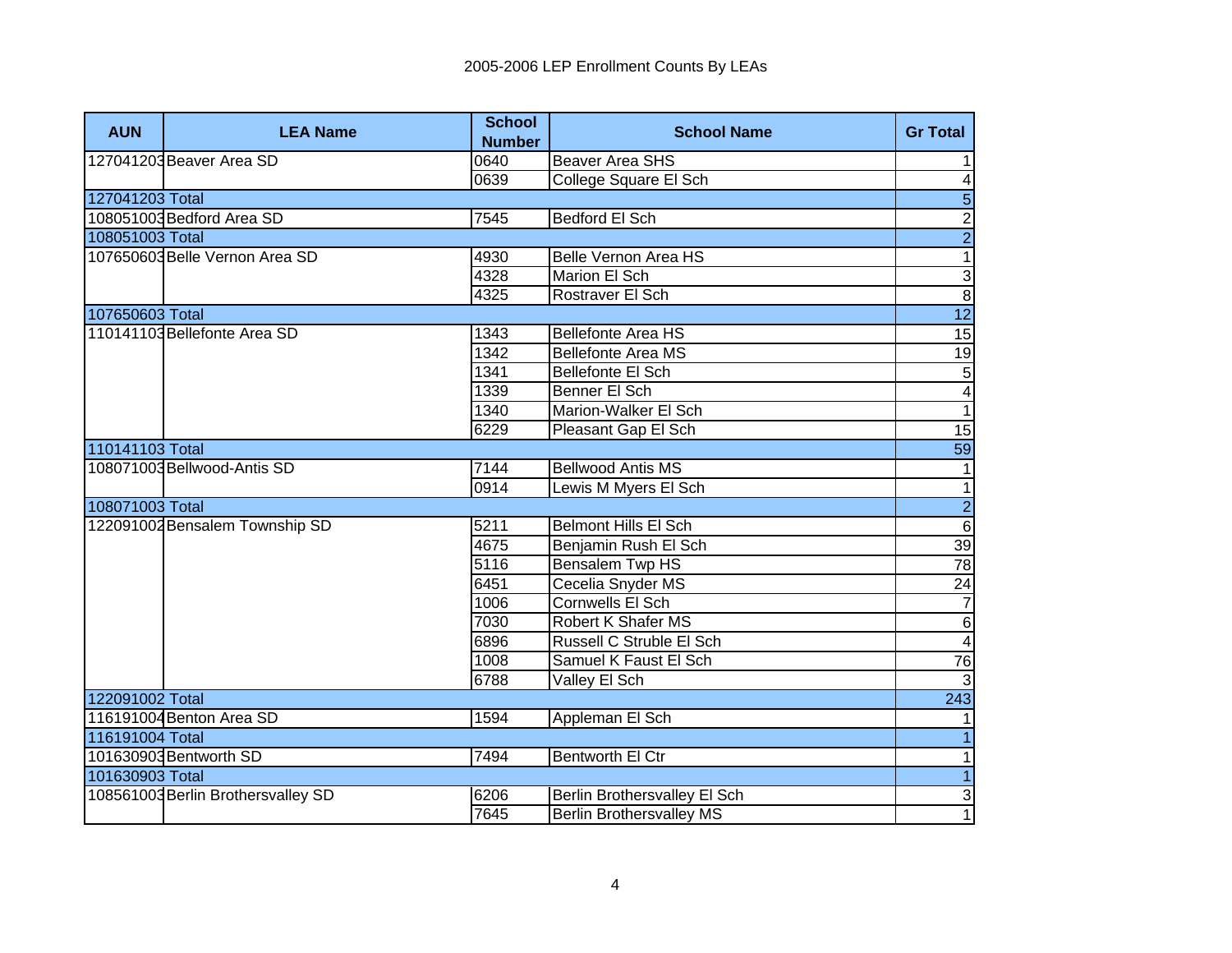2005-2006 LEP Enrollment Counts By LEAs

| AUN | LEA Name | School Number | School Name | Gr Total |
|---|---|---|---|---|
| 127041203 | Beaver Area SD | 0640 | Beaver Area SHS | 1 |
| | | 0639 | College Square El Sch | 4 |
| 127041203 Total | | | | 5 |
| 108051003 | Bedford Area SD | 7545 | Bedford El Sch | 2 |
| 108051003 Total | | | | 2 |
| 107650603 | Belle Vernon Area SD | 4930 | Belle Vernon Area HS | 1 |
| | | 4328 | Marion El Sch | 3 |
| | | 4325 | Rostraver El Sch | 8 |
| 107650603 Total | | | | 12 |
| 110141103 | Bellefonte Area SD | 1343 | Bellefonte Area HS | 15 |
| | | 1342 | Bellefonte Area MS | 19 |
| | | 1341 | Bellefonte El Sch | 5 |
| | | 1339 | Benner El Sch | 4 |
| | | 1340 | Marion-Walker El Sch | 1 |
| | | 6229 | Pleasant Gap El Sch | 15 |
| 110141103 Total | | | | 59 |
| 108071003 | Bellwood-Antis SD | 7144 | Bellwood Antis MS | 1 |
| | | 0914 | Lewis M Myers El Sch | 1 |
| 108071003 Total | | | | 2 |
| 122091002 | Bensalem Township SD | 5211 | Belmont Hills El Sch | 6 |
| | | 4675 | Benjamin Rush El Sch | 39 |
| | | 5116 | Bensalem Twp HS | 78 |
| | | 6451 | Cecelia Snyder MS | 24 |
| | | 1006 | Cornwells El Sch | 7 |
| | | 7030 | Robert K Shafer MS | 6 |
| | | 6896 | Russell C Struble El Sch | 4 |
| | | 1008 | Samuel K Faust El Sch | 76 |
| | | 6788 | Valley El Sch | 3 |
| 122091002 Total | | | | 243 |
| 116191004 | Benton Area SD | 1594 | Appleman El Sch | 1 |
| 116191004 Total | | | | 1 |
| 101630903 | Bentworth SD | 7494 | Bentworth El Ctr | 1 |
| 101630903 Total | | | | 1 |
| 108561003 | Berlin Brothersvalley SD | 6206 | Berlin Brothersvalley El Sch | 3 |
| | | 7645 | Berlin Brothersvalley MS | 1 |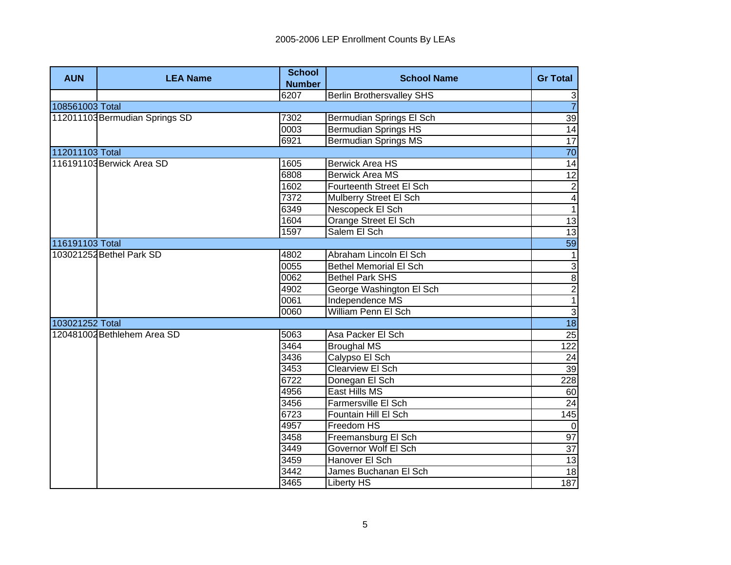2005-2006 LEP Enrollment Counts By LEAs

| AUN | LEA Name | School Number | School Name | Gr Total |
|---|---|---|---|---|
| | | 6207 | Berlin Brothersvalley SHS | 3 |
| 108561003 Total | | | | 7 |
| 112011103 | Bermudian Springs SD | 7302 | Bermudian Springs El Sch | 39 |
| | | 0003 | Bermudian Springs HS | 14 |
| | | 6921 | Bermudian Springs MS | 17 |
| 112011103 Total | | | | 70 |
| 116191103 | Berwick Area SD | 1605 | Berwick Area HS | 14 |
| | | 6808 | Berwick Area MS | 12 |
| | | 1602 | Fourteenth Street El Sch | 2 |
| | | 7372 | Mulberry Street El Sch | 4 |
| | | 6349 | Nescopeck El Sch | 1 |
| | | 1604 | Orange Street El Sch | 13 |
| | | 1597 | Salem El Sch | 13 |
| 116191103 Total | | | | 59 |
| 103021252 | Bethel Park SD | 4802 | Abraham Lincoln El Sch | 1 |
| | | 0055 | Bethel Memorial El Sch | 3 |
| | | 0062 | Bethel Park SHS | 8 |
| | | 4902 | George Washington El Sch | 2 |
| | | 0061 | Independence MS | 1 |
| | | 0060 | William Penn El Sch | 3 |
| 103021252 Total | | | | 18 |
| 120481002 | Bethlehem Area SD | 5063 | Asa Packer El Sch | 25 |
| | | 3464 | Broughal MS | 122 |
| | | 3436 | Calypso El Sch | 24 |
| | | 3453 | Clearview El Sch | 39 |
| | | 6722 | Donegan El Sch | 228 |
| | | 4956 | East Hills MS | 60 |
| | | 3456 | Farmersville El Sch | 24 |
| | | 6723 | Fountain Hill El Sch | 145 |
| | | 4957 | Freedom HS | 0 |
| | | 3458 | Freemansburg El Sch | 97 |
| | | 3449 | Governor Wolf El Sch | 37 |
| | | 3459 | Hanover El Sch | 13 |
| | | 3442 | James Buchanan El Sch | 18 |
| | | 3465 | Liberty HS | 187 |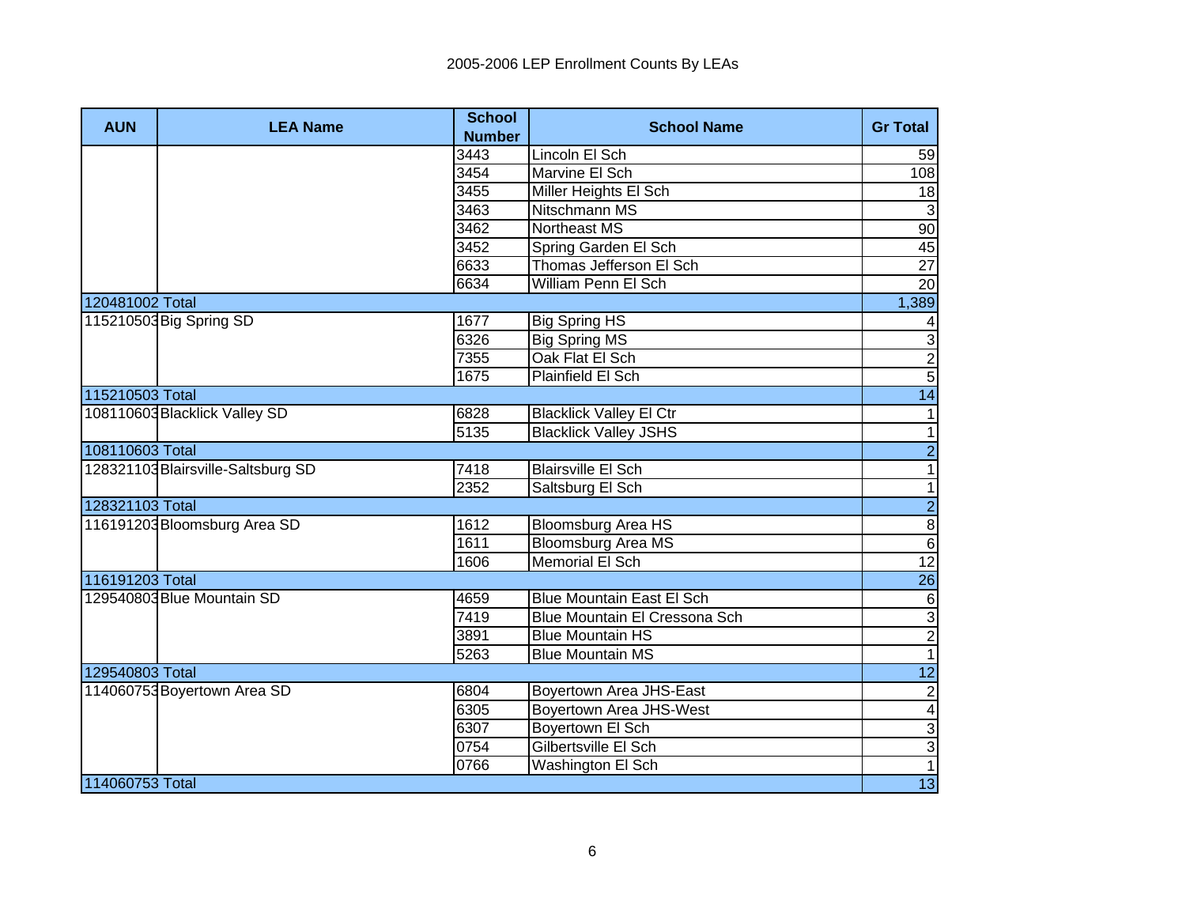2005-2006 LEP Enrollment Counts By LEAs

| AUN | LEA Name | School Number | School Name | Gr Total |
|---|---|---|---|---|
| | | 3443 | Lincoln El Sch | 59 |
| | | 3454 | Marvine El Sch | 108 |
| | | 3455 | Miller Heights El Sch | 18 |
| | | 3463 | Nitschmann MS | 3 |
| | | 3462 | Northeast MS | 90 |
| | | 3452 | Spring Garden El Sch | 45 |
| | | 6633 | Thomas Jefferson El Sch | 27 |
| | | 6634 | William Penn El Sch | 20 |
| 120481002 Total | | | | 1,389 |
| 115210503 | Big Spring SD | 1677 | Big Spring HS | 4 |
| | | 6326 | Big Spring MS | 3 |
| | | 7355 | Oak Flat El Sch | 2 |
| | | 1675 | Plainfield El Sch | 5 |
| 115210503 Total | | | | 14 |
| 108110603 | Blacklick Valley SD | 6828 | Blacklick Valley El Ctr | 1 |
| | | 5135 | Blacklick Valley JSHS | 1 |
| 108110603 Total | | | | 2 |
| 128321103 | Blairsville-Saltsburg SD | 7418 | Blairsville El Sch | 1 |
| | | 2352 | Saltsburg El Sch | 1 |
| 128321103 Total | | | | 2 |
| 116191203 | Bloomsburg Area SD | 1612 | Bloomsburg Area HS | 8 |
| | | 1611 | Bloomsburg Area MS | 6 |
| | | 1606 | Memorial El Sch | 12 |
| 116191203 Total | | | | 26 |
| 129540803 | Blue Mountain SD | 4659 | Blue Mountain East El Sch | 6 |
| | | 7419 | Blue Mountain El Cressona Sch | 3 |
| | | 3891 | Blue Mountain HS | 2 |
| | | 5263 | Blue Mountain MS | 1 |
| 129540803 Total | | | | 12 |
| 114060753 | Boyertown Area SD | 6804 | Boyertown Area JHS-East | 2 |
| | | 6305 | Boyertown Area JHS-West | 4 |
| | | 6307 | Boyertown El Sch | 3 |
| | | 0754 | Gilbertsville El Sch | 3 |
| | | 0766 | Washington El Sch | 1 |
| 114060753 Total | | | | 13 |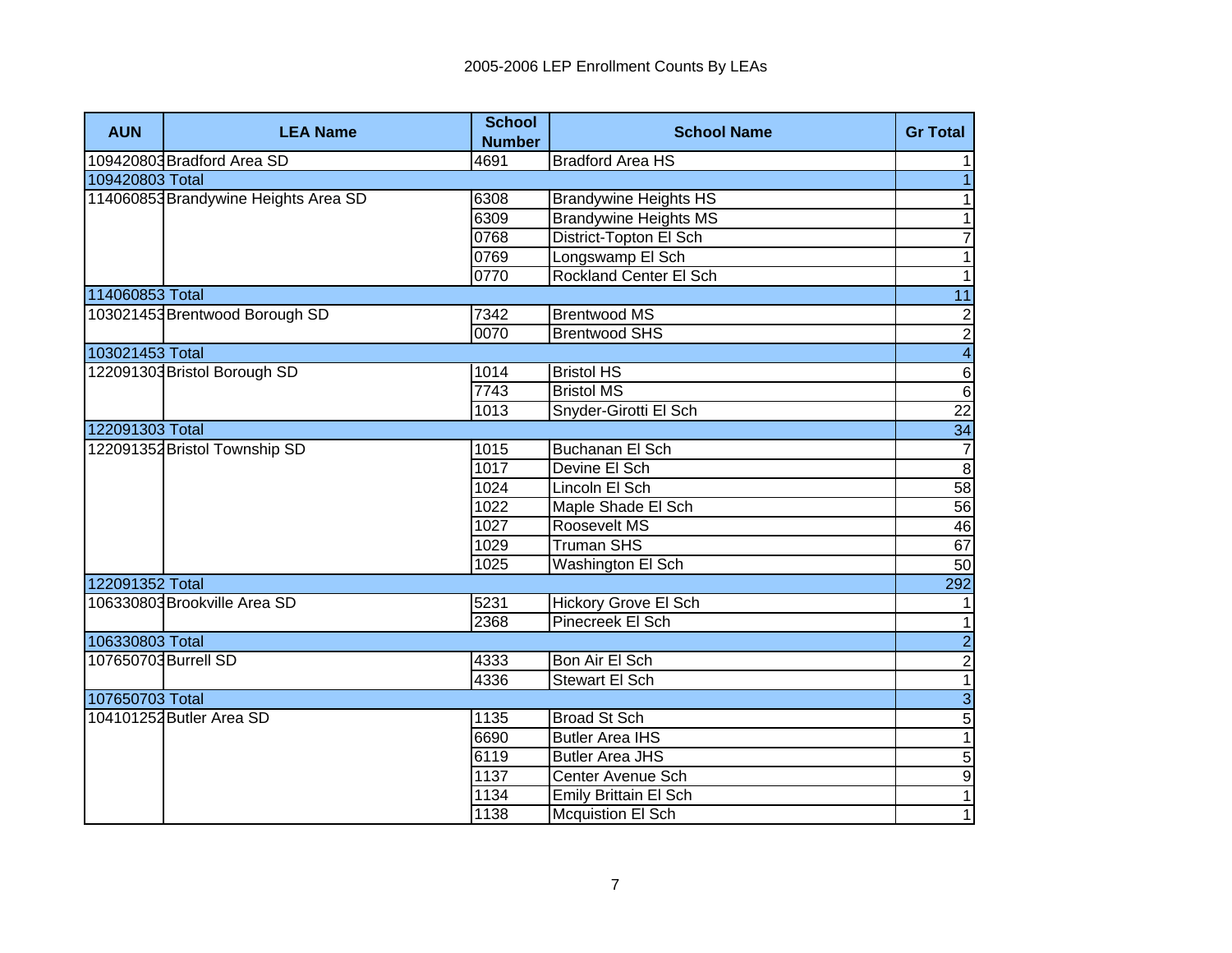2005-2006 LEP Enrollment Counts By LEAs

| AUN | LEA Name | School Number | School Name | Gr Total |
|---|---|---|---|---|
| 109420803 | Bradford Area SD | 4691 | Bradford Area HS | 1 |
| 109420803 Total | | | | 1 |
| 114060853 | Brandywine Heights Area SD | 6308 | Brandywine Heights HS | 1 |
| | | 6309 | Brandywine Heights MS | 1 |
| | | 0768 | District-Topton El Sch | 7 |
| | | 0769 | Longswamp El Sch | 1 |
| | | 0770 | Rockland Center El Sch | 1 |
| 114060853 Total | | | | 11 |
| 103021453 | Brentwood Borough SD | 7342 | Brentwood MS | 2 |
| | | 0070 | Brentwood SHS | 2 |
| 103021453 Total | | | | 4 |
| 122091303 | Bristol Borough SD | 1014 | Bristol HS | 6 |
| | | 7743 | Bristol MS | 6 |
| | | 1013 | Snyder-Girotti El Sch | 22 |
| 122091303 Total | | | | 34 |
| 122091352 | Bristol Township SD | 1015 | Buchanan El Sch | 7 |
| | | 1017 | Devine El Sch | 8 |
| | | 1024 | Lincoln El Sch | 58 |
| | | 1022 | Maple Shade El Sch | 56 |
| | | 1027 | Roosevelt MS | 46 |
| | | 1029 | Truman SHS | 67 |
| | | 1025 | Washington El Sch | 50 |
| 122091352 Total | | | | 292 |
| 106330803 | Brookville Area SD | 5231 | Hickory Grove El Sch | 1 |
| | | 2368 | Pinecreek El Sch | 1 |
| 106330803 Total | | | | 2 |
| 107650703 | Burrell SD | 4333 | Bon Air El Sch | 2 |
| | | 4336 | Stewart El Sch | 1 |
| 107650703 Total | | | | 3 |
| 104101252 | Butler Area SD | 1135 | Broad St Sch | 5 |
| | | 6690 | Butler Area IHS | 1 |
| | | 6119 | Butler Area JHS | 5 |
| | | 1137 | Center Avenue Sch | 9 |
| | | 1134 | Emily Brittain El Sch | 1 |
| | | 1138 | Mcquistion El Sch | 1 |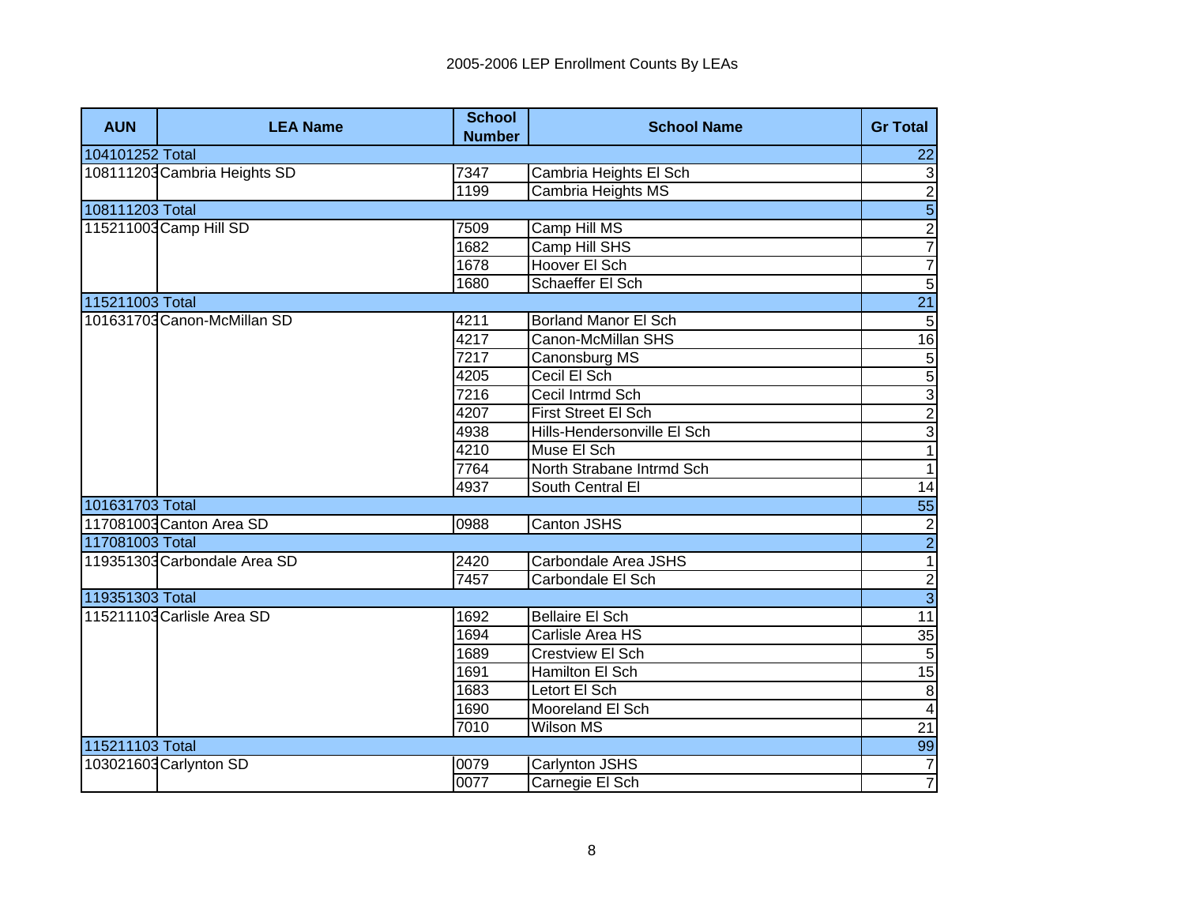2005-2006 LEP Enrollment Counts By LEAs

| AUN | LEA Name | School Number | School Name | Gr Total |
|---|---|---|---|---|
| 104101252 Total | | | | 22 |
| 108111203 | Cambria Heights SD | 7347 | Cambria Heights El Sch | 3 |
| | | 1199 | Cambria Heights MS | 2 |
| 108111203 Total | | | | 5 |
| 115211003 | Camp Hill SD | 7509 | Camp Hill MS | 2 |
| | | 1682 | Camp Hill SHS | 7 |
| | | 1678 | Hoover El Sch | 7 |
| | | 1680 | Schaeffer El Sch | 5 |
| 115211003 Total | | | | 21 |
| 101631703 | Canon-McMillan SD | 4211 | Borland Manor El Sch | 5 |
| | | 4217 | Canon-McMillan SHS | 16 |
| | | 7217 | Canonsburg MS | 5 |
| | | 4205 | Cecil El Sch | 5 |
| | | 7216 | Cecil Intrmd Sch | 3 |
| | | 4207 | First Street El Sch | 2 |
| | | 4938 | Hills-Hendersonville El Sch | 3 |
| | | 4210 | Muse El Sch | 1 |
| | | 7764 | North Strabane Intrmd Sch | 1 |
| | | 4937 | South Central El | 14 |
| 101631703 Total | | | | 55 |
| 117081003 | Canton Area SD | 0988 | Canton JSHS | 2 |
| 117081003 Total | | | | 2 |
| 119351303 | Carbondale Area SD | 2420 | Carbondale Area JSHS | 1 |
| | | 7457 | Carbondale El Sch | 2 |
| 119351303 Total | | | | 3 |
| 115211103 | Carlisle Area SD | 1692 | Bellaire El Sch | 11 |
| | | 1694 | Carlisle Area HS | 35 |
| | | 1689 | Crestview El Sch | 5 |
| | | 1691 | Hamilton El Sch | 15 |
| | | 1683 | Letort El Sch | 8 |
| | | 1690 | Mooreland El Sch | 4 |
| | | 7010 | Wilson MS | 21 |
| 115211103 Total | | | | 99 |
| 103021603 | Carlynton SD | 0079 | Carlynton JSHS | 7 |
| | | 0077 | Carnegie El Sch | 7 |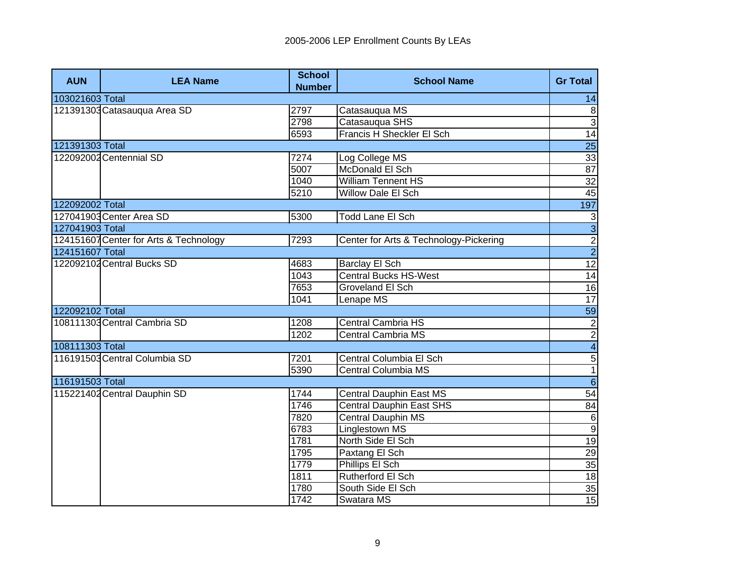# 2005-2006 LEP Enrollment Counts By LEAs

| AUN | LEA Name | School Number | School Name | Gr Total |
|---|---|---|---|---|
| 103021603 Total | | | | 14 |
| 121391303 | Catasauqua Area SD | 2797 | Catasauqua MS | 8 |
| | | 2798 | Catasauqua SHS | 3 |
| | | 6593 | Francis H Sheckler El Sch | 14 |
| 121391303 Total | | | | 25 |
| 122092002 | Centennial SD | 7274 | Log College MS | 33 |
| | | 5007 | McDonald El Sch | 87 |
| | | 1040 | William Tennent HS | 32 |
| | | 5210 | Willow Dale El Sch | 45 |
| 122092002 Total | | | | 197 |
| 127041903 | Center Area SD | 5300 | Todd Lane El Sch | 3 |
| 127041903 Total | | | | 3 |
| 124151607 | Center for Arts & Technology | 7293 | Center for Arts & Technology-Pickering | 2 |
| 124151607 Total | | | | 2 |
| 122092102 | Central Bucks SD | 4683 | Barclay El Sch | 12 |
| | | 1043 | Central Bucks HS-West | 14 |
| | | 7653 | Groveland El Sch | 16 |
| | | 1041 | Lenape MS | 17 |
| 122092102 Total | | | | 59 |
| 108111303 | Central Cambria SD | 1208 | Central Cambria HS | 2 |
| | | 1202 | Central Cambria MS | 2 |
| 108111303 Total | | | | 4 |
| 116191503 | Central Columbia SD | 7201 | Central Columbia El Sch | 5 |
| | | 5390 | Central Columbia MS | 1 |
| 116191503 Total | | | | 6 |
| 115221402 | Central Dauphin SD | 1744 | Central Dauphin East MS | 54 |
| | | 1746 | Central Dauphin East SHS | 84 |
| | | 7820 | Central Dauphin MS | 6 |
| | | 6783 | Linglestown MS | 9 |
| | | 1781 | North Side El Sch | 19 |
| | | 1795 | Paxtang El Sch | 29 |
| | | 1779 | Phillips El Sch | 35 |
| | | 1811 | Rutherford El Sch | 18 |
| | | 1780 | South Side El Sch | 35 |
| | | 1742 | Swatara MS | 15 |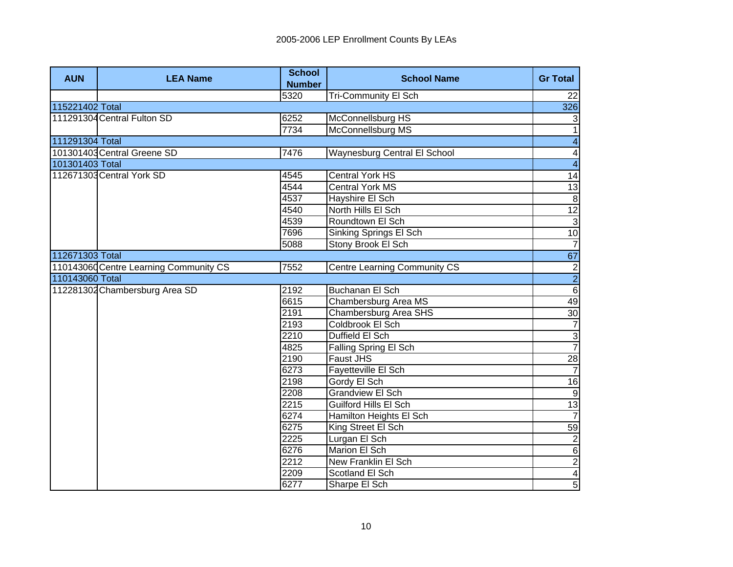2005-2006 LEP Enrollment Counts By LEAs

| AUN | LEA Name | School Number | School Name | Gr Total |
|---|---|---|---|---|
| | | 5320 | Tri-Community El Sch | 22 |
| 115221402 Total | | | | 326 |
| 111291304 | Central Fulton SD | 6252 | McConnellsburg HS | 3 |
| | | 7734 | McConnellsburg MS | 1 |
| 111291304 Total | | | | 4 |
| 101301403 | Central Greene SD | 7476 | Waynesburg Central El School | 4 |
| 101301403 Total | | | | 4 |
| 112671303 | Central York SD | 4545 | Central York HS | 14 |
| | | 4544 | Central York MS | 13 |
| | | 4537 | Hayshire El Sch | 8 |
| | | 4540 | North Hills El Sch | 12 |
| | | 4539 | Roundtown El Sch | 3 |
| | | 7696 | Sinking Springs El Sch | 10 |
| | | 5088 | Stony Brook El Sch | 7 |
| 112671303 Total | | | | 67 |
| 110143060 | Centre Learning Community CS | 7552 | Centre Learning Community CS | 2 |
| 110143060 Total | | | | 2 |
| 112281302 | Chambersburg Area SD | 2192 | Buchanan El Sch | 6 |
| | | 6615 | Chambersburg Area MS | 49 |
| | | 2191 | Chambersburg Area SHS | 30 |
| | | 2193 | Coldbrook El Sch | 7 |
| | | 2210 | Duffield El Sch | 3 |
| | | 4825 | Falling Spring El Sch | 7 |
| | | 2190 | Faust JHS | 28 |
| | | 6273 | Fayetteville El Sch | 7 |
| | | 2198 | Gordy El Sch | 16 |
| | | 2208 | Grandview El Sch | 9 |
| | | 2215 | Guilford Hills El Sch | 13 |
| | | 6274 | Hamilton Heights El Sch | 7 |
| | | 6275 | King Street El Sch | 59 |
| | | 2225 | Lurgan El Sch | 2 |
| | | 6276 | Marion El Sch | 6 |
| | | 2212 | New Franklin El Sch | 2 |
| | | 2209 | Scotland El Sch | 4 |
| | | 6277 | Sharpe El Sch | 5 |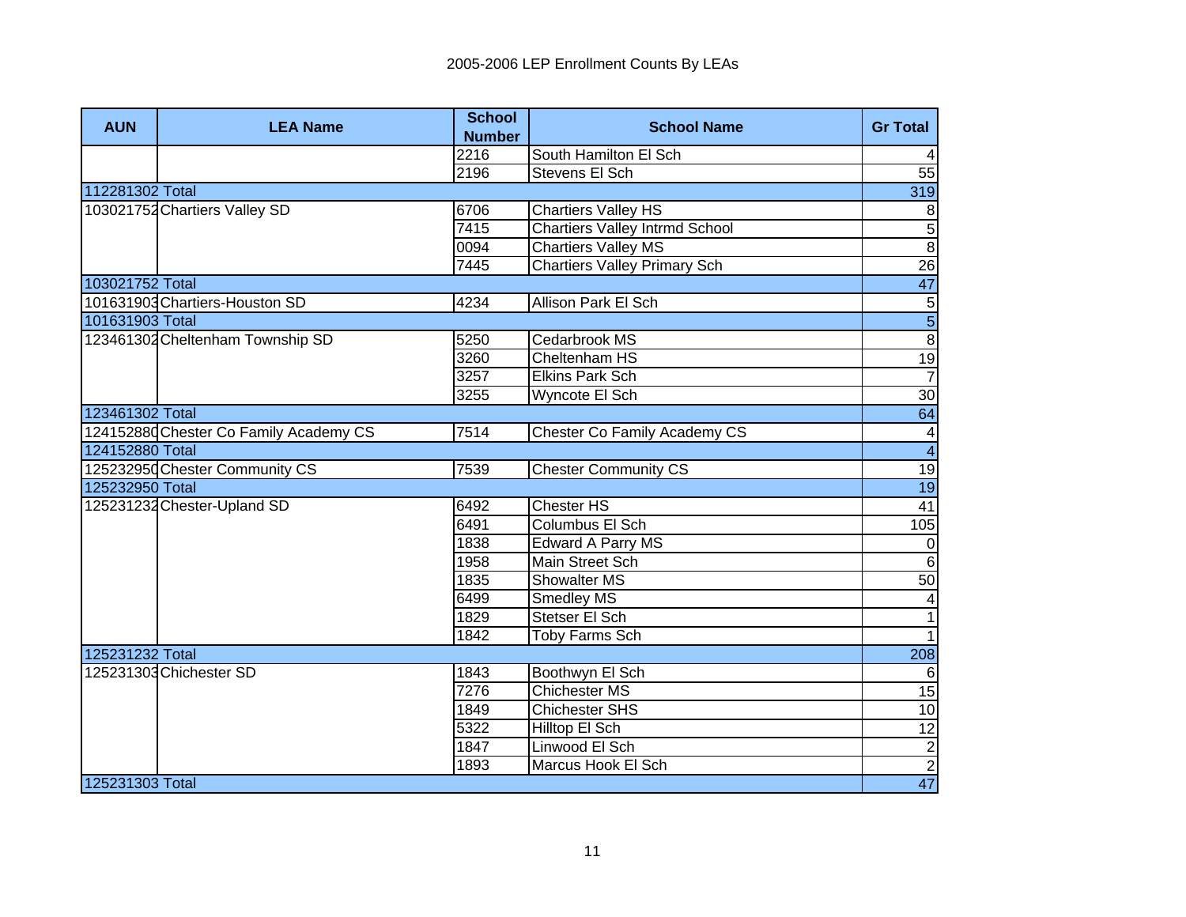2005-2006 LEP Enrollment Counts By LEAs

| AUN | LEA Name | School Number | School Name | Gr Total |
|---|---|---|---|---|
| | | 2216 | South Hamilton El Sch | 4 |
| | | 2196 | Stevens El Sch | 55 |
| 112281302 Total | | | | 319 |
| 103021752 | Chartiers Valley SD | 6706 | Chartiers Valley HS | 8 |
| | | 7415 | Chartiers Valley Intrmd School | 5 |
| | | 0094 | Chartiers Valley MS | 8 |
| | | 7445 | Chartiers Valley Primary Sch | 26 |
| 103021752 Total | | | | 47 |
| 101631903 | Chartiers-Houston SD | 4234 | Allison Park El Sch | 5 |
| 101631903 Total | | | | 5 |
| 123461302 | Cheltenham Township SD | 5250 | Cedarbrook MS | 8 |
| | | 3260 | Cheltenham HS | 19 |
| | | 3257 | Elkins Park Sch | 7 |
| | | 3255 | Wyncote El Sch | 30 |
| 123461302 Total | | | | 64 |
| 124152880 | Chester Co Family Academy CS | 7514 | Chester Co Family Academy CS | 4 |
| 124152880 Total | | | | 4 |
| 125232950 | Chester Community CS | 7539 | Chester Community CS | 19 |
| 125232950 Total | | | | 19 |
| 125231232 | Chester-Upland SD | 6492 | Chester HS | 41 |
| | | 6491 | Columbus El Sch | 105 |
| | | 1838 | Edward A Parry MS | 0 |
| | | 1958 | Main Street Sch | 6 |
| | | 1835 | Showalter MS | 50 |
| | | 6499 | Smedley MS | 4 |
| | | 1829 | Stetser El Sch | 1 |
| | | 1842 | Toby Farms Sch | 1 |
| 125231232 Total | | | | 208 |
| 125231303 | Chichester SD | 1843 | Boothwyn El Sch | 6 |
| | | 7276 | Chichester MS | 15 |
| | | 1849 | Chichester SHS | 10 |
| | | 5322 | Hilltop El Sch | 12 |
| | | 1847 | Linwood El Sch | 2 |
| | | 1893 | Marcus Hook El Sch | 2 |
| 125231303 Total | | | | 47 |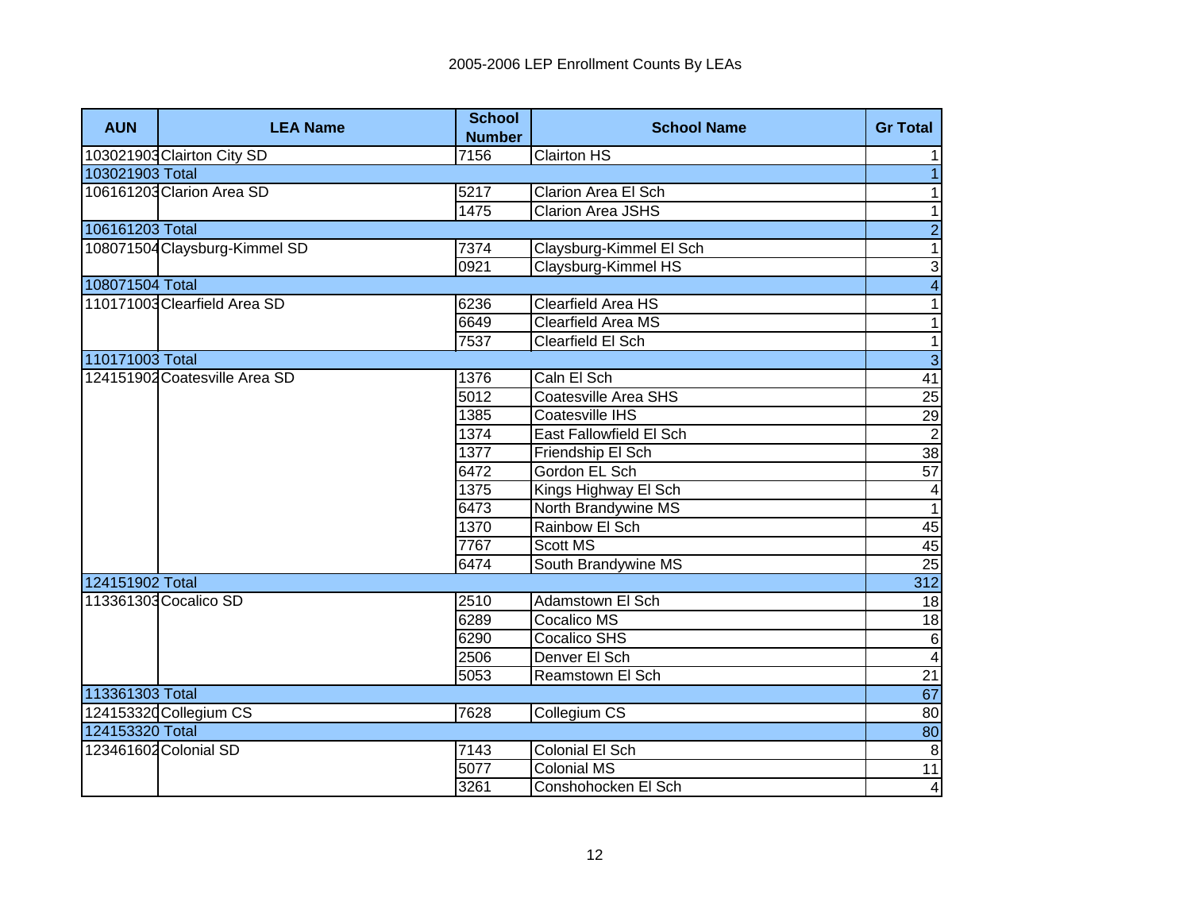2005-2006 LEP Enrollment Counts By LEAs

| AUN | LEA Name | School Number | School Name | Gr Total |
|---|---|---|---|---|
| 103021903 | Clairton City SD | 7156 | Clairton HS | 1 |
| 103021903 Total | | | | 1 |
| 106161203 | Clarion Area SD | 5217 | Clarion Area El Sch | 1 |
| | | 1475 | Clarion Area JSHS | 1 |
| 106161203 Total | | | | 2 |
| 108071504 | Claysburg-Kimmel SD | 7374 | Claysburg-Kimmel El Sch | 1 |
| | | 0921 | Claysburg-Kimmel HS | 3 |
| 108071504 Total | | | | 4 |
| 110171003 | Clearfield Area SD | 6236 | Clearfield Area HS | 1 |
| | | 6649 | Clearfield Area MS | 1 |
| | | 7537 | Clearfield El Sch | 1 |
| 110171003 Total | | | | 3 |
| 124151902 | Coatesville Area SD | 1376 | Caln El Sch | 41 |
| | | 5012 | Coatesville Area SHS | 25 |
| | | 1385 | Coatesville IHS | 29 |
| | | 1374 | East Fallowfield El Sch | 2 |
| | | 1377 | Friendship El Sch | 38 |
| | | 6472 | Gordon EL Sch | 57 |
| | | 1375 | Kings Highway El Sch | 4 |
| | | 6473 | North Brandywine MS | 1 |
| | | 1370 | Rainbow El Sch | 45 |
| | | 7767 | Scott MS | 45 |
| | | 6474 | South Brandywine MS | 25 |
| 124151902 Total | | | | 312 |
| 113361303 | Cocalico SD | 2510 | Adamstown El Sch | 18 |
| | | 6289 | Cocalico MS | 18 |
| | | 6290 | Cocalico SHS | 6 |
| | | 2506 | Denver El Sch | 4 |
| | | 5053 | Reamstown El Sch | 21 |
| 113361303 Total | | | | 67 |
| 124153320 | Collegium CS | 7628 | Collegium CS | 80 |
| 124153320 Total | | | | 80 |
| 123461602 | Colonial SD | 7143 | Colonial El Sch | 8 |
| | | 5077 | Colonial MS | 11 |
| | | 3261 | Conshohocken El Sch | 4 |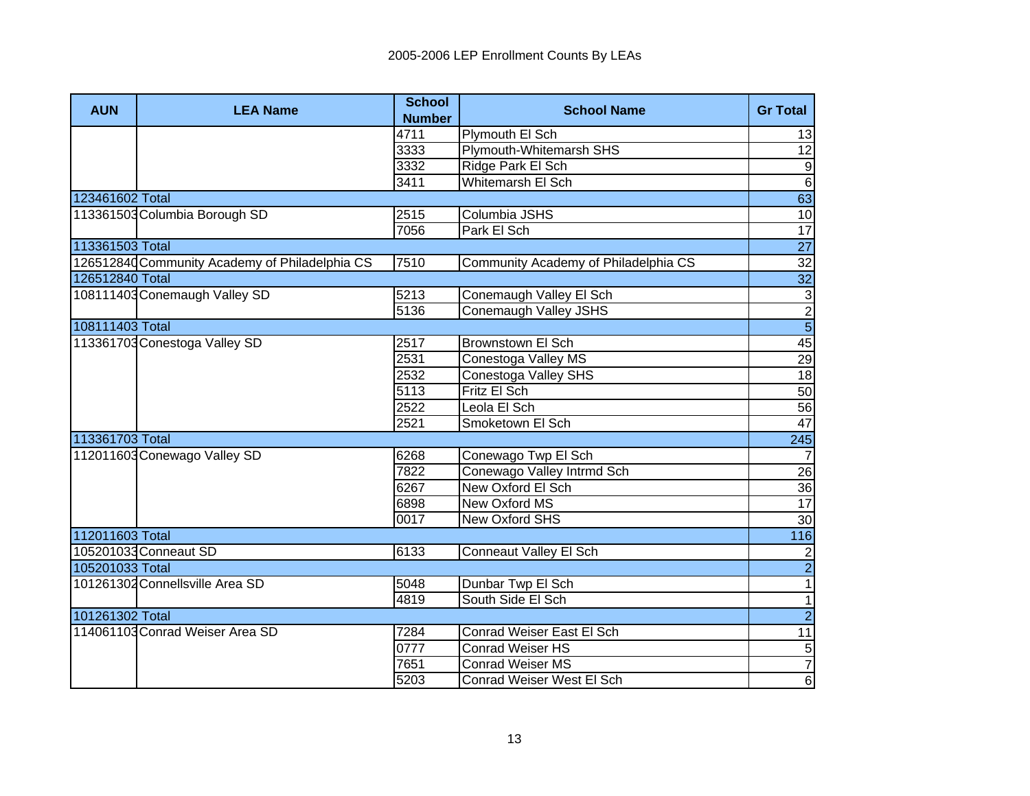## 2005-2006 LEP Enrollment Counts By LEAs

| AUN | LEA Name | School Number | School Name | Gr Total |
|---|---|---|---|---|
| | | 4711 | Plymouth El Sch | 13 |
| | | 3333 | Plymouth-Whitemarsh SHS | 12 |
| | | 3332 | Ridge Park El Sch | 9 |
| | | 3411 | Whitemarsh El Sch | 6 |
| 123461602 Total | | | | 63 |
| 113361503 | Columbia Borough SD | 2515 | Columbia JSHS | 10 |
| | | 7056 | Park El Sch | 17 |
| 113361503 Total | | | | 27 |
| 126512840 | Community Academy of Philadelphia CS | 7510 | Community Academy of Philadelphia CS | 32 |
| 126512840 Total | | | | 32 |
| 108111403 | Conemaugh Valley SD | 5213 | Conemaugh Valley El Sch | 3 |
| | | 5136 | Conemaugh Valley JSHS | 2 |
| 108111403 Total | | | | 5 |
| 113361703 | Conestoga Valley SD | 2517 | Brownstown El Sch | 45 |
| | | 2531 | Conestoga Valley MS | 29 |
| | | 2532 | Conestoga Valley SHS | 18 |
| | | 5113 | Fritz El Sch | 50 |
| | | 2522 | Leola El Sch | 56 |
| | | 2521 | Smoketown El Sch | 47 |
| 113361703 Total | | | | 245 |
| 112011603 | Conewago Valley SD | 6268 | Conewago Twp El Sch | 7 |
| | | 7822 | Conewago Valley Intrmd Sch | 26 |
| | | 6267 | New Oxford El Sch | 36 |
| | | 6898 | New Oxford MS | 17 |
| | | 0017 | New Oxford SHS | 30 |
| 112011603 Total | | | | 116 |
| 105201033 | Conneaut SD | 6133 | Conneaut Valley El Sch | 2 |
| 105201033 Total | | | | 2 |
| 101261302 | Connellsville Area SD | 5048 | Dunbar Twp El Sch | 1 |
| | | 4819 | South Side El Sch | 1 |
| 101261302 Total | | | | 2 |
| 114061103 | Conrad Weiser Area SD | 7284 | Conrad Weiser East El Sch | 11 |
| | | 0777 | Conrad Weiser HS | 5 |
| | | 7651 | Conrad Weiser MS | 7 |
| | | 5203 | Conrad Weiser West El Sch | 6 |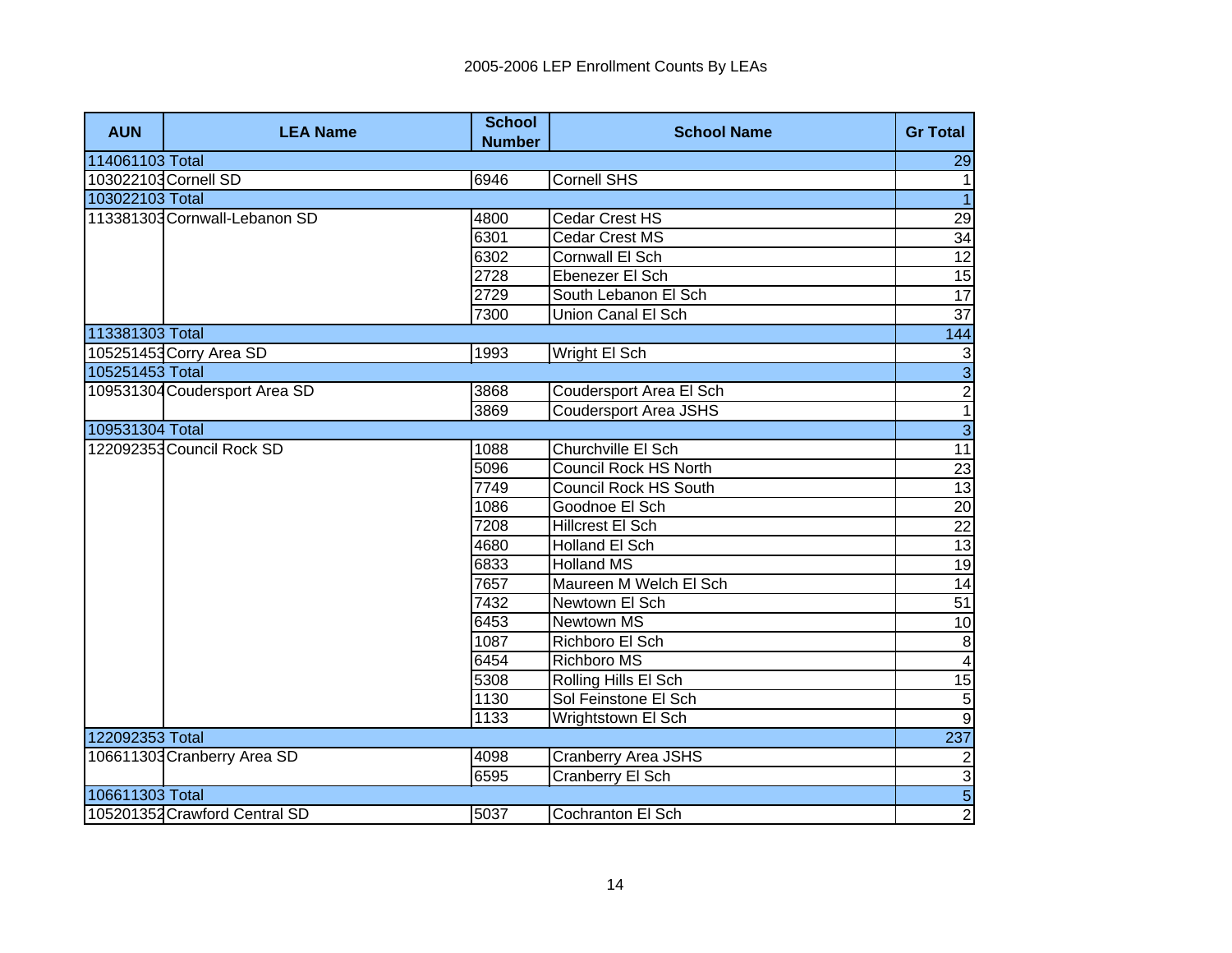2005-2006 LEP Enrollment Counts By LEAs

| AUN | LEA Name | School Number | School Name | Gr Total |
|---|---|---|---|---|
| 114061103 Total | | | | 29 |
| 103022103 | Cornell SD | 6946 | Cornell SHS | 1 |
| 103022103 Total | | | | 1 |
| 113381303 | Cornwall-Lebanon SD | 4800 | Cedar Crest HS | 29 |
| | | 6301 | Cedar Crest MS | 34 |
| | | 6302 | Cornwall El Sch | 12 |
| | | 2728 | Ebenezer El Sch | 15 |
| | | 2729 | South Lebanon El Sch | 17 |
| | | 7300 | Union Canal El Sch | 37 |
| 113381303 Total | | | | 144 |
| 105251453 | Corry Area SD | 1993 | Wright El Sch | 3 |
| 105251453 Total | | | | 3 |
| 109531304 | Coudersport Area SD | 3868 | Coudersport Area El Sch | 2 |
| | | 3869 | Coudersport Area JSHS | 1 |
| 109531304 Total | | | | 3 |
| 122092353 | Council Rock SD | 1088 | Churchville El Sch | 11 |
| | | 5096 | Council Rock HS North | 23 |
| | | 7749 | Council Rock HS South | 13 |
| | | 1086 | Goodnoe El Sch | 20 |
| | | 7208 | Hillcrest El Sch | 22 |
| | | 4680 | Holland El Sch | 13 |
| | | 6833 | Holland MS | 19 |
| | | 7657 | Maureen M Welch El Sch | 14 |
| | | 7432 | Newtown El Sch | 51 |
| | | 6453 | Newtown MS | 10 |
| | | 1087 | Richboro El Sch | 8 |
| | | 6454 | Richboro MS | 4 |
| | | 5308 | Rolling Hills El Sch | 15 |
| | | 1130 | Sol Feinstone El Sch | 5 |
| | | 1133 | Wrightstown El Sch | 9 |
| 122092353 Total | | | | 237 |
| 106611303 | Cranberry Area SD | 4098 | Cranberry Area JSHS | 2 |
| | | 6595 | Cranberry El Sch | 3 |
| 106611303 Total | | | | 5 |
| 105201352 | Crawford Central SD | 5037 | Cochranton El Sch | 2 |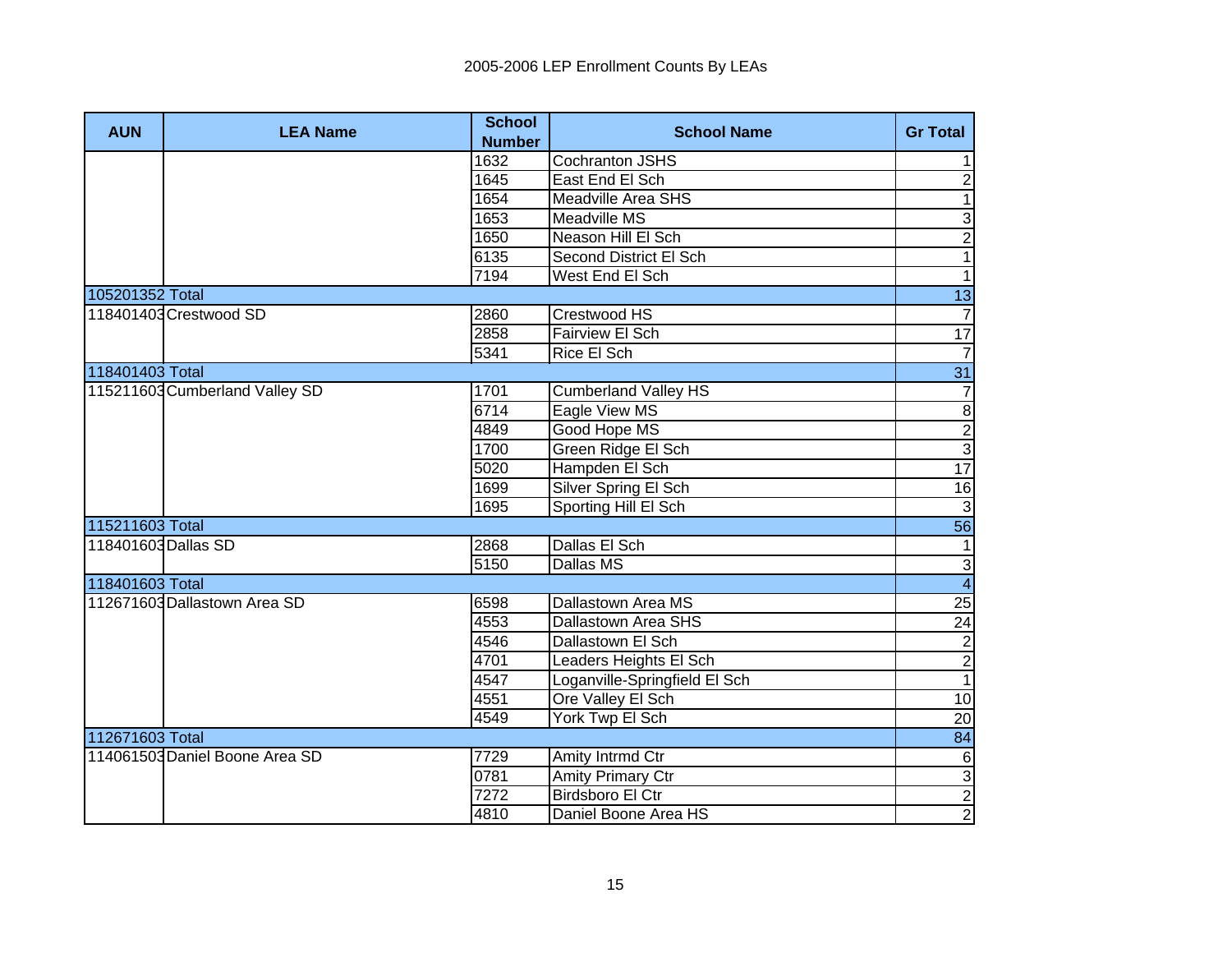2005-2006 LEP Enrollment Counts By LEAs

| AUN | LEA Name | School Number | School Name | Gr Total |
|---|---|---|---|---|
| | | 1632 | Cochranton JSHS | 1 |
| | | 1645 | East End El Sch | 2 |
| | | 1654 | Meadville Area SHS | 1 |
| | | 1653 | Meadville MS | 3 |
| | | 1650 | Neason Hill El Sch | 2 |
| | | 6135 | Second District El Sch | 1 |
| | | 7194 | West End El Sch | 1 |
| 105201352 Total | | | | 13 |
| 118401403 | Crestwood SD | 2860 | Crestwood HS | 7 |
| | | 2858 | Fairview El Sch | 17 |
| | | 5341 | Rice El Sch | 7 |
| 118401403 Total | | | | 31 |
| 115211603 | Cumberland Valley SD | 1701 | Cumberland Valley HS | 7 |
| | | 6714 | Eagle View MS | 8 |
| | | 4849 | Good Hope MS | 2 |
| | | 1700 | Green Ridge El Sch | 3 |
| | | 5020 | Hampden El Sch | 17 |
| | | 1699 | Silver Spring El Sch | 16 |
| | | 1695 | Sporting Hill El Sch | 3 |
| 115211603 Total | | | | 56 |
| 118401603 | Dallas SD | 2868 | Dallas El Sch | 1 |
| | | 5150 | Dallas MS | 3 |
| 118401603 Total | | | | 4 |
| 112671603 | Dallastown Area SD | 6598 | Dallastown Area MS | 25 |
| | | 4553 | Dallastown Area SHS | 24 |
| | | 4546 | Dallastown El Sch | 2 |
| | | 4701 | Leaders Heights El Sch | 2 |
| | | 4547 | Loganville-Springfield El Sch | 1 |
| | | 4551 | Ore Valley El Sch | 10 |
| | | 4549 | York Twp El Sch | 20 |
| 112671603 Total | | | | 84 |
| 114061503 | Daniel Boone Area SD | 7729 | Amity Intrmd Ctr | 6 |
| | | 0781 | Amity Primary Ctr | 3 |
| | | 7272 | Birdsboro El Ctr | 2 |
| | | 4810 | Daniel Boone Area HS | 2 |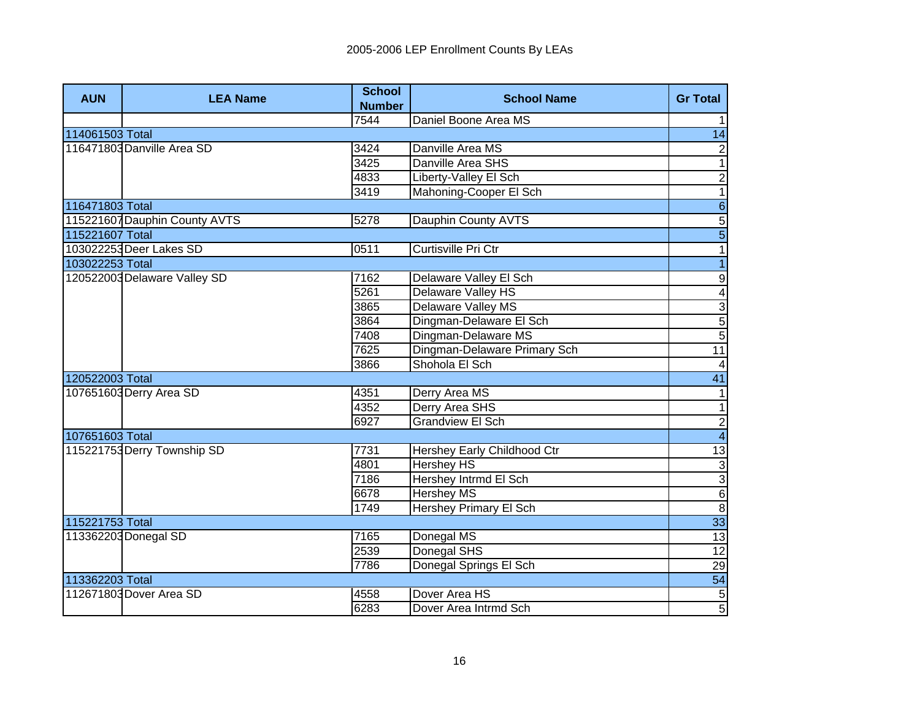2005-2006 LEP Enrollment Counts By LEAs

| AUN | LEA Name | School Number | School Name | Gr Total |
|---|---|---|---|---|
| | | 7544 | Daniel Boone Area MS | 1 |
| 114061503 Total | | | | 14 |
| 116471803 | Danville Area SD | 3424 | Danville Area MS | 2 |
| | | 3425 | Danville Area SHS | 1 |
| | | 4833 | Liberty-Valley El Sch | 2 |
| | | 3419 | Mahoning-Cooper El Sch | 1 |
| 116471803 Total | | | | 6 |
| 115221607 | Dauphin County AVTS | 5278 | Dauphin County AVTS | 5 |
| 115221607 Total | | | | 5 |
| 103022253 | Deer Lakes SD | 0511 | Curtisville Pri Ctr | 1 |
| 103022253 Total | | | | 1 |
| 120522003 | Delaware Valley SD | 7162 | Delaware Valley El Sch | 9 |
| | | 5261 | Delaware Valley HS | 4 |
| | | 3865 | Delaware Valley MS | 3 |
| | | 3864 | Dingman-Delaware El Sch | 5 |
| | | 7408 | Dingman-Delaware MS | 5 |
| | | 7625 | Dingman-Delaware Primary Sch | 11 |
| | | 3866 | Shohola El Sch | 4 |
| 120522003 Total | | | | 41 |
| 107651603 | Derry Area SD | 4351 | Derry Area MS | 1 |
| | | 4352 | Derry Area SHS | 1 |
| | | 6927 | Grandview El Sch | 2 |
| 107651603 Total | | | | 4 |
| 115221753 | Derry Township SD | 7731 | Hershey Early Childhood Ctr | 13 |
| | | 4801 | Hershey HS | 3 |
| | | 7186 | Hershey Intrmd El Sch | 3 |
| | | 6678 | Hershey MS | 6 |
| | | 1749 | Hershey Primary El Sch | 8 |
| 115221753 Total | | | | 33 |
| 113362203 | Donegal SD | 7165 | Donegal MS | 13 |
| | | 2539 | Donegal SHS | 12 |
| | | 7786 | Donegal Springs El Sch | 29 |
| 113362203 Total | | | | 54 |
| 112671803 | Dover Area SD | 4558 | Dover Area HS | 5 |
| | | 6283 | Dover Area Intrmd Sch | 5 |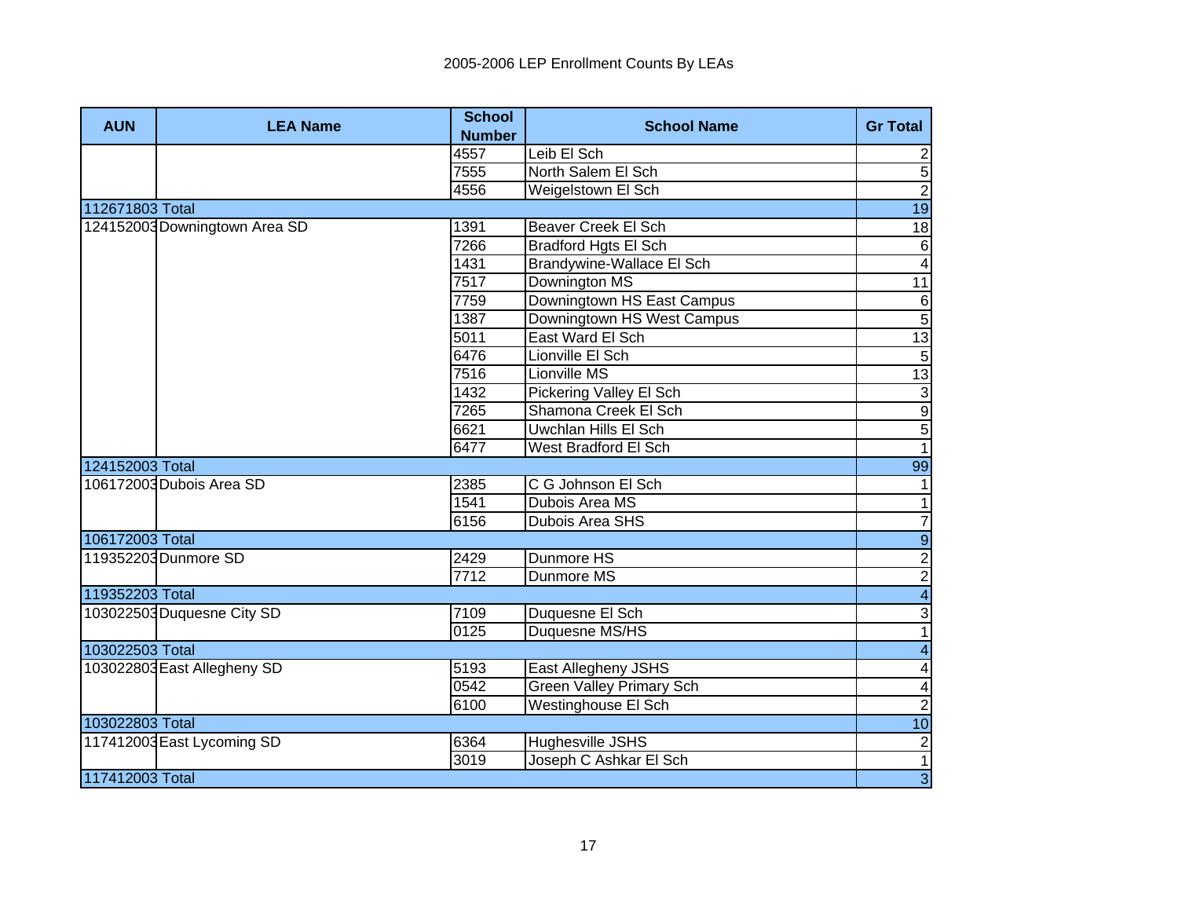2005-2006 LEP Enrollment Counts By LEAs

| AUN | LEA Name | School Number | School Name | Gr Total |
|---|---|---|---|---|
| | | 4557 | Leib El Sch | 2 |
| | | 7555 | North Salem El Sch | 5 |
| | | 4556 | Weigelstown El Sch | 2 |
| 112671803 Total | | | | 19 |
| 124152003 | Downingtown Area SD | 1391 | Beaver Creek El Sch | 18 |
| | | 7266 | Bradford Hgts El Sch | 6 |
| | | 1431 | Brandywine-Wallace El Sch | 4 |
| | | 7517 | Downington MS | 11 |
| | | 7759 | Downingtown HS East Campus | 6 |
| | | 1387 | Downingtown HS West Campus | 5 |
| | | 5011 | East Ward El Sch | 13 |
| | | 6476 | Lionville El Sch | 5 |
| | | 7516 | Lionville MS | 13 |
| | | 1432 | Pickering Valley El Sch | 3 |
| | | 7265 | Shamona Creek El Sch | 9 |
| | | 6621 | Uwchlan Hills El Sch | 5 |
| | | 6477 | West Bradford El Sch | 1 |
| 124152003 Total | | | | 99 |
| 106172003 | Dubois Area SD | 2385 | C G Johnson El Sch | 1 |
| | | 1541 | Dubois Area MS | 1 |
| | | 6156 | Dubois Area SHS | 7 |
| 106172003 Total | | | | 9 |
| 119352203 | Dunmore SD | 2429 | Dunmore HS | 2 |
| | | 7712 | Dunmore MS | 2 |
| 119352203 Total | | | | 4 |
| 103022503 | Duquesne City SD | 7109 | Duquesne El Sch | 3 |
| | | 0125 | Duquesne MS/HS | 1 |
| 103022503 Total | | | | 4 |
| 103022803 | East Allegheny SD | 5193 | East Allegheny JSHS | 4 |
| | | 0542 | Green Valley Primary Sch | 4 |
| | | 6100 | Westinghouse El Sch | 2 |
| 103022803 Total | | | | 10 |
| 117412003 | East Lycoming SD | 6364 | Hughesville JSHS | 2 |
| | | 3019 | Joseph C Ashkar El Sch | 1 |
| 117412003 Total | | | | 3 |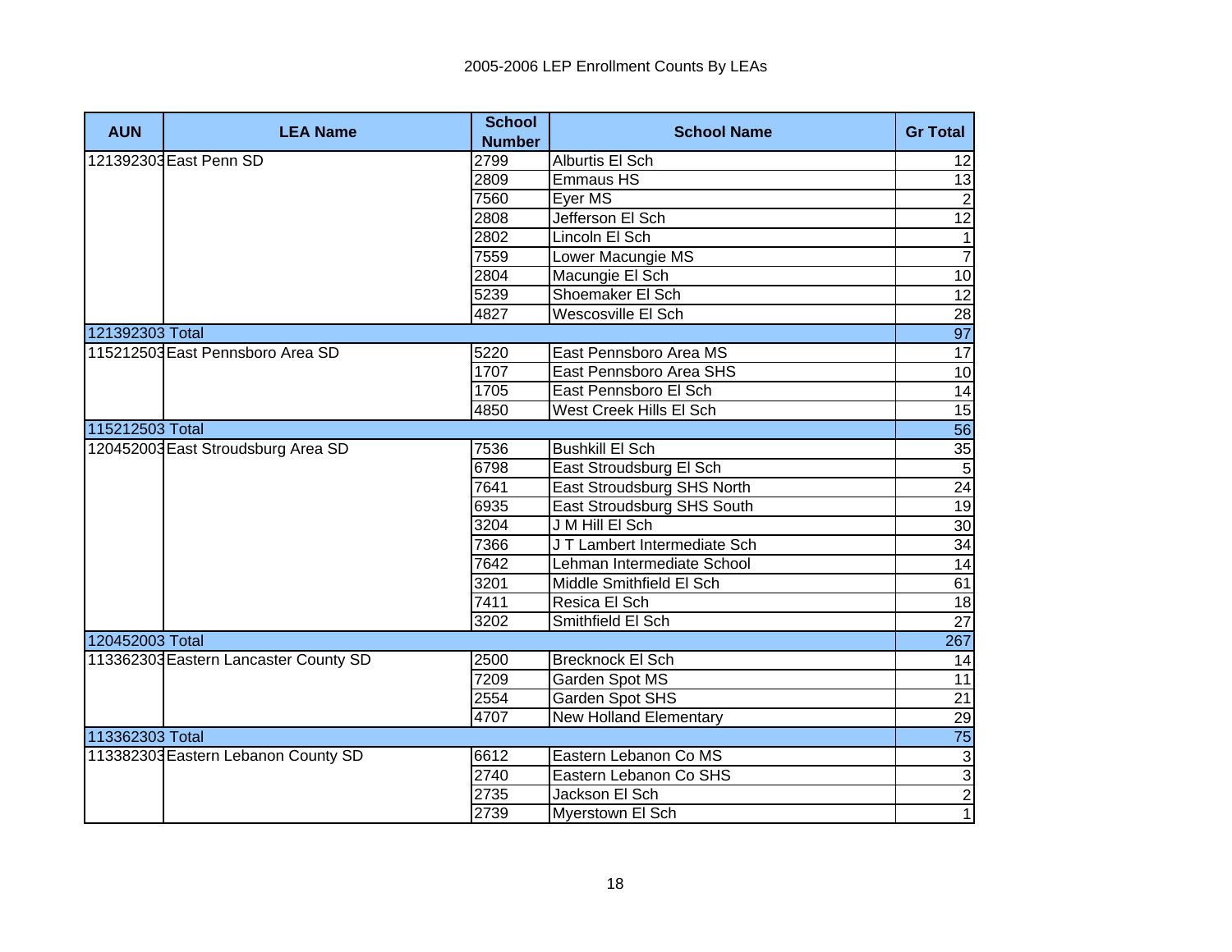2005-2006 LEP Enrollment Counts By LEAs

| AUN | LEA Name | School Number | School Name | Gr Total |
|---|---|---|---|---|
| 121392303 | East Penn SD | 2799 | Alburtis El Sch | 12 |
| | | 2809 | Emmaus HS | 13 |
| | | 7560 | Eyer MS | 2 |
| | | 2808 | Jefferson El Sch | 12 |
| | | 2802 | Lincoln El Sch | 1 |
| | | 7559 | Lower Macungie MS | 7 |
| | | 2804 | Macungie El Sch | 10 |
| | | 5239 | Shoemaker El Sch | 12 |
| | | 4827 | Wescosville El Sch | 28 |
| 121392303 Total | | | | 97 |
| 115212503 | East Pennsboro Area SD | 5220 | East Pennsboro Area MS | 17 |
| | | 1707 | East Pennsboro Area SHS | 10 |
| | | 1705 | East Pennsboro El Sch | 14 |
| | | 4850 | West Creek Hills El Sch | 15 |
| 115212503 Total | | | | 56 |
| 120452003 | East Stroudsburg Area SD | 7536 | Bushkill El Sch | 35 |
| | | 6798 | East Stroudsburg El Sch | 5 |
| | | 7641 | East Stroudsburg SHS North | 24 |
| | | 6935 | East Stroudsburg SHS South | 19 |
| | | 3204 | J M Hill El Sch | 30 |
| | | 7366 | J T Lambert Intermediate Sch | 34 |
| | | 7642 | Lehman Intermediate School | 14 |
| | | 3201 | Middle Smithfield El Sch | 61 |
| | | 7411 | Resica El Sch | 18 |
| | | 3202 | Smithfield El Sch | 27 |
| 120452003 Total | | | | 267 |
| 113362303 | Eastern Lancaster County SD | 2500 | Brecknock El Sch | 14 |
| | | 7209 | Garden Spot MS | 11 |
| | | 2554 | Garden Spot SHS | 21 |
| | | 4707 | New Holland Elementary | 29 |
| 113362303 Total | | | | 75 |
| 113382303 | Eastern Lebanon County SD | 6612 | Eastern Lebanon Co MS | 3 |
| | | 2740 | Eastern Lebanon Co SHS | 3 |
| | | 2735 | Jackson El Sch | 2 |
| | | 2739 | Myerstown El Sch | 1 |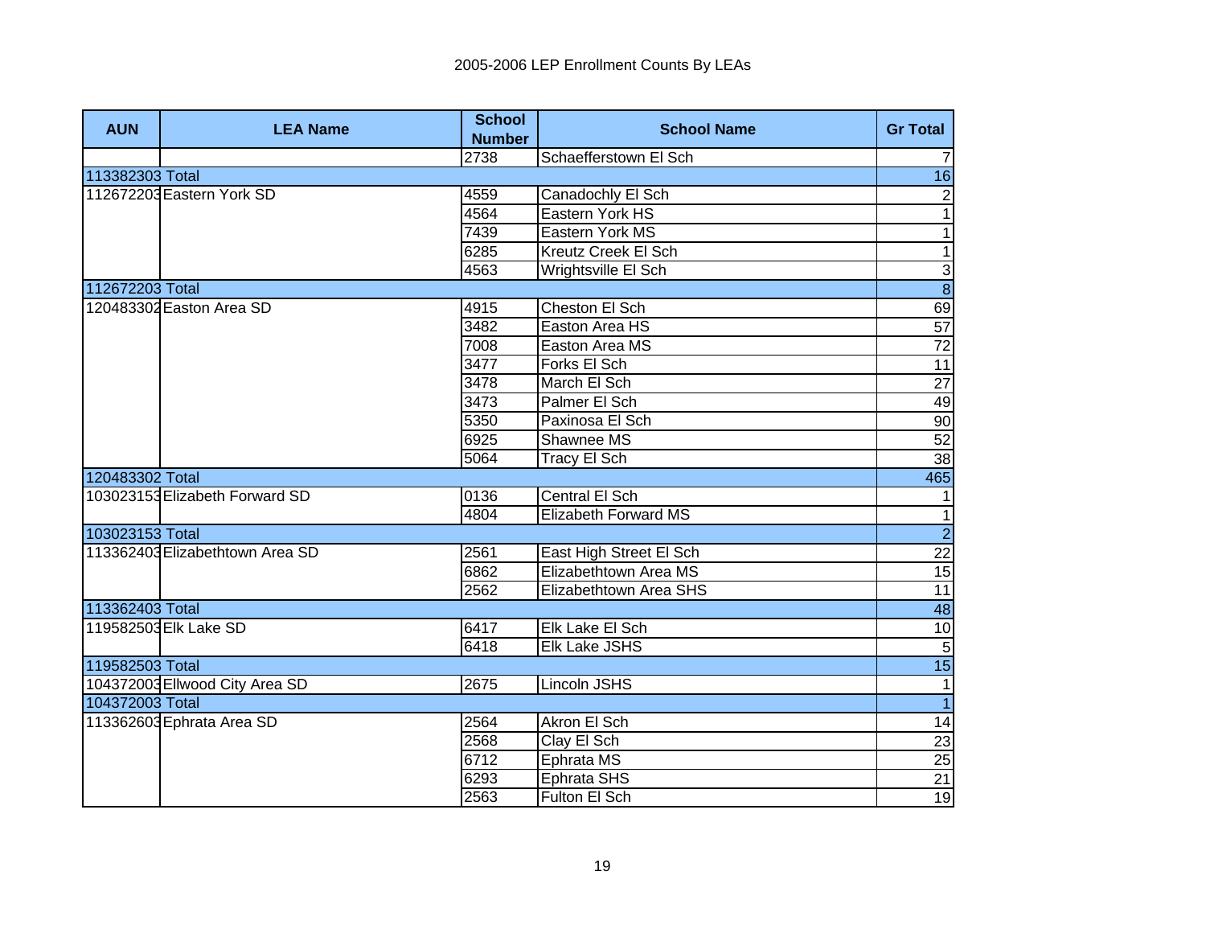2005-2006 LEP Enrollment Counts By LEAs

| AUN | LEA Name | School Number | School Name | Gr Total |
|---|---|---|---|---|
| | | 2738 | Schaefferstown El Sch | 7 |
| 113382303 Total | | | | 16 |
| 112672203 | Eastern York SD | 4559 | Canadochly El Sch | 2 |
| | | 4564 | Eastern York HS | 1 |
| | | 7439 | Eastern York MS | 1 |
| | | 6285 | Kreutz Creek El Sch | 1 |
| | | 4563 | Wrightsville El Sch | 3 |
| 112672203 Total | | | | 8 |
| 120483302 | Easton Area SD | 4915 | Cheston El Sch | 69 |
| | | 3482 | Easton Area HS | 57 |
| | | 7008 | Easton Area MS | 72 |
| | | 3477 | Forks El Sch | 11 |
| | | 3478 | March El Sch | 27 |
| | | 3473 | Palmer El Sch | 49 |
| | | 5350 | Paxinosa El Sch | 90 |
| | | 6925 | Shawnee MS | 52 |
| | | 5064 | Tracy El Sch | 38 |
| 120483302 Total | | | | 465 |
| 103023153 | Elizabeth Forward SD | 0136 | Central El Sch | 1 |
| | | 4804 | Elizabeth Forward MS | 1 |
| 103023153 Total | | | | 2 |
| 113362403 | Elizabethtown Area SD | 2561 | East High Street El Sch | 22 |
| | | 6862 | Elizabethtown Area MS | 15 |
| | | 2562 | Elizabethtown Area SHS | 11 |
| 113362403 Total | | | | 48 |
| 119582503 | Elk Lake SD | 6417 | Elk Lake El Sch | 10 |
| | | 6418 | Elk Lake JSHS | 5 |
| 119582503 Total | | | | 15 |
| 104372003 | Ellwood City Area SD | 2675 | Lincoln JSHS | 1 |
| 104372003 Total | | | | 1 |
| 113362603 | Ephrata Area SD | 2564 | Akron El Sch | 14 |
| | | 2568 | Clay El Sch | 23 |
| | | 6712 | Ephrata MS | 25 |
| | | 6293 | Ephrata SHS | 21 |
| | | 2563 | Fulton El Sch | 19 |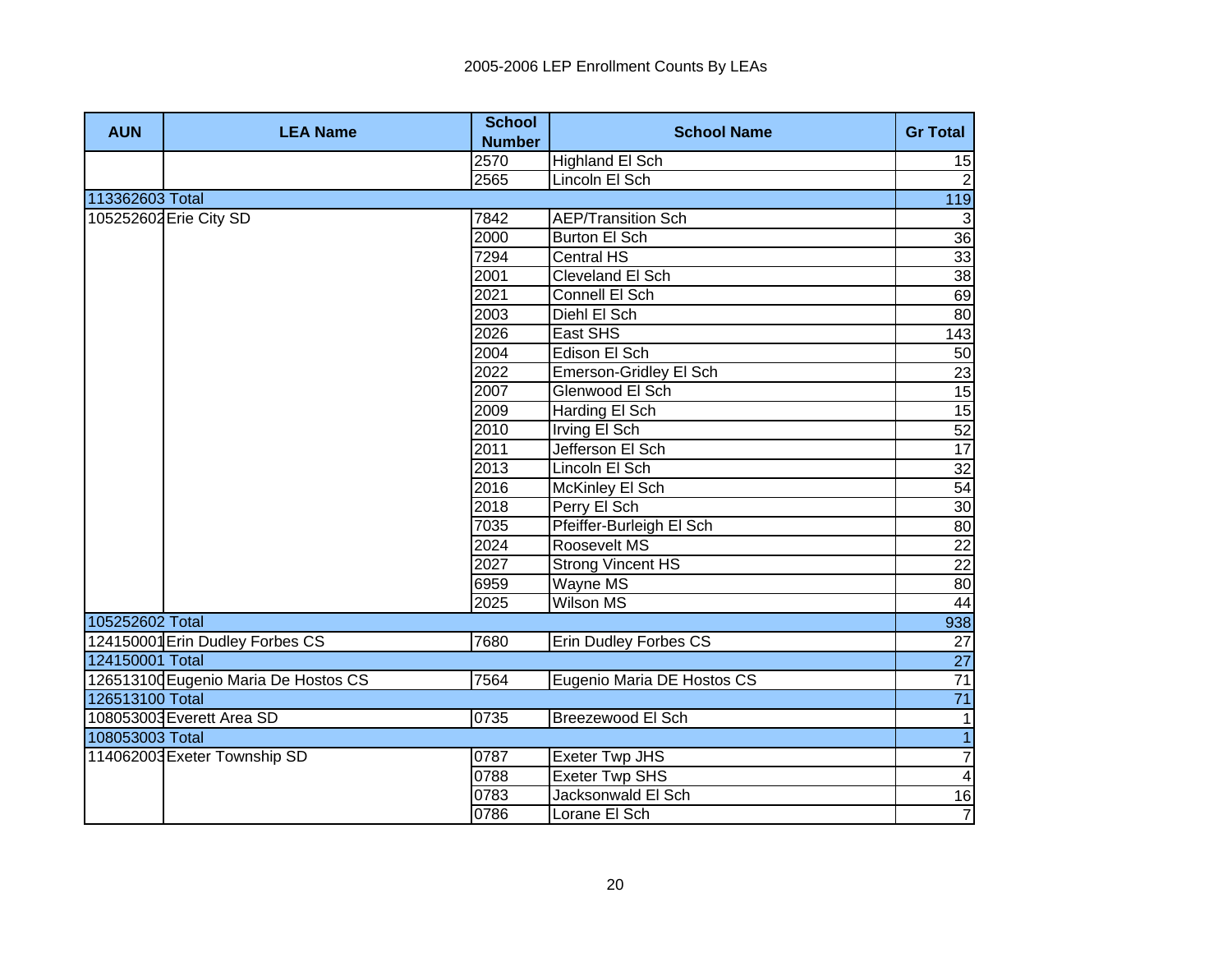2005-2006 LEP Enrollment Counts By LEAs

| AUN | LEA Name | School Number | School Name | Gr Total |
|---|---|---|---|---|
| | | 2570 | Highland El Sch | 15 |
| | | 2565 | Lincoln El Sch | 2 |
| 113362603 Total | | | | 119 |
| 105252602 | Erie City SD | 7842 | AEP/Transition Sch | 3 |
| | | 2000 | Burton El Sch | 36 |
| | | 7294 | Central HS | 33 |
| | | 2001 | Cleveland El Sch | 38 |
| | | 2021 | Connell El Sch | 69 |
| | | 2003 | Diehl El Sch | 80 |
| | | 2026 | East SHS | 143 |
| | | 2004 | Edison El Sch | 50 |
| | | 2022 | Emerson-Gridley El Sch | 23 |
| | | 2007 | Glenwood El Sch | 15 |
| | | 2009 | Harding El Sch | 15 |
| | | 2010 | Irving El Sch | 52 |
| | | 2011 | Jefferson El Sch | 17 |
| | | 2013 | Lincoln El Sch | 32 |
| | | 2016 | McKinley El Sch | 54 |
| | | 2018 | Perry El Sch | 30 |
| | | 7035 | Pfeiffer-Burleigh El Sch | 80 |
| | | 2024 | Roosevelt MS | 22 |
| | | 2027 | Strong Vincent HS | 22 |
| | | 6959 | Wayne MS | 80 |
| | | 2025 | Wilson MS | 44 |
| 105252602 Total | | | | 938 |
| 124150001 | Erin Dudley Forbes CS | 7680 | Erin Dudley Forbes CS | 27 |
| 124150001 Total | | | | 27 |
| 126513100 | Eugenio Maria De Hostos CS | 7564 | Eugenio Maria DE Hostos CS | 71 |
| 126513100 Total | | | | 71 |
| 108053003 | Everett Area SD | 0735 | Breezewood El Sch | 1 |
| 108053003 Total | | | | 1 |
| 114062003 | Exeter Township SD | 0787 | Exeter Twp JHS | 7 |
| | | 0788 | Exeter Twp SHS | 4 |
| | | 0783 | Jacksonwald El Sch | 16 |
| | | 0786 | Lorane El Sch | 7 |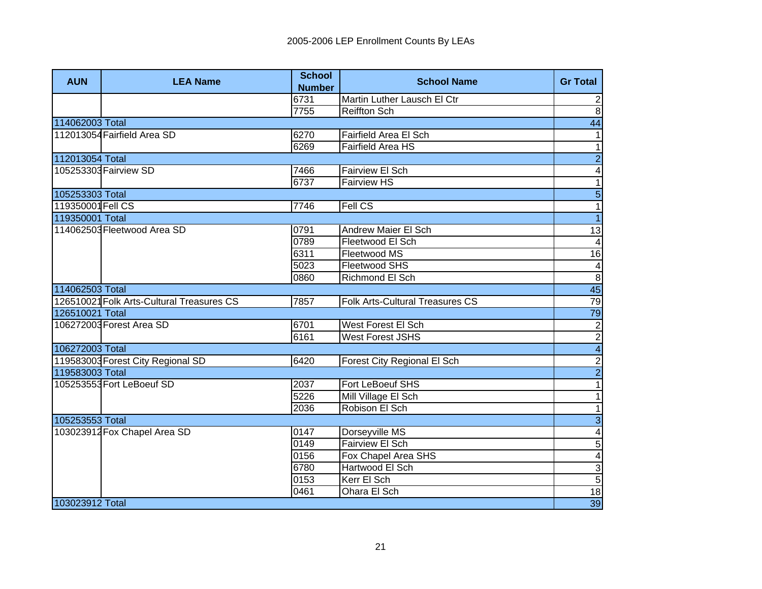# 2005-2006 LEP Enrollment Counts By LEAs

| AUN | LEA Name | School Number | School Name | Gr Total |
|---|---|---|---|---|
| | | 6731 | Martin Luther Lausch El Ctr | 2 |
| | | 7755 | Reiffton Sch | 8 |
| 114062003 Total | | | | 44 |
| 112013054 | Fairfield Area SD | 6270 | Fairfield Area El Sch | 1 |
| | | 6269 | Fairfield Area HS | 1 |
| 112013054 Total | | | | 2 |
| 105253303 | Fairview SD | 7466 | Fairview El Sch | 4 |
| | | 6737 | Fairview HS | 1 |
| 105253303 Total | | | | 5 |
| 119350001 | Fell CS | 7746 | Fell CS | 1 |
| 119350001 Total | | | | 1 |
| 114062503 | Fleetwood Area SD | 0791 | Andrew Maier El Sch | 13 |
| | | 0789 | Fleetwood El Sch | 4 |
| | | 6311 | Fleetwood MS | 16 |
| | | 5023 | Fleetwood SHS | 4 |
| | | 0860 | Richmond El Sch | 8 |
| 114062503 Total | | | | 45 |
| 126510021 | Folk Arts-Cultural Treasures CS | 7857 | Folk Arts-Cultural Treasures CS | 79 |
| 126510021 Total | | | | 79 |
| 106272003 | Forest Area SD | 6701 | West Forest El Sch | 2 |
| | | 6161 | West Forest JSHS | 2 |
| 106272003 Total | | | | 4 |
| 119583003 | Forest City Regional SD | 6420 | Forest City Regional El Sch | 2 |
| 119583003 Total | | | | 2 |
| 105253553 | Fort LeBoeuf SD | 2037 | Fort LeBoeuf SHS | 1 |
| | | 5226 | Mill Village El Sch | 1 |
| | | 2036 | Robison El Sch | 1 |
| 105253553 Total | | | | 3 |
| 103023912 | Fox Chapel Area SD | 0147 | Dorseyville MS | 4 |
| | | 0149 | Fairview El Sch | 5 |
| | | 0156 | Fox Chapel Area SHS | 4 |
| | | 6780 | Hartwood El Sch | 3 |
| | | 0153 | Kerr El Sch | 5 |
| | | 0461 | Ohara El Sch | 18 |
| 103023912 Total | | | | 39 |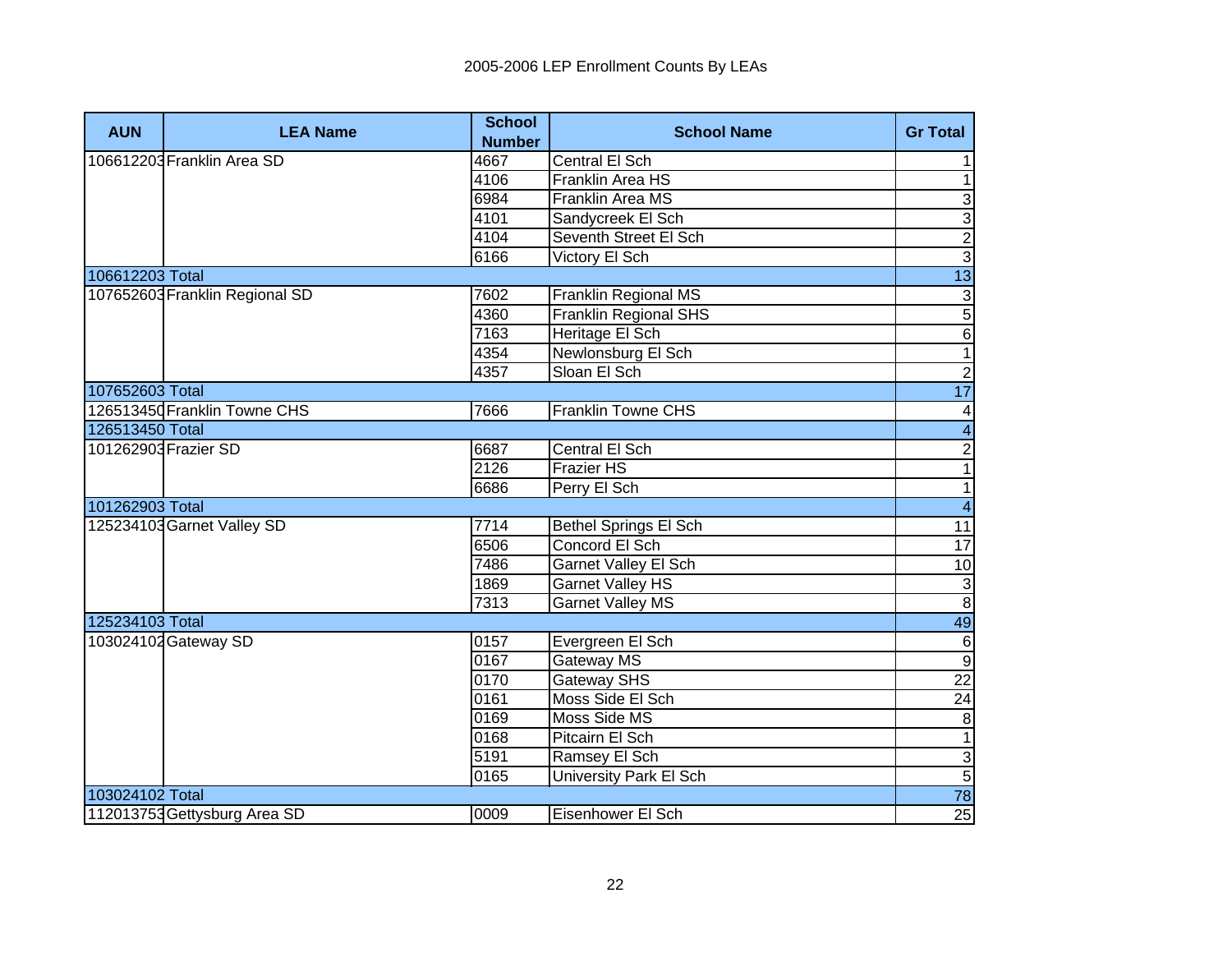2005-2006 LEP Enrollment Counts By LEAs

| AUN | LEA Name | School Number | School Name | Gr Total |
|---|---|---|---|---|
| 106612203 | Franklin Area SD | 4667 | Central El Sch | 1 |
| | | 4106 | Franklin Area HS | 1 |
| | | 6984 | Franklin Area MS | 3 |
| | | 4101 | Sandycreek El Sch | 3 |
| | | 4104 | Seventh Street El Sch | 2 |
| | | 6166 | Victory El Sch | 3 |
| 106612203 Total | | | | 13 |
| 107652603 | Franklin Regional SD | 7602 | Franklin Regional MS | 3 |
| | | 4360 | Franklin Regional SHS | 5 |
| | | 7163 | Heritage El Sch | 6 |
| | | 4354 | Newlonsburg El Sch | 1 |
| | | 4357 | Sloan El Sch | 2 |
| 107652603 Total | | | | 17 |
| 126513450 | Franklin Towne CHS | 7666 | Franklin Towne CHS | 4 |
| 126513450 Total | | | | 4 |
| 101262903 | Frazier SD | 6687 | Central El Sch | 2 |
| | | 2126 | Frazier HS | 1 |
| | | 6686 | Perry El Sch | 1 |
| 101262903 Total | | | | 4 |
| 125234103 | Garnet Valley SD | 7714 | Bethel Springs El Sch | 11 |
| | | 6506 | Concord El Sch | 17 |
| | | 7486 | Garnet Valley El Sch | 10 |
| | | 1869 | Garnet Valley HS | 3 |
| | | 7313 | Garnet Valley MS | 8 |
| 125234103 Total | | | | 49 |
| 103024102 | Gateway SD | 0157 | Evergreen El Sch | 6 |
| | | 0167 | Gateway MS | 9 |
| | | 0170 | Gateway SHS | 22 |
| | | 0161 | Moss Side El Sch | 24 |
| | | 0169 | Moss Side MS | 8 |
| | | 0168 | Pitcairn El Sch | 1 |
| | | 5191 | Ramsey El Sch | 3 |
| | | 0165 | University Park El Sch | 5 |
| 103024102 Total | | | | 78 |
| 112013753 | Gettysburg Area SD | 0009 | Eisenhower El Sch | 25 |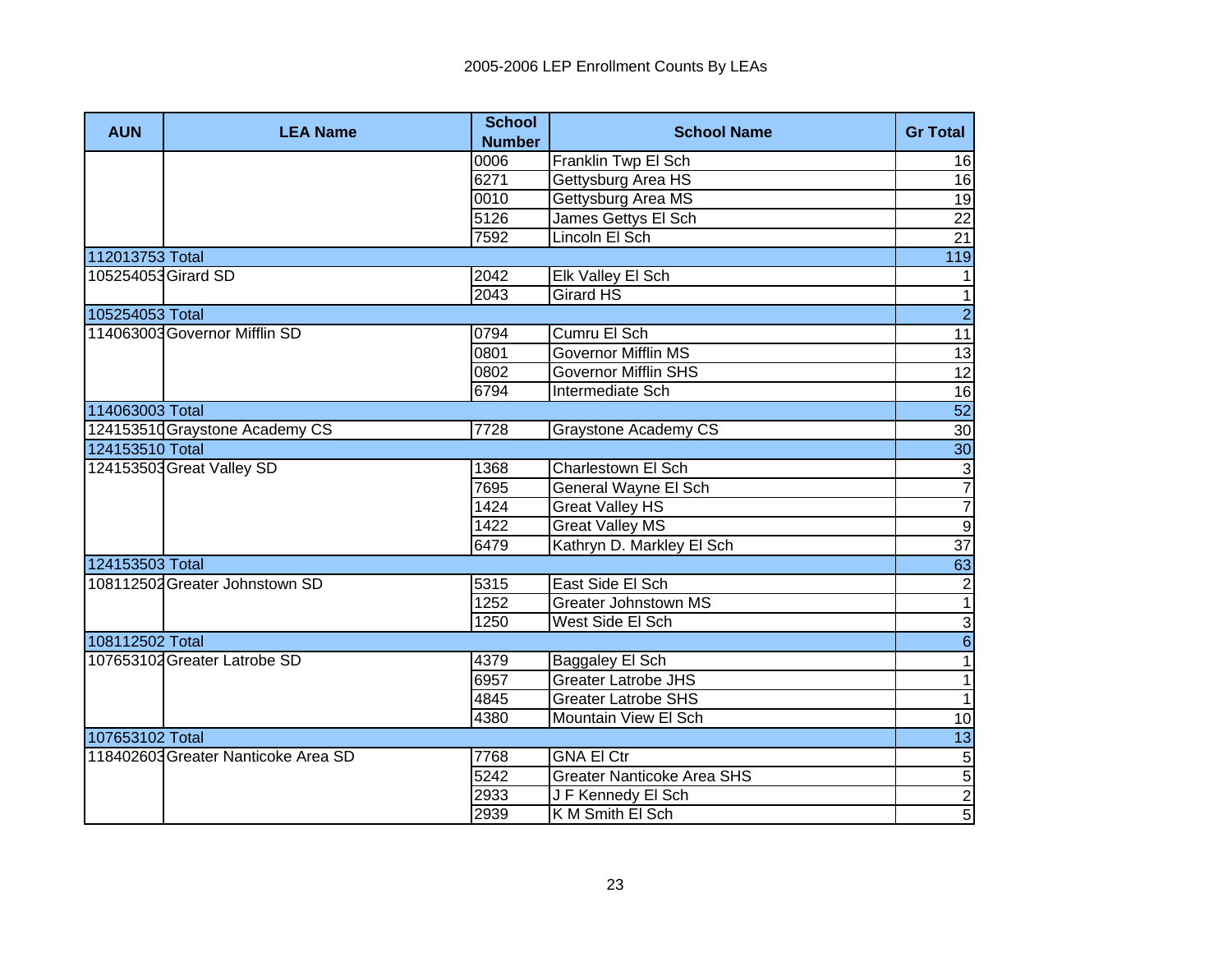2005-2006 LEP Enrollment Counts By LEAs

| AUN | LEA Name | School Number | School Name | Gr Total |
|---|---|---|---|---|
| | | 0006 | Franklin Twp El Sch | 16 |
| | | 6271 | Gettysburg Area HS | 16 |
| | | 0010 | Gettysburg Area MS | 19 |
| | | 5126 | James Gettys El Sch | 22 |
| | | 7592 | Lincoln El Sch | 21 |
| 112013753 Total | | | | 119 |
| 105254053 | Girard SD | 2042 | Elk Valley El Sch | 1 |
| | | 2043 | Girard HS | 1 |
| 105254053 Total | | | | 2 |
| 114063003 | Governor Mifflin SD | 0794 | Cumru El Sch | 11 |
| | | 0801 | Governor Mifflin MS | 13 |
| | | 0802 | Governor Mifflin SHS | 12 |
| | | 6794 | Intermediate Sch | 16 |
| 114063003 Total | | | | 52 |
| 124153510 | Graystone Academy CS | 7728 | Graystone Academy CS | 30 |
| 124153510 Total | | | | 30 |
| 124153503 | Great Valley SD | 1368 | Charlestown El Sch | 3 |
| | | 7695 | General Wayne El Sch | 7 |
| | | 1424 | Great Valley HS | 7 |
| | | 1422 | Great Valley MS | 9 |
| | | 6479 | Kathryn D. Markley El Sch | 37 |
| 124153503 Total | | | | 63 |
| 108112502 | Greater Johnstown SD | 5315 | East Side El Sch | 2 |
| | | 1252 | Greater Johnstown MS | 1 |
| | | 1250 | West Side El Sch | 3 |
| 108112502 Total | | | | 6 |
| 107653102 | Greater Latrobe SD | 4379 | Baggaley El Sch | 1 |
| | | 6957 | Greater Latrobe JHS | 1 |
| | | 4845 | Greater Latrobe SHS | 1 |
| | | 4380 | Mountain View El Sch | 10 |
| 107653102 Total | | | | 13 |
| 118402603 | Greater Nanticoke Area SD | 7768 | GNA El Ctr | 5 |
| | | 5242 | Greater Nanticoke Area SHS | 5 |
| | | 2933 | J F Kennedy El Sch | 2 |
| | | 2939 | K M Smith El Sch | 5 |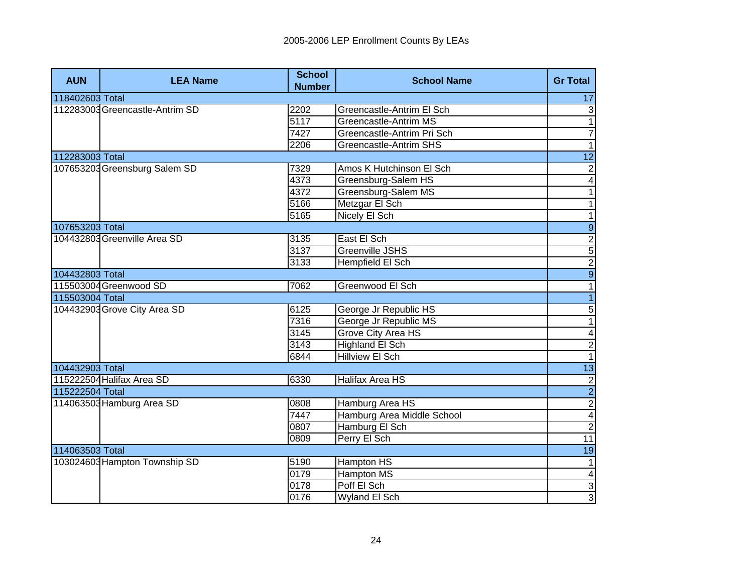2005-2006 LEP Enrollment Counts By LEAs

| AUN | LEA Name | School Number | School Name | Gr Total |
|---|---|---|---|---|
| 118402603 Total | | | | 17 |
| 112283003 | Greencastle-Antrim SD | 2202 | Greencastle-Antrim El Sch | 3 |
| | | 5117 | Greencastle-Antrim MS | 1 |
| | | 7427 | Greencastle-Antrim Pri Sch | 7 |
| | | 2206 | Greencastle-Antrim SHS | 1 |
| 112283003 Total | | | | 12 |
| 107653203 | Greensburg Salem SD | 7329 | Amos K Hutchinson El Sch | 2 |
| | | 4373 | Greensburg-Salem HS | 4 |
| | | 4372 | Greensburg-Salem MS | 1 |
| | | 5166 | Metzgar El Sch | 1 |
| | | 5165 | Nicely El Sch | 1 |
| 107653203 Total | | | | 9 |
| 104432803 | Greenville Area SD | 3135 | East El Sch | 2 |
| | | 3137 | Greenville JSHS | 5 |
| | | 3133 | Hempfield El Sch | 2 |
| 104432803 Total | | | | 9 |
| 115503004 | Greenwood SD | 7062 | Greenwood El Sch | 1 |
| 115503004 Total | | | | 1 |
| 104432903 | Grove City Area SD | 6125 | George Jr Republic HS | 5 |
| | | 7316 | George Jr Republic MS | 1 |
| | | 3145 | Grove City Area HS | 4 |
| | | 3143 | Highland El Sch | 2 |
| | | 6844 | Hillview El Sch | 1 |
| 104432903 Total | | | | 13 |
| 115222504 | Halifax Area SD | 6330 | Halifax Area HS | 2 |
| 115222504 Total | | | | 2 |
| 114063503 | Hamburg Area SD | 0808 | Hamburg Area HS | 2 |
| | | 7447 | Hamburg Area Middle School | 4 |
| | | 0807 | Hamburg El Sch | 2 |
| | | 0809 | Perry El Sch | 11 |
| 114063503 Total | | | | 19 |
| 103024603 | Hampton Township SD | 5190 | Hampton HS | 1 |
| | | 0179 | Hampton MS | 4 |
| | | 0178 | Poff El Sch | 3 |
| | | 0176 | Wyland El Sch | 3 |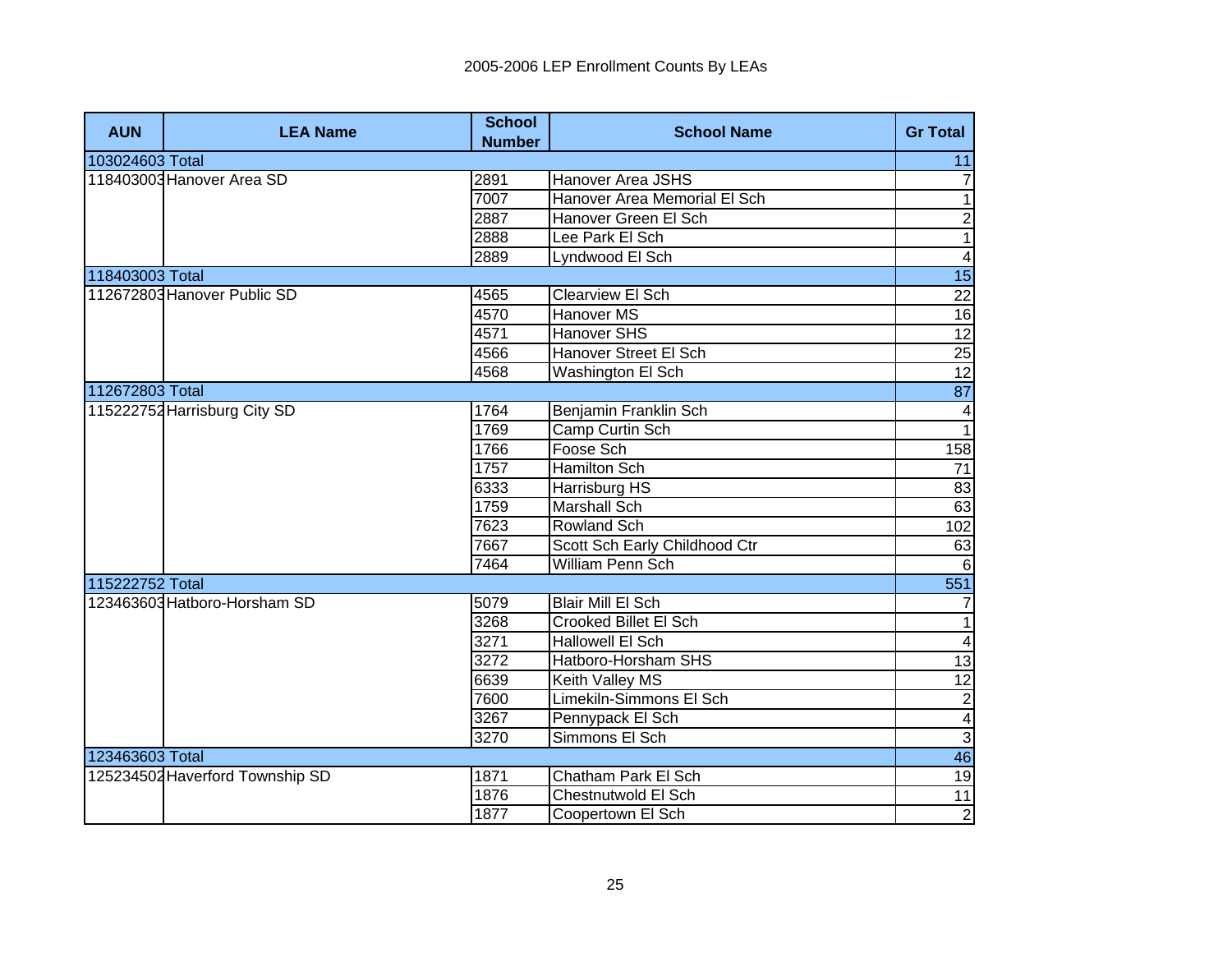2005-2006 LEP Enrollment Counts By LEAs

| AUN | LEA Name | School Number | School Name | Gr Total |
|---|---|---|---|---|
| 103024603 Total | | | | 11 |
| 118403003 | Hanover Area SD | 2891 | Hanover Area JSHS | 7 |
| | | 7007 | Hanover Area Memorial El Sch | 1 |
| | | 2887 | Hanover Green El Sch | 2 |
| | | 2888 | Lee Park El Sch | 1 |
| | | 2889 | Lyndwood El Sch | 4 |
| 118403003 Total | | | | 15 |
| 112672803 | Hanover Public SD | 4565 | Clearview El Sch | 22 |
| | | 4570 | Hanover MS | 16 |
| | | 4571 | Hanover SHS | 12 |
| | | 4566 | Hanover Street El Sch | 25 |
| | | 4568 | Washington El Sch | 12 |
| 112672803 Total | | | | 87 |
| 115222752 | Harrisburg City SD | 1764 | Benjamin Franklin Sch | 4 |
| | | 1769 | Camp Curtin Sch | 1 |
| | | 1766 | Foose Sch | 158 |
| | | 1757 | Hamilton Sch | 71 |
| | | 6333 | Harrisburg HS | 83 |
| | | 1759 | Marshall Sch | 63 |
| | | 7623 | Rowland Sch | 102 |
| | | 7667 | Scott Sch Early Childhood Ctr | 63 |
| | | 7464 | William Penn Sch | 6 |
| 115222752 Total | | | | 551 |
| 123463603 | Hatboro-Horsham SD | 5079 | Blair Mill El Sch | 7 |
| | | 3268 | Crooked Billet El Sch | 1 |
| | | 3271 | Hallowell El Sch | 4 |
| | | 3272 | Hatboro-Horsham SHS | 13 |
| | | 6639 | Keith Valley MS | 12 |
| | | 7600 | Limekiln-Simmons El Sch | 2 |
| | | 3267 | Pennypack El Sch | 4 |
| | | 3270 | Simmons El Sch | 3 |
| 123463603 Total | | | | 46 |
| 125234502 | Haverford Township SD | 1871 | Chatham Park El Sch | 19 |
| | | 1876 | Chestnutwold El Sch | 11 |
| | | 1877 | Coopertown El Sch | 2 |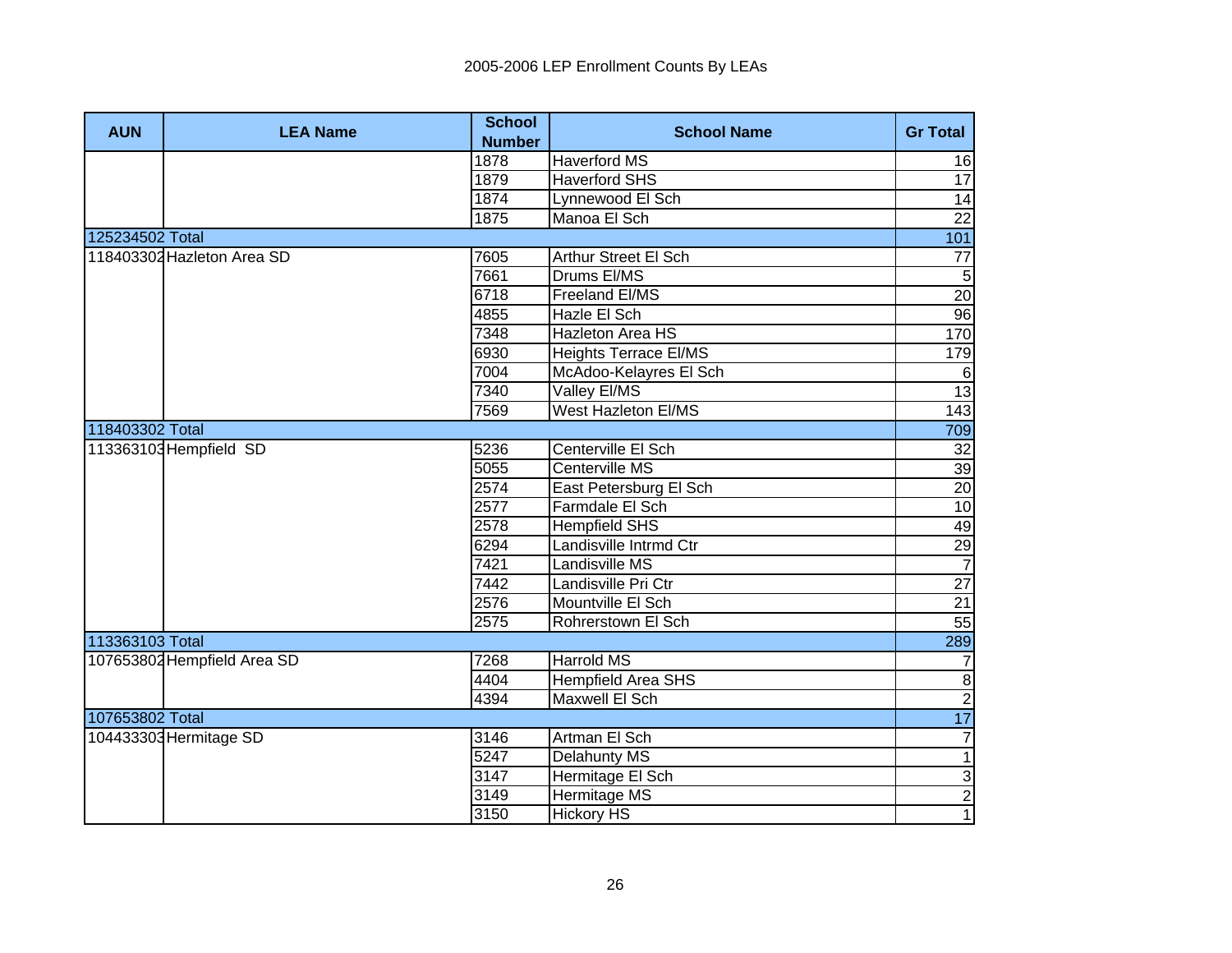2005-2006 LEP Enrollment Counts By LEAs

| AUN | LEA Name | School Number | School Name | Gr Total |
|---|---|---|---|---|
| | | 1878 | Haverford MS | 16 |
| | | 1879 | Haverford SHS | 17 |
| | | 1874 | Lynnewood El Sch | 14 |
| | | 1875 | Manoa El Sch | 22 |
| 125234502 Total | | | | 101 |
| 118403302 | Hazleton Area SD | 7605 | Arthur Street El Sch | 77 |
| | | 7661 | Drums El/MS | 5 |
| | | 6718 | Freeland El/MS | 20 |
| | | 4855 | Hazle El Sch | 96 |
| | | 7348 | Hazleton Area HS | 170 |
| | | 6930 | Heights Terrace El/MS | 179 |
| | | 7004 | McAdoo-Kelayres El Sch | 6 |
| | | 7340 | Valley El/MS | 13 |
| | | 7569 | West Hazleton El/MS | 143 |
| 118403302 Total | | | | 709 |
| 113363103 | Hempfield SD | 5236 | Centerville El Sch | 32 |
| | | 5055 | Centerville MS | 39 |
| | | 2574 | East Petersburg El Sch | 20 |
| | | 2577 | Farmdale El Sch | 10 |
| | | 2578 | Hempfield SHS | 49 |
| | | 6294 | Landisville Intrmd Ctr | 29 |
| | | 7421 | Landisville MS | 7 |
| | | 7442 | Landisville Pri Ctr | 27 |
| | | 2576 | Mountville El Sch | 21 |
| | | 2575 | Rohrerstown El Sch | 55 |
| 113363103 Total | | | | 289 |
| 107653802 | Hempfield Area SD | 7268 | Harrold MS | 7 |
| | | 4404 | Hempfield Area SHS | 8 |
| | | 4394 | Maxwell El Sch | 2 |
| 107653802 Total | | | | 17 |
| 104433303 | Hermitage SD | 3146 | Artman El Sch | 7 |
| | | 5247 | Delahunty MS | 1 |
| | | 3147 | Hermitage El Sch | 3 |
| | | 3149 | Hermitage MS | 2 |
| | | 3150 | Hickory HS | 1 |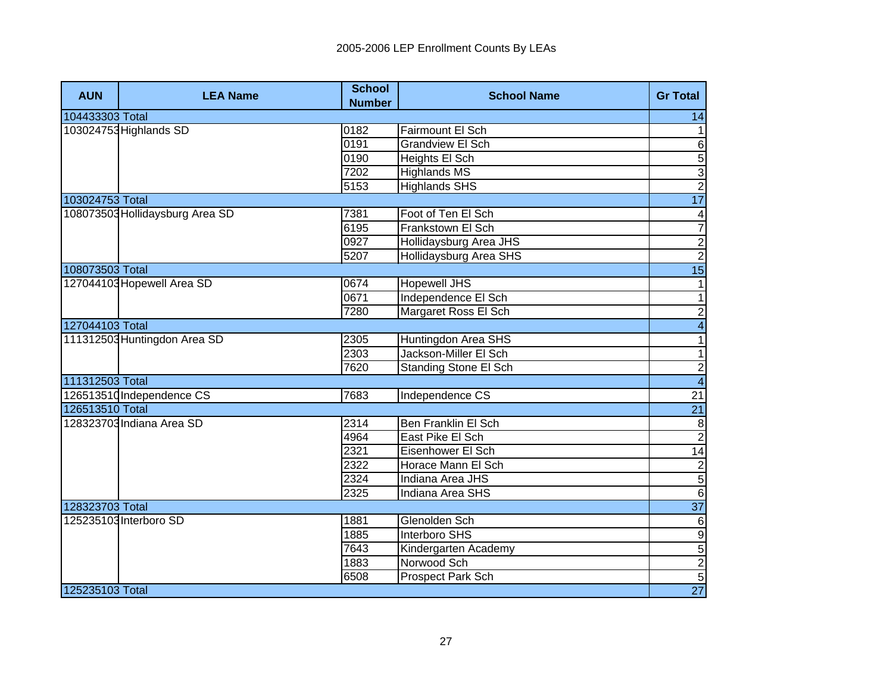2005-2006 LEP Enrollment Counts By LEAs

| AUN | LEA Name | School Number | School Name | Gr Total |
|---|---|---|---|---|
| 104433303 Total | | | | 14 |
| 103024753 | Highlands SD | 0182 | Fairmount El Sch | 1 |
| | | 0191 | Grandview El Sch | 6 |
| | | 0190 | Heights El Sch | 5 |
| | | 7202 | Highlands MS | 3 |
| | | 5153 | Highlands SHS | 2 |
| 103024753 Total | | | | 17 |
| 108073503 | Hollidaysburg Area SD | 7381 | Foot of Ten El Sch | 4 |
| | | 6195 | Frankstown El Sch | 7 |
| | | 0927 | Hollidaysburg Area JHS | 2 |
| | | 5207 | Hollidaysburg Area SHS | 2 |
| 108073503 Total | | | | 15 |
| 127044103 | Hopewell Area SD | 0674 | Hopewell JHS | 1 |
| | | 0671 | Independence El Sch | 1 |
| | | 7280 | Margaret Ross El Sch | 2 |
| 127044103 Total | | | | 4 |
| 111312503 | Huntingdon Area SD | 2305 | Huntingdon Area SHS | 1 |
| | | 2303 | Jackson-Miller El Sch | 1 |
| | | 7620 | Standing Stone El Sch | 2 |
| 111312503 Total | | | | 4 |
| 126513510 | Independence CS | 7683 | Independence CS | 21 |
| 126513510 Total | | | | 21 |
| 128323703 | Indiana Area SD | 2314 | Ben Franklin El Sch | 8 |
| | | 4964 | East Pike El Sch | 2 |
| | | 2321 | Eisenhower El Sch | 14 |
| | | 2322 | Horace Mann El Sch | 2 |
| | | 2324 | Indiana Area JHS | 5 |
| | | 2325 | Indiana Area SHS | 6 |
| 128323703 Total | | | | 37 |
| 125235103 | Interboro SD | 1881 | Glenolden Sch | 6 |
| | | 1885 | Interboro SHS | 9 |
| | | 7643 | Kindergarten Academy | 5 |
| | | 1883 | Norwood Sch | 2 |
| | | 6508 | Prospect Park Sch | 5 |
| 125235103 Total | | | | 27 |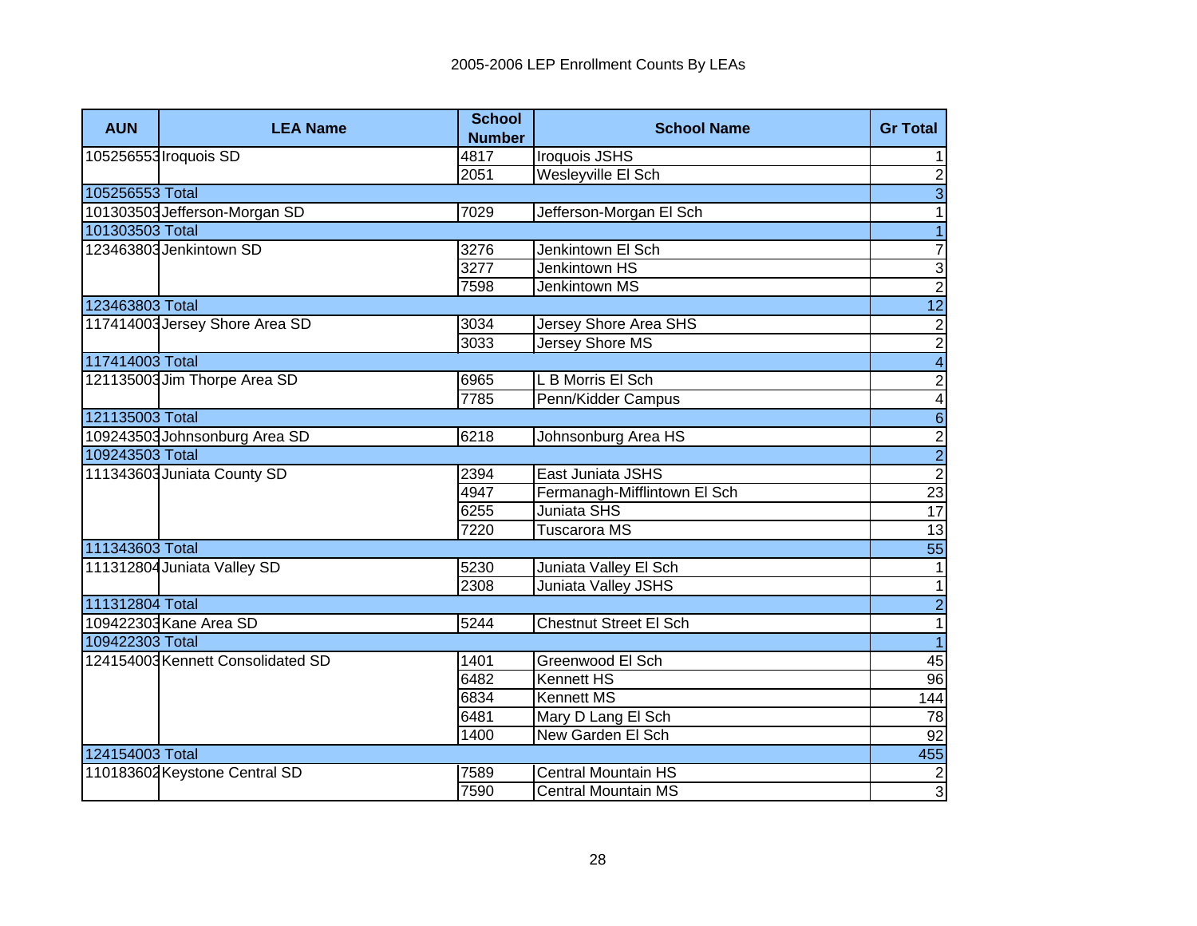2005-2006 LEP Enrollment Counts By LEAs

| AUN | LEA Name | School Number | School Name | Gr Total |
|---|---|---|---|---|
| 105256553 | Iroquois SD | 4817 | Iroquois JSHS | 1 |
| | | 2051 | Wesleyville El Sch | 2 |
| 105256553 Total | | | | 3 |
| 101303503 | Jefferson-Morgan SD | 7029 | Jefferson-Morgan El Sch | 1 |
| 101303503 Total | | | | 1 |
| 123463803 | Jenkintown SD | 3276 | Jenkintown El Sch | 7 |
| | | 3277 | Jenkintown HS | 3 |
| | | 7598 | Jenkintown MS | 2 |
| 123463803 Total | | | | 12 |
| 117414003 | Jersey Shore Area SD | 3034 | Jersey Shore Area SHS | 2 |
| | | 3033 | Jersey Shore MS | 2 |
| 117414003 Total | | | | 4 |
| 121135003 | Jim Thorpe Area SD | 6965 | L B Morris El Sch | 2 |
| | | 7785 | Penn/Kidder Campus | 4 |
| 121135003 Total | | | | 6 |
| 109243503 | Johnsonburg Area SD | 6218 | Johnsonburg Area HS | 2 |
| 109243503 Total | | | | 2 |
| 111343603 | Juniata County SD | 2394 | East Juniata JSHS | 2 |
| | | 4947 | Fermanagh-Mifflintown El Sch | 23 |
| | | 6255 | Juniata SHS | 17 |
| | | 7220 | Tuscarora MS | 13 |
| 111343603 Total | | | | 55 |
| 111312804 | Juniata Valley SD | 5230 | Juniata Valley El Sch | 1 |
| | | 2308 | Juniata Valley JSHS | 1 |
| 111312804 Total | | | | 2 |
| 109422303 | Kane Area SD | 5244 | Chestnut Street El Sch | 1 |
| 109422303 Total | | | | 1 |
| 124154003 | Kennett Consolidated SD | 1401 | Greenwood El Sch | 45 |
| | | 6482 | Kennett HS | 96 |
| | | 6834 | Kennett MS | 144 |
| | | 6481 | Mary D Lang El Sch | 78 |
| | | 1400 | New Garden El Sch | 92 |
| 124154003 Total | | | | 455 |
| 110183602 | Keystone Central SD | 7589 | Central Mountain HS | 2 |
| | | 7590 | Central Mountain MS | 3 |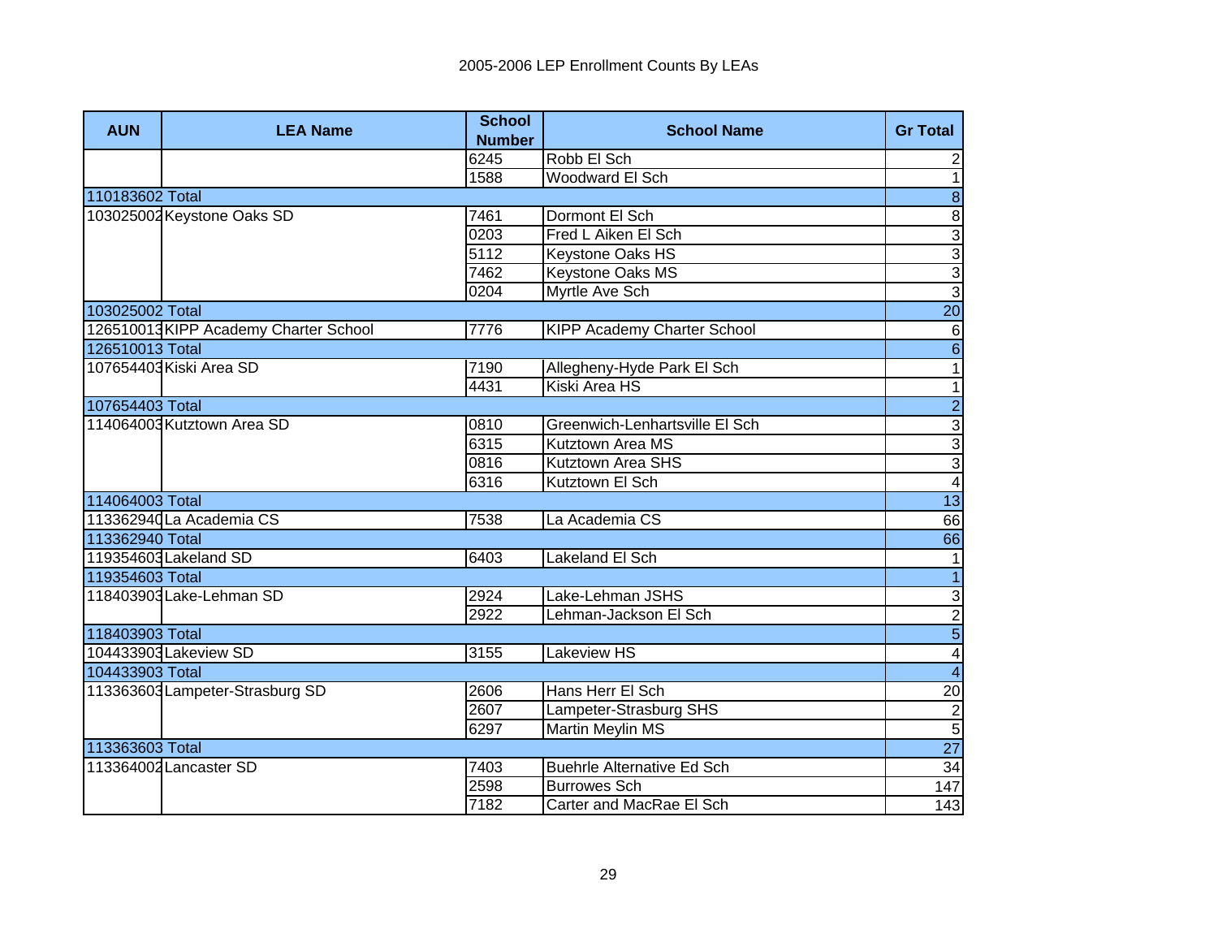2005-2006 LEP Enrollment Counts By LEAs

| AUN | LEA Name | School Number | School Name | Gr Total |
|---|---|---|---|---|
| | | 6245 | Robb El Sch | 2 |
| | | 1588 | Woodward El Sch | 1 |
| 110183602 Total | | | | 8 |
| 103025002 | Keystone Oaks SD | 7461 | Dormont El Sch | 8 |
| | | 0203 | Fred L Aiken El Sch | 3 |
| | | 5112 | Keystone Oaks HS | 3 |
| | | 7462 | Keystone Oaks MS | 3 |
| | | 0204 | Myrtle Ave Sch | 3 |
| 103025002 Total | | | | 20 |
| 126510013 | KIPP Academy Charter School | 7776 | KIPP Academy Charter School | 6 |
| 126510013 Total | | | | 6 |
| 107654403 | Kiski Area SD | 7190 | Allegheny-Hyde Park El Sch | 1 |
| | | 4431 | Kiski Area HS | 1 |
| 107654403 Total | | | | 2 |
| 114064003 | Kutztown Area SD | 0810 | Greenwich-Lenhartsville El Sch | 3 |
| | | 6315 | Kutztown Area MS | 3 |
| | | 0816 | Kutztown Area SHS | 3 |
| | | 6316 | Kutztown El Sch | 4 |
| 114064003 Total | | | | 13 |
| 113362940 | La Academia CS | 7538 | La Academia CS | 66 |
| 113362940 Total | | | | 66 |
| 119354603 | Lakeland SD | 6403 | Lakeland El Sch | 1 |
| 119354603 Total | | | | 1 |
| 118403903 | Lake-Lehman SD | 2924 | Lake-Lehman JSHS | 3 |
| | | 2922 | Lehman-Jackson El Sch | 2 |
| 118403903 Total | | | | 5 |
| 104433903 | Lakeview SD | 3155 | Lakeview HS | 4 |
| 104433903 Total | | | | 4 |
| 113363603 | Lampeter-Strasburg SD | 2606 | Hans Herr El Sch | 20 |
| | | 2607 | Lampeter-Strasburg SHS | 2 |
| | | 6297 | Martin Meylin MS | 5 |
| 113363603 Total | | | | 27 |
| 113364002 | Lancaster SD | 7403 | Buehrle Alternative Ed Sch | 34 |
| | | 2598 | Burrowes Sch | 147 |
| | | 7182 | Carter and MacRae El Sch | 143 |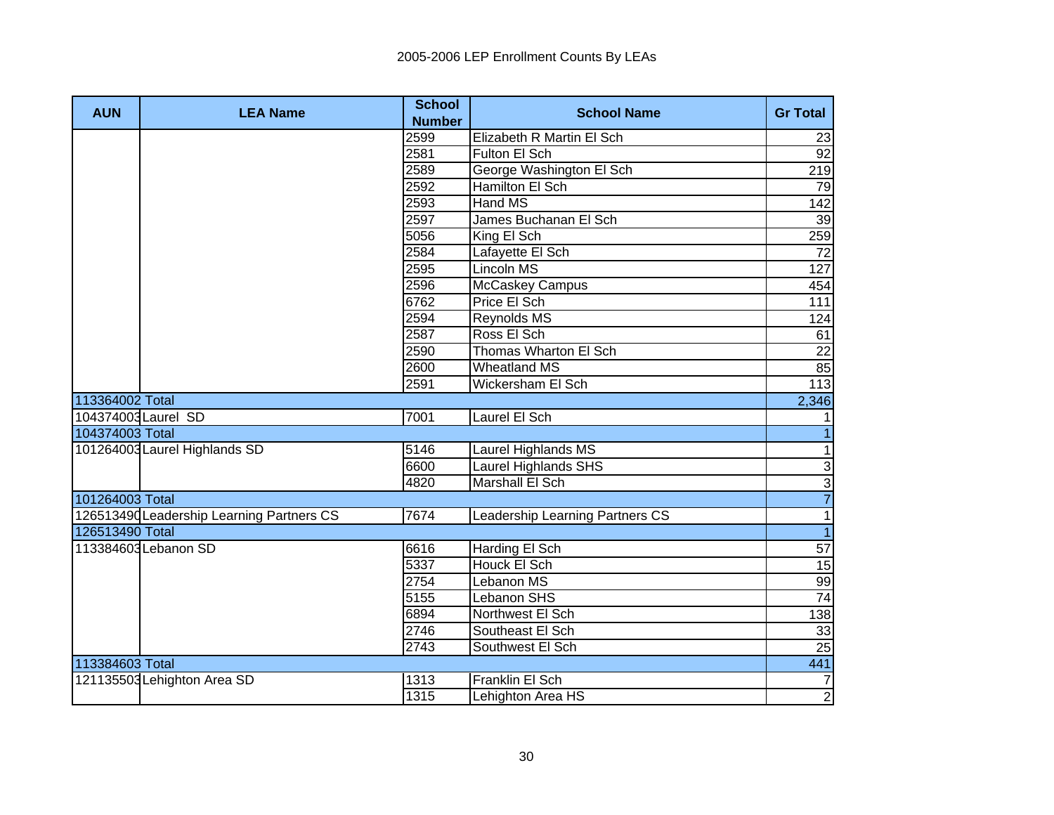2005-2006 LEP Enrollment Counts By LEAs

| AUN | LEA Name | School Number | School Name | Gr Total |
| --- | --- | --- | --- | --- |
| | | 2599 | Elizabeth R Martin El Sch | 23 |
| | | 2581 | Fulton El Sch | 92 |
| | | 2589 | George Washington El Sch | 219 |
| | | 2592 | Hamilton El Sch | 79 |
| | | 2593 | Hand MS | 142 |
| | | 2597 | James Buchanan El Sch | 39 |
| | | 5056 | King El Sch | 259 |
| | | 2584 | Lafayette El Sch | 72 |
| | | 2595 | Lincoln MS | 127 |
| | | 2596 | McCaskey Campus | 454 |
| | | 6762 | Price El Sch | 111 |
| | | 2594 | Reynolds MS | 124 |
| | | 2587 | Ross El Sch | 61 |
| | | 2590 | Thomas Wharton El Sch | 22 |
| | | 2600 | Wheatland MS | 85 |
| | | 2591 | Wickersham El Sch | 113 |
| 113364002 Total | | | | 2,346 |
| 104374003 | Laurel SD | 7001 | Laurel El Sch | 1 |
| 104374003 Total | | | | 1 |
| 101264003 | Laurel Highlands SD | 5146 | Laurel Highlands MS | 1 |
| | | 6600 | Laurel Highlands SHS | 3 |
| | | 4820 | Marshall El Sch | 3 |
| 101264003 Total | | | | 7 |
| 126513490 | Leadership Learning Partners CS | 7674 | Leadership Learning Partners CS | 1 |
| 126513490 Total | | | | 1 |
| 113384603 | Lebanon SD | 6616 | Harding El Sch | 57 |
| | | 5337 | Houck El Sch | 15 |
| | | 2754 | Lebanon MS | 99 |
| | | 5155 | Lebanon SHS | 74 |
| | | 6894 | Northwest El Sch | 138 |
| | | 2746 | Southeast El Sch | 33 |
| | | 2743 | Southwest El Sch | 25 |
| 113384603 Total | | | | 441 |
| 121135503 | Lehighton Area SD | 1313 | Franklin El Sch | 7 |
| | | 1315 | Lehighton Area HS | 2 |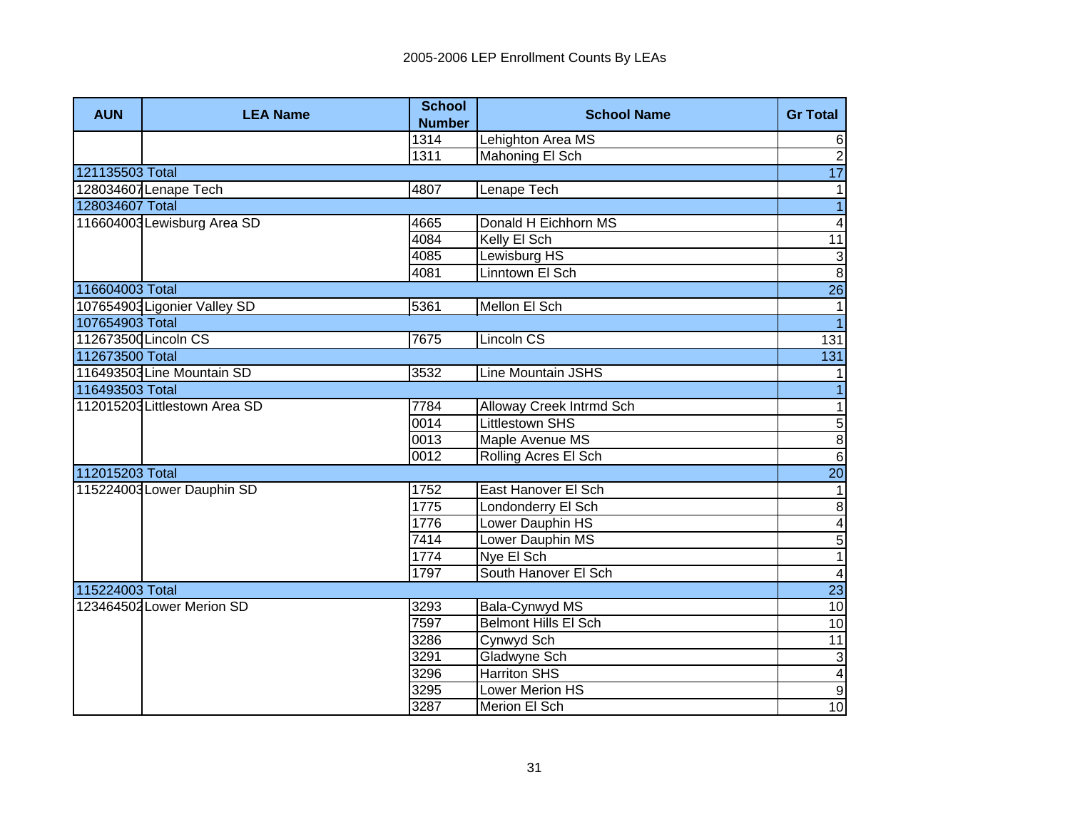2005-2006 LEP Enrollment Counts By LEAs

| AUN | LEA Name | School Number | School Name | Gr Total |
|---|---|---|---|---|
| | | 1314 | Lehighton Area MS | 6 |
| | | 1311 | Mahoning El Sch | 2 |
| 121135503 Total | | | | 17 |
| 128034607 | Lenape Tech | 4807 | Lenape Tech | 1 |
| 128034607 Total | | | | 1 |
| 116604003 | Lewisburg Area SD | 4665 | Donald H Eichhorn MS | 4 |
| | | 4084 | Kelly El Sch | 11 |
| | | 4085 | Lewisburg HS | 3 |
| | | 4081 | Linntown El Sch | 8 |
| 116604003 Total | | | | 26 |
| 107654903 | Ligonier Valley SD | 5361 | Mellon El Sch | 1 |
| 107654903 Total | | | | 1 |
| 112673500 | Lincoln CS | 7675 | Lincoln CS | 131 |
| 112673500 Total | | | | 131 |
| 116493503 | Line Mountain SD | 3532 | Line Mountain JSHS | 1 |
| 116493503 Total | | | | 1 |
| 112015203 | Littlestown Area SD | 7784 | Alloway Creek Intrmd Sch | 1 |
| | | 0014 | Littlestown SHS | 5 |
| | | 0013 | Maple Avenue MS | 8 |
| | | 0012 | Rolling Acres El Sch | 6 |
| 112015203 Total | | | | 20 |
| 115224003 | Lower Dauphin SD | 1752 | East Hanover El Sch | 1 |
| | | 1775 | Londonderry El Sch | 8 |
| | | 1776 | Lower Dauphin HS | 4 |
| | | 7414 | Lower Dauphin MS | 5 |
| | | 1774 | Nye El Sch | 1 |
| | | 1797 | South Hanover El Sch | 4 |
| 115224003 Total | | | | 23 |
| 123464502 | Lower Merion SD | 3293 | Bala-Cynwyd MS | 10 |
| | | 7597 | Belmont Hills El Sch | 10 |
| | | 3286 | Cynwyd Sch | 11 |
| | | 3291 | Gladwyne Sch | 3 |
| | | 3296 | Harriton SHS | 4 |
| | | 3295 | Lower Merion HS | 9 |
| | | 3287 | Merion El Sch | 10 |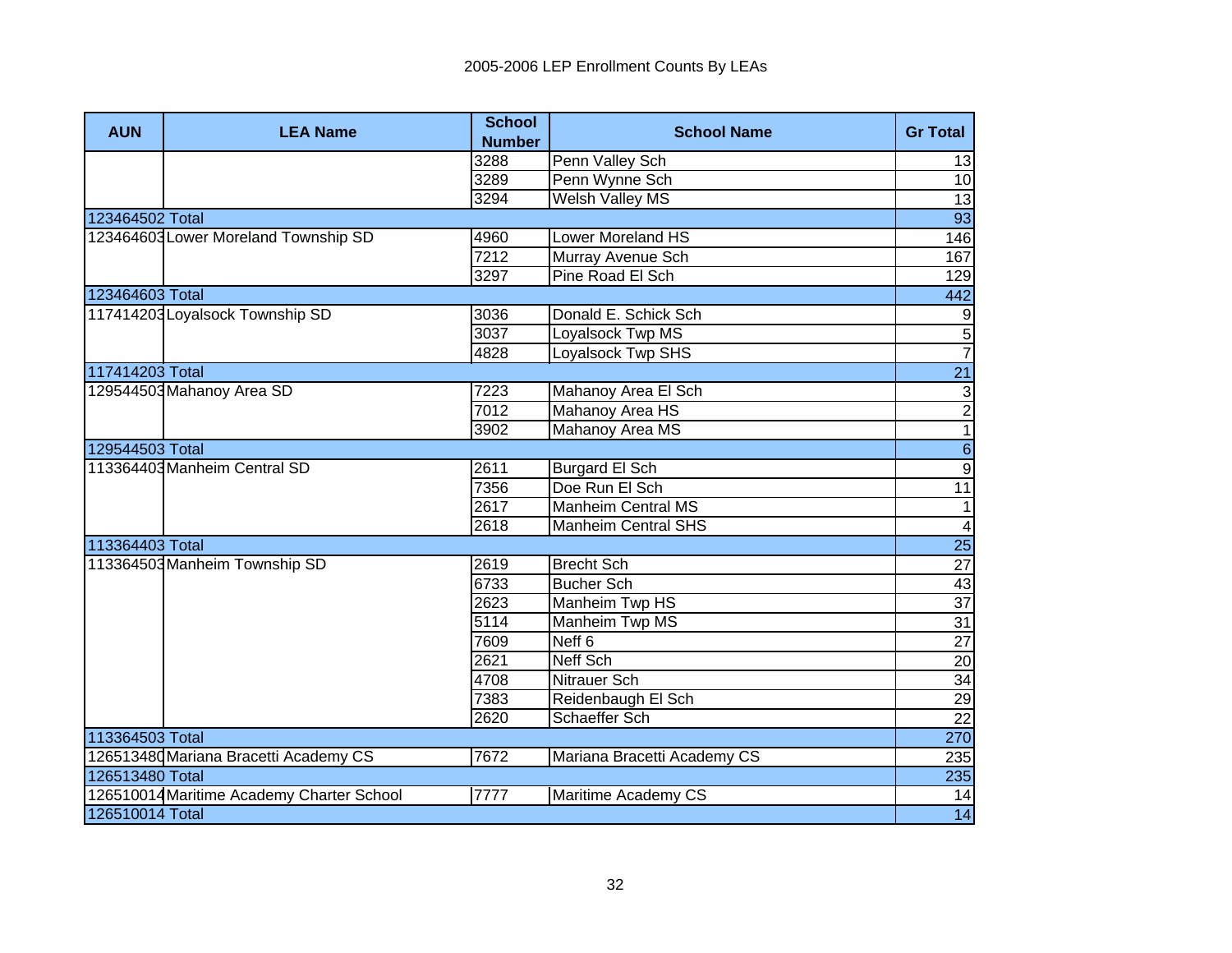2005-2006 LEP Enrollment Counts By LEAs

| AUN | LEA Name | School Number | School Name | Gr Total |
|---|---|---|---|---|
| | | 3288 | Penn Valley Sch | 13 |
| | | 3289 | Penn Wynne Sch | 10 |
| | | 3294 | Welsh Valley MS | 13 |
| 123464502 Total | | | | 93 |
| 123464603 | Lower Moreland Township SD | 4960 | Lower Moreland HS | 146 |
| | | 7212 | Murray Avenue Sch | 167 |
| | | 3297 | Pine Road El Sch | 129 |
| 123464603 Total | | | | 442 |
| 117414203 | Loyalsock Township SD | 3036 | Donald E. Schick Sch | 9 |
| | | 3037 | Loyalsock Twp MS | 5 |
| | | 4828 | Loyalsock Twp SHS | 7 |
| 117414203 Total | | | | 21 |
| 129544503 | Mahanoy Area SD | 7223 | Mahanoy Area El Sch | 3 |
| | | 7012 | Mahanoy Area HS | 2 |
| | | 3902 | Mahanoy Area MS | 1 |
| 129544503 Total | | | | 6 |
| 113364403 | Manheim Central SD | 2611 | Burgard El Sch | 9 |
| | | 7356 | Doe Run El Sch | 11 |
| | | 2617 | Manheim Central MS | 1 |
| | | 2618 | Manheim Central SHS | 4 |
| 113364403 Total | | | | 25 |
| 113364503 | Manheim Township SD | 2619 | Brecht Sch | 27 |
| | | 6733 | Bucher Sch | 43 |
| | | 2623 | Manheim Twp HS | 37 |
| | | 5114 | Manheim Twp MS | 31 |
| | | 7609 | Neff 6 | 27 |
| | | 2621 | Neff Sch | 20 |
| | | 4708 | Nitrauer Sch | 34 |
| | | 7383 | Reidenbaugh El Sch | 29 |
| | | 2620 | Schaeffer Sch | 22 |
| 113364503 Total | | | | 270 |
| 126513480 | Mariana Bracetti Academy CS | 7672 | Mariana Bracetti Academy CS | 235 |
| 126513480 Total | | | | 235 |
| 126510014 | Maritime Academy Charter School | 7777 | Maritime Academy CS | 14 |
| 126510014 Total | | | | 14 |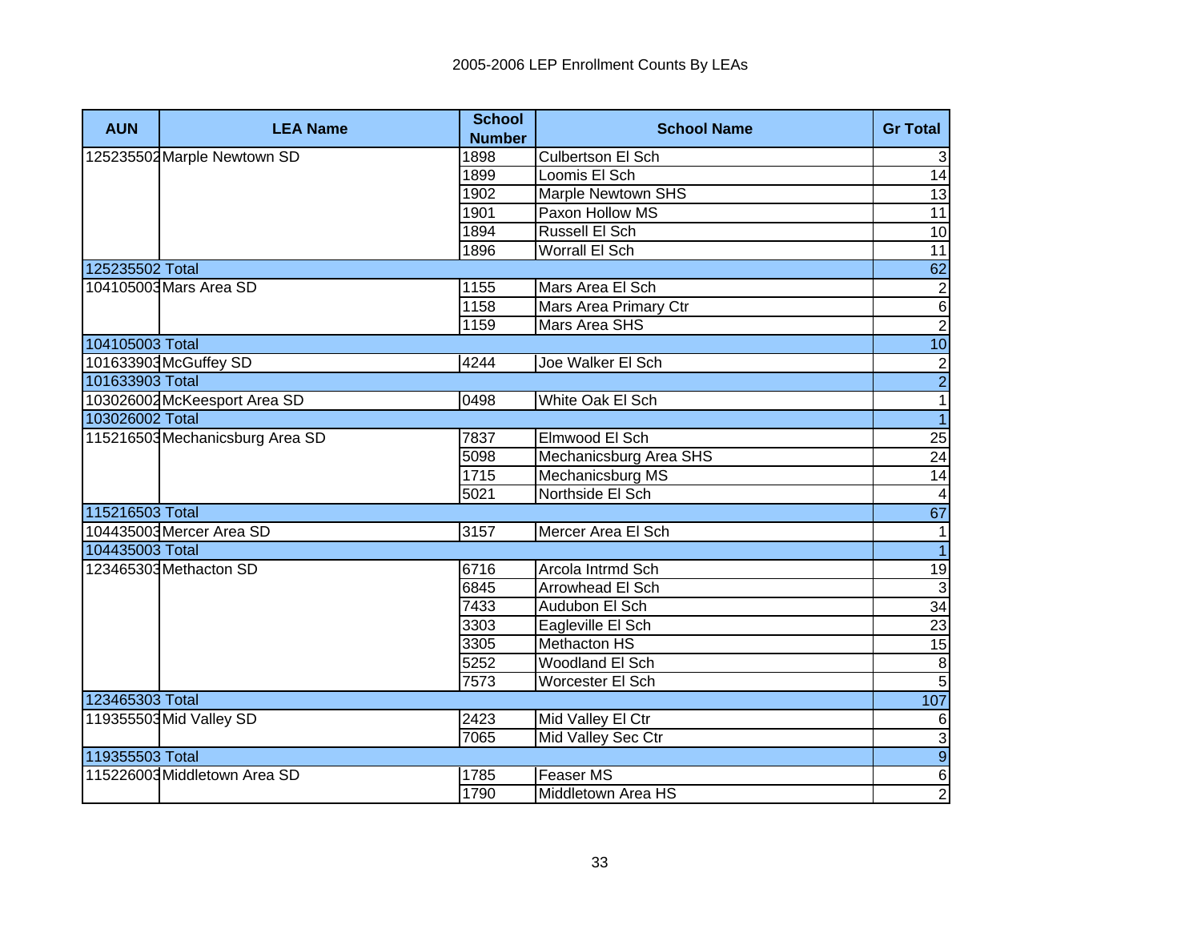# 2005-2006 LEP Enrollment Counts By LEAs

| AUN | LEA Name | School Number | School Name | Gr Total |
|---|---|---|---|---|
| 125235502 | Marple Newtown SD | 1898 | Culbertson El Sch | 3 |
| | | 1899 | Loomis El Sch | 14 |
| | | 1902 | Marple Newtown SHS | 13 |
| | | 1901 | Paxon Hollow MS | 11 |
| | | 1894 | Russell El Sch | 10 |
| | | 1896 | Worrall El Sch | 11 |
| 125235502 Total | | | | 62 |
| 104105003 | Mars Area SD | 1155 | Mars Area El Sch | 2 |
| | | 1158 | Mars Area Primary Ctr | 6 |
| | | 1159 | Mars Area SHS | 2 |
| 104105003 Total | | | | 10 |
| 101633903 | McGuffey SD | 4244 | Joe Walker El Sch | 2 |
| 101633903 Total | | | | 2 |
| 103026002 | McKeesport Area SD | 0498 | White Oak El Sch | 1 |
| 103026002 Total | | | | 1 |
| 115216503 | Mechanicsburg Area SD | 7837 | Elmwood El Sch | 25 |
| | | 5098 | Mechanicsburg Area SHS | 24 |
| | | 1715 | Mechanicsburg MS | 14 |
| | | 5021 | Northside El Sch | 4 |
| 115216503 Total | | | | 67 |
| 104435003 | Mercer Area SD | 3157 | Mercer Area El Sch | 1 |
| 104435003 Total | | | | 1 |
| 123465303 | Methacton SD | 6716 | Arcola Intrmd Sch | 19 |
| | | 6845 | Arrowhead El Sch | 3 |
| | | 7433 | Audubon El Sch | 34 |
| | | 3303 | Eagleville El Sch | 23 |
| | | 3305 | Methacton HS | 15 |
| | | 5252 | Woodland El Sch | 8 |
| | | 7573 | Worcester El Sch | 5 |
| 123465303 Total | | | | 107 |
| 119355503 | Mid Valley SD | 2423 | Mid Valley El Ctr | 6 |
| | | 7065 | Mid Valley Sec Ctr | 3 |
| 119355503 Total | | | | 9 |
| 115226003 | Middletown Area SD | 1785 | Feaser MS | 6 |
| | | 1790 | Middletown Area HS | 2 |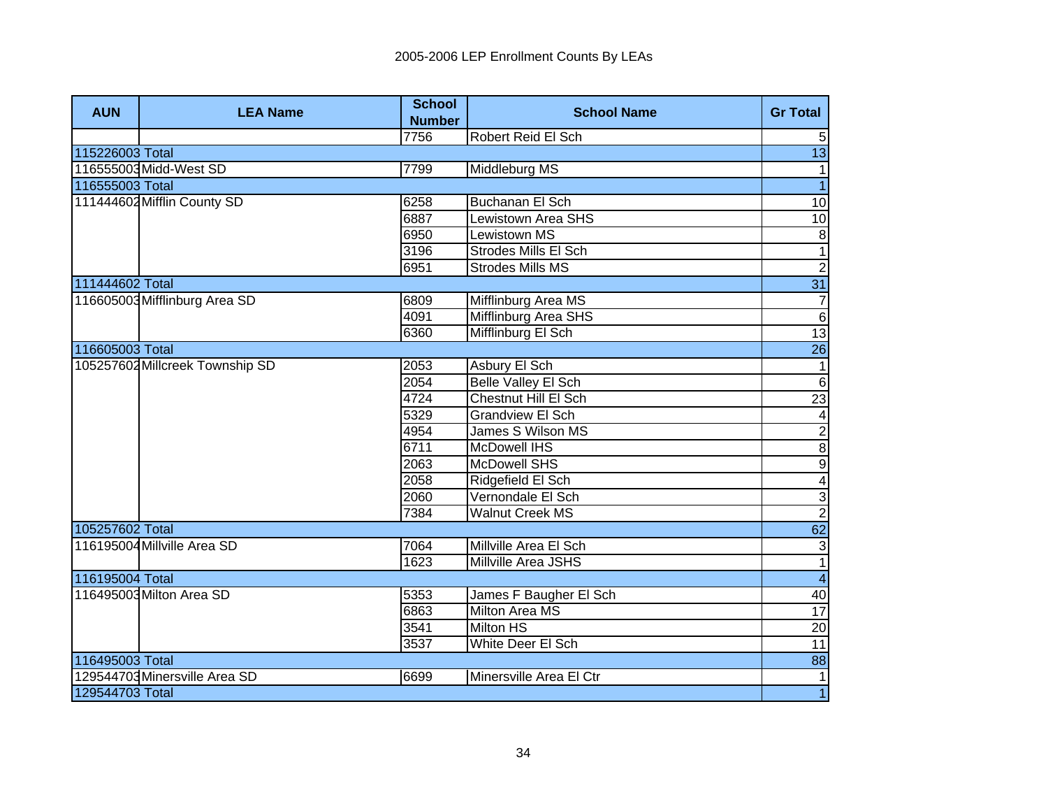2005-2006 LEP Enrollment Counts By LEAs

| AUN | LEA Name | School Number | School Name | Gr Total |
|---|---|---|---|---|
| | | 7756 | Robert Reid El Sch | 5 |
| 115226003 Total | | | | 13 |
| 116555003 | Midd-West SD | 7799 | Middleburg MS | 1 |
| 116555003 Total | | | | 1 |
| 111444602 | Mifflin County SD | 6258 | Buchanan El Sch | 10 |
| | | 6887 | Lewistown Area SHS | 10 |
| | | 6950 | Lewistown MS | 8 |
| | | 3196 | Strodes Mills El Sch | 1 |
| | | 6951 | Strodes Mills MS | 2 |
| 111444602 Total | | | | 31 |
| 116605003 | Mifflinburg Area SD | 6809 | Mifflinburg Area MS | 7 |
| | | 4091 | Mifflinburg Area SHS | 6 |
| | | 6360 | Mifflinburg El Sch | 13 |
| 116605003 Total | | | | 26 |
| 105257602 | Millcreek Township SD | 2053 | Asbury El Sch | 1 |
| | | 2054 | Belle Valley El Sch | 6 |
| | | 4724 | Chestnut Hill El Sch | 23 |
| | | 5329 | Grandview El Sch | 4 |
| | | 4954 | James S Wilson MS | 2 |
| | | 6711 | McDowell IHS | 8 |
| | | 2063 | McDowell SHS | 9 |
| | | 2058 | Ridgefield El Sch | 4 |
| | | 2060 | Vernondale El Sch | 3 |
| | | 7384 | Walnut Creek MS | 2 |
| 105257602 Total | | | | 62 |
| 116195004 | Millville Area SD | 7064 | Millville Area El Sch | 3 |
| | | 1623 | Millville Area JSHS | 1 |
| 116195004 Total | | | | 4 |
| 116495003 | Milton Area SD | 5353 | James F Baugher El Sch | 40 |
| | | 6863 | Milton Area MS | 17 |
| | | 3541 | Milton HS | 20 |
| | | 3537 | White Deer El Sch | 11 |
| 116495003 Total | | | | 88 |
| 129544703 | Minersville Area SD | 6699 | Minersville Area El Ctr | 1 |
| 129544703 Total | | | | 1 |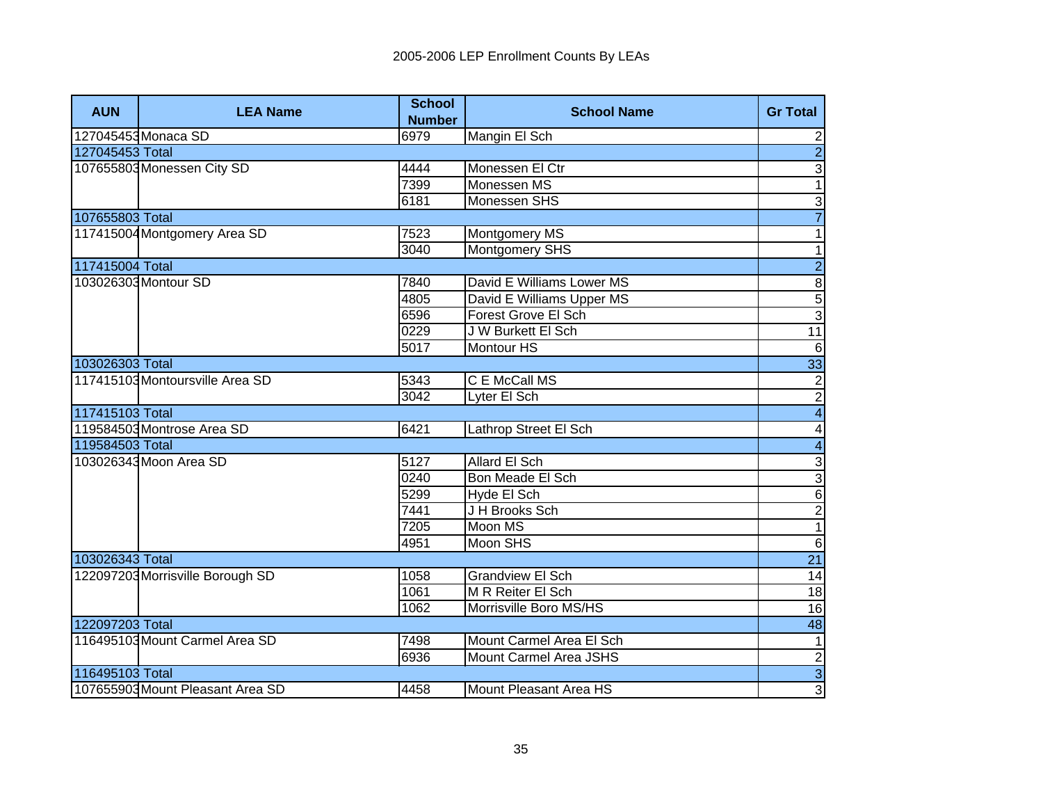2005-2006 LEP Enrollment Counts By LEAs

| AUN | LEA Name | School Number | School Name | Gr Total |
|---|---|---|---|---|
| 127045453 | Monaca SD | 6979 | Mangin El Sch | 2 |
| 127045453 Total | | | | 2 |
| 107655803 | Monessen City SD | 4444 | Monessen El Ctr | 3 |
| | | 7399 | Monessen MS | 1 |
| | | 6181 | Monessen SHS | 3 |
| 107655803 Total | | | | 7 |
| 117415004 | Montgomery Area SD | 7523 | Montgomery MS | 1 |
| | | 3040 | Montgomery SHS | 1 |
| 117415004 Total | | | | 2 |
| 103026303 | Montour SD | 7840 | David E Williams Lower MS | 8 |
| | | 4805 | David E Williams Upper MS | 5 |
| | | 6596 | Forest Grove El Sch | 3 |
| | | 0229 | J W Burkett El Sch | 11 |
| | | 5017 | Montour HS | 6 |
| 103026303 Total | | | | 33 |
| 117415103 | Montoursville Area SD | 5343 | C E McCall MS | 2 |
| | | 3042 | Lyter El Sch | 2 |
| 117415103 Total | | | | 4 |
| 119584503 | Montrose Area SD | 6421 | Lathrop Street El Sch | 4 |
| 119584503 Total | | | | 4 |
| 103026343 | Moon Area SD | 5127 | Allard El Sch | 3 |
| | | 0240 | Bon Meade El Sch | 3 |
| | | 5299 | Hyde El Sch | 6 |
| | | 7441 | J H Brooks Sch | 2 |
| | | 7205 | Moon MS | 1 |
| | | 4951 | Moon SHS | 6 |
| 103026343 Total | | | | 21 |
| 122097203 | Morrisville Borough SD | 1058 | Grandview El Sch | 14 |
| | | 1061 | M R Reiter El Sch | 18 |
| | | 1062 | Morrisville Boro MS/HS | 16 |
| 122097203 Total | | | | 48 |
| 116495103 | Mount Carmel Area SD | 7498 | Mount Carmel Area El Sch | 1 |
| | | 6936 | Mount Carmel Area JSHS | 2 |
| 116495103 Total | | | | 3 |
| 107655903 | Mount Pleasant Area SD | 4458 | Mount Pleasant Area HS | 3 |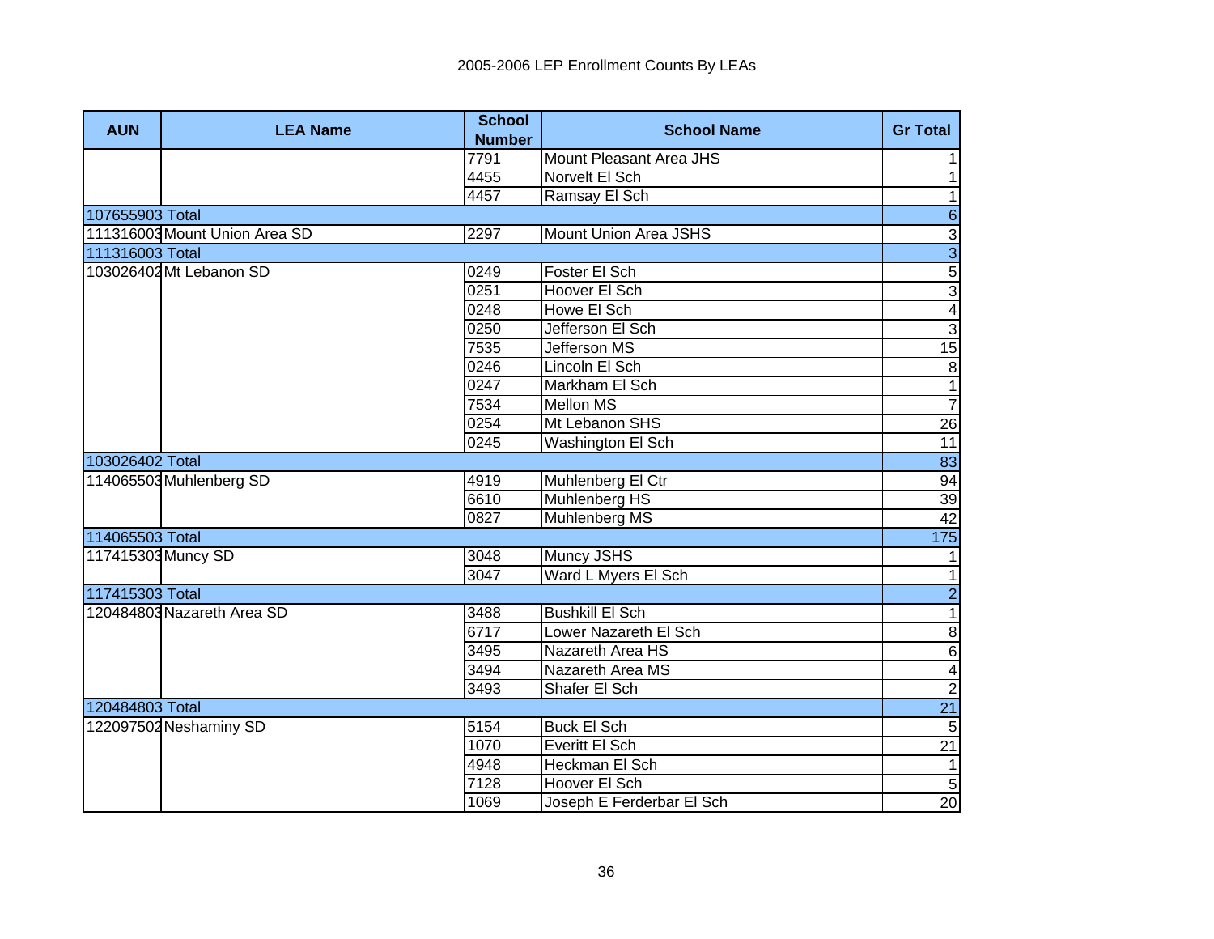2005-2006 LEP Enrollment Counts By LEAs

| AUN | LEA Name | School Number | School Name | Gr Total |
|---|---|---|---|---|
| | | 7791 | Mount Pleasant Area JHS | 1 |
| | | 4455 | Norvelt El Sch | 1 |
| | | 4457 | Ramsay El Sch | 1 |
| 107655903 Total | | | | 6 |
| 111316003 | Mount Union Area SD | 2297 | Mount Union Area JSHS | 3 |
| 111316003 Total | | | | 3 |
| 103026402 | Mt Lebanon SD | 0249 | Foster El Sch | 5 |
| | | 0251 | Hoover El Sch | 3 |
| | | 0248 | Howe El Sch | 4 |
| | | 0250 | Jefferson El Sch | 3 |
| | | 7535 | Jefferson MS | 15 |
| | | 0246 | Lincoln El Sch | 8 |
| | | 0247 | Markham El Sch | 1 |
| | | 7534 | Mellon MS | 7 |
| | | 0254 | Mt Lebanon SHS | 26 |
| | | 0245 | Washington El Sch | 11 |
| 103026402 Total | | | | 83 |
| 114065503 | Muhlenberg SD | 4919 | Muhlenberg El Ctr | 94 |
| | | 6610 | Muhlenberg HS | 39 |
| | | 0827 | Muhlenberg MS | 42 |
| 114065503 Total | | | | 175 |
| 117415303 | Muncy SD | 3048 | Muncy JSHS | 1 |
| | | 3047 | Ward L Myers El Sch | 1 |
| 117415303 Total | | | | 2 |
| 120484803 | Nazareth Area SD | 3488 | Bushkill El Sch | 1 |
| | | 6717 | Lower Nazareth El Sch | 8 |
| | | 3495 | Nazareth Area HS | 6 |
| | | 3494 | Nazareth Area MS | 4 |
| | | 3493 | Shafer El Sch | 2 |
| 120484803 Total | | | | 21 |
| 122097502 | Neshaminy SD | 5154 | Buck El Sch | 5 |
| | | 1070 | Everitt El Sch | 21 |
| | | 4948 | Heckman El Sch | 1 |
| | | 7128 | Hoover El Sch | 5 |
| | | 1069 | Joseph E Ferderbar El Sch | 20 |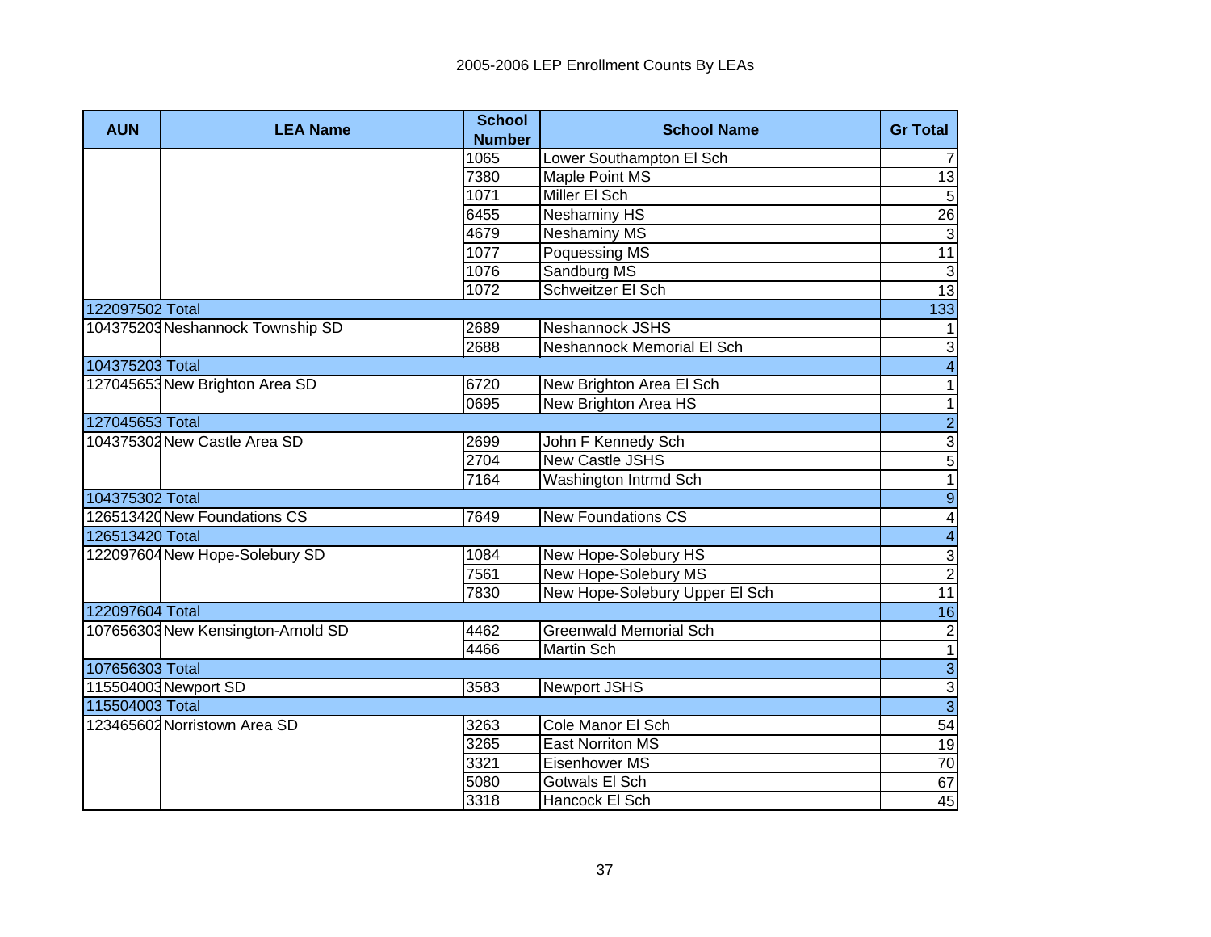# 2005-2006 LEP Enrollment Counts By LEAs

| AUN | LEA Name | School Number | School Name | Gr Total |
|---|---|---|---|---|
| | | 1065 | Lower Southampton El Sch | 7 |
| | | 7380 | Maple Point MS | 13 |
| | | 1071 | Miller El Sch | 5 |
| | | 6455 | Neshaminy HS | 26 |
| | | 4679 | Neshaminy MS | 3 |
| | | 1077 | Poquessing MS | 11 |
| | | 1076 | Sandburg MS | 3 |
| | | 1072 | Schweitzer El Sch | 13 |
| 122097502 Total | | | | 133 |
| 104375203 | Neshannock Township SD | 2689 | Neshannock JSHS | 1 |
| | | 2688 | Neshannock Memorial El Sch | 3 |
| 104375203 Total | | | | 4 |
| 127045653 | New Brighton Area SD | 6720 | New Brighton Area El Sch | 1 |
| | | 0695 | New Brighton Area HS | 1 |
| 127045653 Total | | | | 2 |
| 104375302 | New Castle Area SD | 2699 | John F Kennedy Sch | 3 |
| | | 2704 | New Castle JSHS | 5 |
| | | 7164 | Washington Intrmd Sch | 1 |
| 104375302 Total | | | | 9 |
| 126513420 | New Foundations CS | 7649 | New Foundations CS | 4 |
| 126513420 Total | | | | 4 |
| 122097604 | New Hope-Solebury SD | 1084 | New Hope-Solebury HS | 3 |
| | | 7561 | New Hope-Solebury MS | 2 |
| | | 7830 | New Hope-Solebury Upper El Sch | 11 |
| 122097604 Total | | | | 16 |
| 107656303 | New Kensington-Arnold SD | 4462 | Greenwald Memorial Sch | 2 |
| | | 4466 | Martin Sch | 1 |
| 107656303 Total | | | | 3 |
| 115504003 | Newport SD | 3583 | Newport JSHS | 3 |
| 115504003 Total | | | | 3 |
| 123465602 | Norristown Area SD | 3263 | Cole Manor El Sch | 54 |
| | | 3265 | East Norriton MS | 19 |
| | | 3321 | Eisenhower MS | 70 |
| | | 5080 | Gotwals El Sch | 67 |
| | | 3318 | Hancock El Sch | 45 |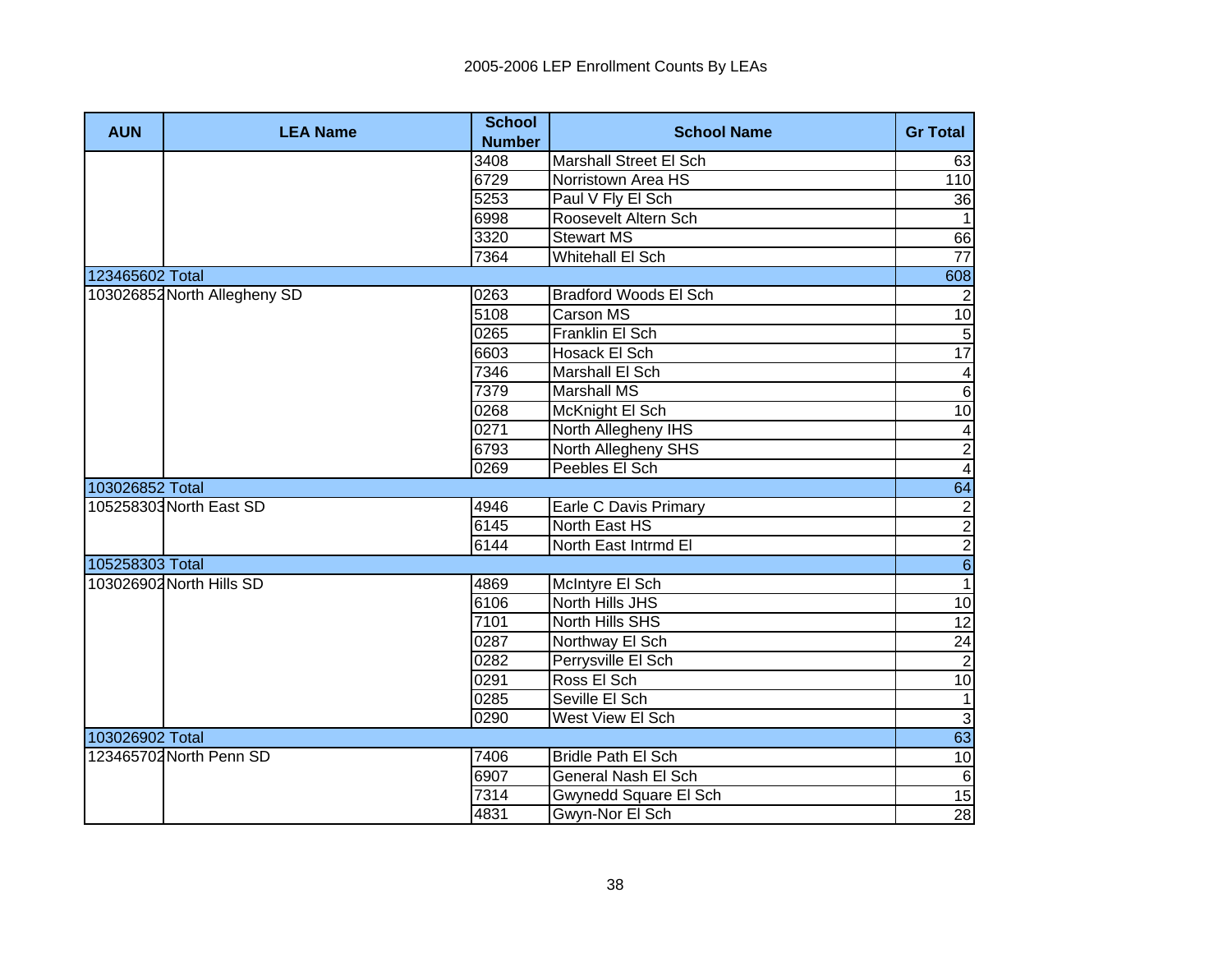2005-2006 LEP Enrollment Counts By LEAs

| AUN | LEA Name | School Number | School Name | Gr Total |
|---|---|---|---|---|
| | | 3408 | Marshall Street El Sch | 63 |
| | | 6729 | Norristown Area HS | 110 |
| | | 5253 | Paul V Fly El Sch | 36 |
| | | 6998 | Roosevelt Altern Sch | 1 |
| | | 3320 | Stewart MS | 66 |
| | | 7364 | Whitehall El Sch | 77 |
| 123465602 Total | | | | 608 |
| 103026852 | North Allegheny SD | 0263 | Bradford Woods El Sch | 2 |
| | | 5108 | Carson MS | 10 |
| | | 0265 | Franklin El Sch | 5 |
| | | 6603 | Hosack El Sch | 17 |
| | | 7346 | Marshall El Sch | 4 |
| | | 7379 | Marshall MS | 6 |
| | | 0268 | McKnight El Sch | 10 |
| | | 0271 | North Allegheny IHS | 4 |
| | | 6793 | North Allegheny SHS | 2 |
| | | 0269 | Peebles El Sch | 4 |
| 103026852 Total | | | | 64 |
| 105258303 | North East SD | 4946 | Earle C Davis Primary | 2 |
| | | 6145 | North East HS | 2 |
| | | 6144 | North East Intrmd El | 2 |
| 105258303 Total | | | | 6 |
| 103026902 | North Hills SD | 4869 | McIntyre El Sch | 1 |
| | | 6106 | North Hills JHS | 10 |
| | | 7101 | North Hills SHS | 12 |
| | | 0287 | Northway El Sch | 24 |
| | | 0282 | Perrysville El Sch | 2 |
| | | 0291 | Ross El Sch | 10 |
| | | 0285 | Seville El Sch | 1 |
| | | 0290 | West View El Sch | 3 |
| 103026902 Total | | | | 63 |
| 123465702 | North Penn SD | 7406 | Bridle Path El Sch | 10 |
| | | 6907 | General Nash El Sch | 6 |
| | | 7314 | Gwynedd Square El Sch | 15 |
| | | 4831 | Gwyn-Nor El Sch | 28 |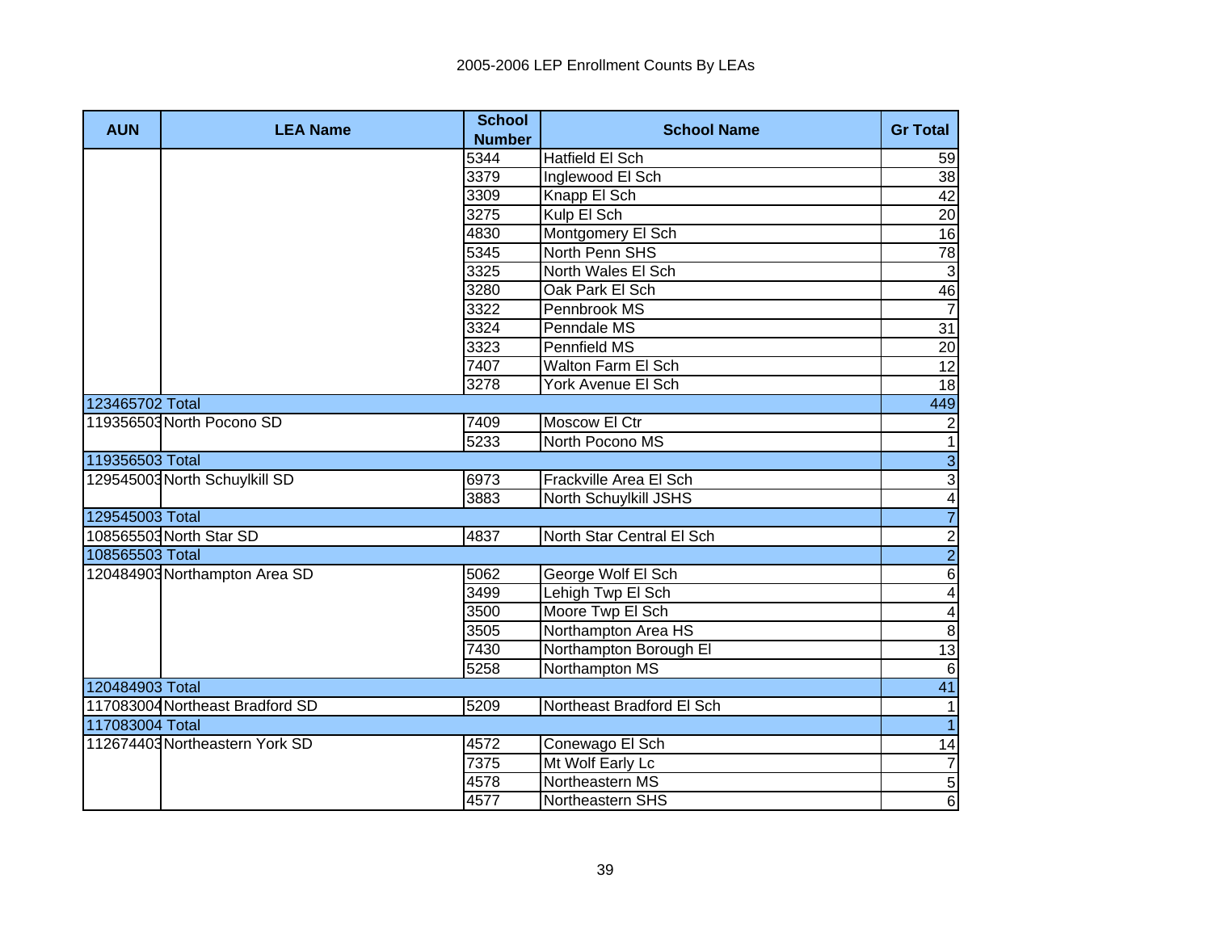2005-2006 LEP Enrollment Counts By LEAs

| AUN | LEA Name | School Number | School Name | Gr Total |
|---|---|---|---|---|
| | | 5344 | Hatfield El Sch | 59 |
| | | 3379 | Inglewood El Sch | 38 |
| | | 3309 | Knapp El Sch | 42 |
| | | 3275 | Kulp El Sch | 20 |
| | | 4830 | Montgomery El Sch | 16 |
| | | 5345 | North Penn SHS | 78 |
| | | 3325 | North Wales El Sch | 3 |
| | | 3280 | Oak Park El Sch | 46 |
| | | 3322 | Pennbrook MS | 7 |
| | | 3324 | Penndale MS | 31 |
| | | 3323 | Pennfield MS | 20 |
| | | 7407 | Walton Farm El Sch | 12 |
| | | 3278 | York Avenue El Sch | 18 |
| 123465702 Total | | | | 449 |
| 119356503 | North Pocono SD | 7409 | Moscow El Ctr | 2 |
| | | 5233 | North Pocono MS | 1 |
| 119356503 Total | | | | 3 |
| 129545003 | North Schuylkill SD | 6973 | Frackville Area El Sch | 3 |
| | | 3883 | North Schuylkill JSHS | 4 |
| 129545003 Total | | | | 7 |
| 108565503 | North Star SD | 4837 | North Star Central El Sch | 2 |
| 108565503 Total | | | | 2 |
| 120484903 | Northampton Area SD | 5062 | George Wolf El Sch | 6 |
| | | 3499 | Lehigh Twp El Sch | 4 |
| | | 3500 | Moore Twp El Sch | 4 |
| | | 3505 | Northampton Area HS | 8 |
| | | 7430 | Northampton Borough El | 13 |
| | | 5258 | Northampton MS | 6 |
| 120484903 Total | | | | 41 |
| 117083004 | Northeast Bradford SD | 5209 | Northeast Bradford El Sch | 1 |
| 117083004 Total | | | | 1 |
| 112674403 | Northeastern York SD | 4572 | Conewago El Sch | 14 |
| | | 7375 | Mt Wolf Early Lc | 7 |
| | | 4578 | Northeastern MS | 5 |
| | | 4577 | Northeastern SHS | 6 |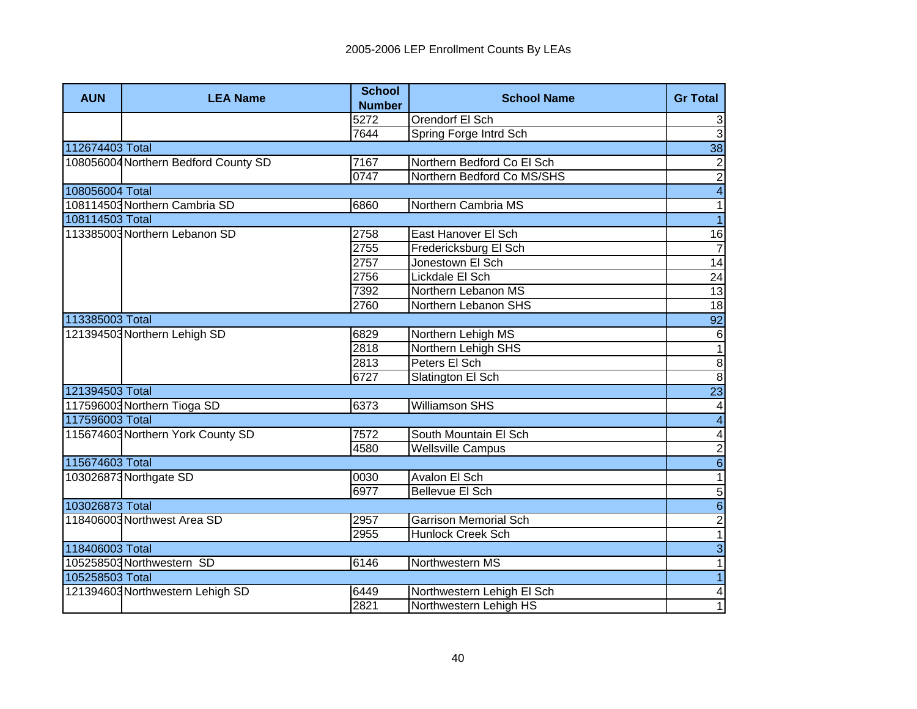2005-2006 LEP Enrollment Counts By LEAs

| AUN | LEA Name | School Number | School Name | Gr Total |
|---|---|---|---|---|
| | | 5272 | Orendorf El Sch | 3 |
| | | 7644 | Spring Forge Intrd Sch | 3 |
| 112674403 Total | | | | 38 |
| 108056004 | Northern Bedford County SD | 7167 | Northern Bedford Co El Sch | 2 |
| | | 0747 | Northern Bedford Co MS/SHS | 2 |
| 108056004 Total | | | | 4 |
| 108114503 | Northern Cambria SD | 6860 | Northern Cambria MS | 1 |
| 108114503 Total | | | | 1 |
| 113385003 | Northern Lebanon SD | 2758 | East Hanover El Sch | 16 |
| | | 2755 | Fredericksburg El Sch | 7 |
| | | 2757 | Jonestown El Sch | 14 |
| | | 2756 | Lickdale El Sch | 24 |
| | | 7392 | Northern Lebanon MS | 13 |
| | | 2760 | Northern Lebanon SHS | 18 |
| 113385003 Total | | | | 92 |
| 121394503 | Northern Lehigh SD | 6829 | Northern Lehigh MS | 6 |
| | | 2818 | Northern Lehigh SHS | 1 |
| | | 2813 | Peters El Sch | 8 |
| | | 6727 | Slatington El Sch | 8 |
| 121394503 Total | | | | 23 |
| 117596003 | Northern Tioga SD | 6373 | Williamson SHS | 4 |
| 117596003 Total | | | | 4 |
| 115674603 | Northern York County SD | 7572 | South Mountain El Sch | 4 |
| | | 4580 | Wellsville Campus | 2 |
| 115674603 Total | | | | 6 |
| 103026873 | Northgate SD | 0030 | Avalon El Sch | 1 |
| | | 6977 | Bellevue El Sch | 5 |
| 103026873 Total | | | | 6 |
| 118406003 | Northwest Area SD | 2957 | Garrison Memorial Sch | 2 |
| | | 2955 | Hunlock Creek Sch | 1 |
| 118406003 Total | | | | 3 |
| 105258503 | Northwestern SD | 6146 | Northwestern MS | 1 |
| 105258503 Total | | | | 1 |
| 121394603 | Northwestern Lehigh SD | 6449 | Northwestern Lehigh El Sch | 4 |
| | | 2821 | Northwestern Lehigh HS | 1 |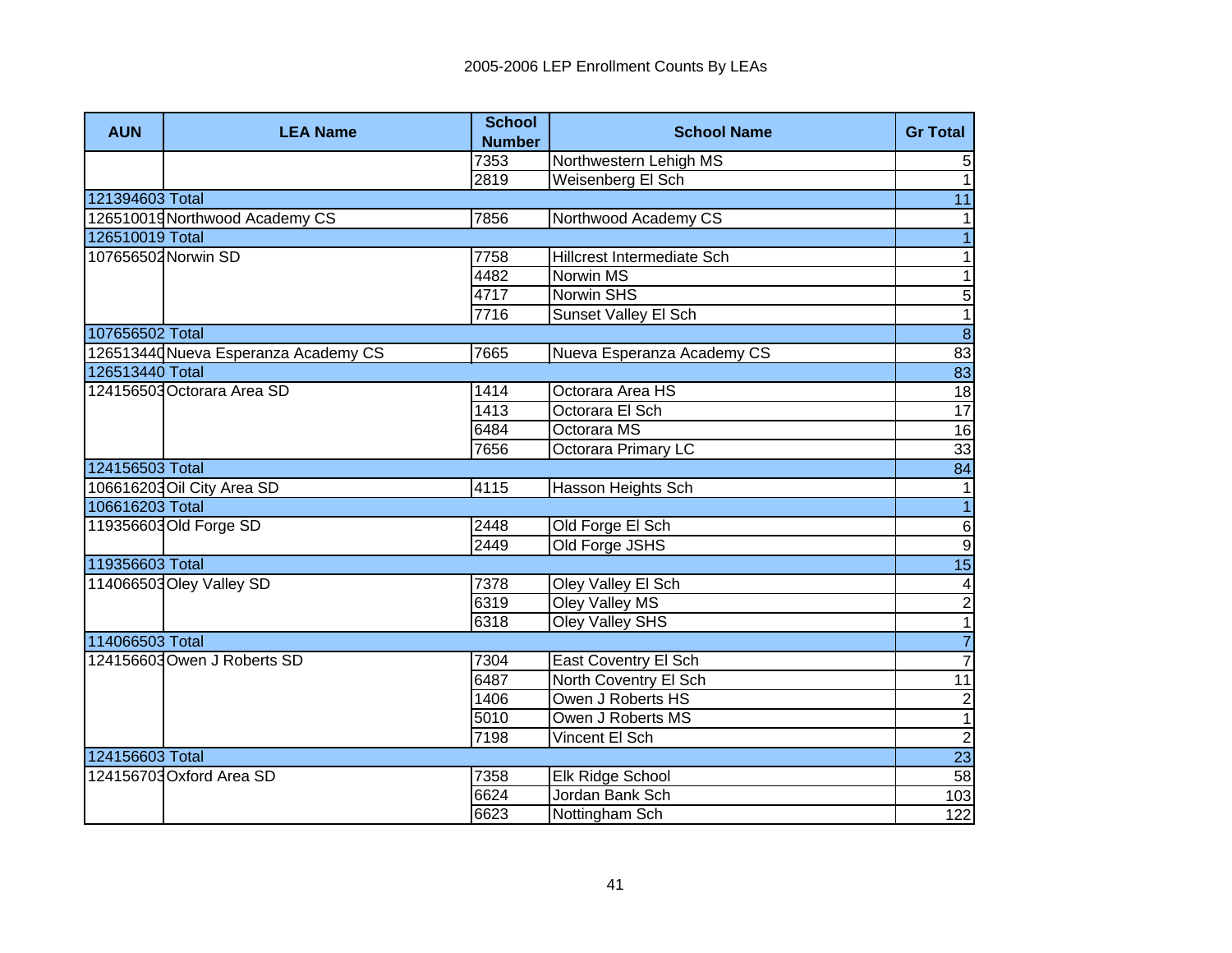2005-2006 LEP Enrollment Counts By LEAs

| AUN | LEA Name | School Number | School Name | Gr Total |
|---|---|---|---|---|
| | | 7353 | Northwestern Lehigh MS | 5 |
| | | 2819 | Weisenberg El Sch | 1 |
| 121394603 Total | | | | 11 |
| 126510019 | Northwood Academy CS | 7856 | Northwood Academy CS | 1 |
| 126510019 Total | | | | 1 |
| 107656502 | Norwin SD | 7758 | Hillcrest Intermediate Sch | 1 |
| | | 4482 | Norwin MS | 1 |
| | | 4717 | Norwin SHS | 5 |
| | | 7716 | Sunset Valley El Sch | 1 |
| 107656502 Total | | | | 8 |
| 126513440 | Nueva Esperanza Academy CS | 7665 | Nueva Esperanza Academy CS | 83 |
| 126513440 Total | | | | 83 |
| 124156503 | Octorara Area SD | 1414 | Octorara Area HS | 18 |
| | | 1413 | Octorara El Sch | 17 |
| | | 6484 | Octorara MS | 16 |
| | | 7656 | Octorara Primary LC | 33 |
| 124156503 Total | | | | 84 |
| 106616203 | Oil City Area SD | 4115 | Hasson Heights Sch | 1 |
| 106616203 Total | | | | 1 |
| 119356603 | Old Forge SD | 2448 | Old Forge El Sch | 6 |
| | | 2449 | Old Forge JSHS | 9 |
| 119356603 Total | | | | 15 |
| 114066503 | Oley Valley SD | 7378 | Oley Valley El Sch | 4 |
| | | 6319 | Oley Valley MS | 2 |
| | | 6318 | Oley Valley SHS | 1 |
| 114066503 Total | | | | 7 |
| 124156603 | Owen J Roberts SD | 7304 | East Coventry El Sch | 7 |
| | | 6487 | North Coventry El Sch | 11 |
| | | 1406 | Owen J Roberts HS | 2 |
| | | 5010 | Owen J Roberts MS | 1 |
| | | 7198 | Vincent El Sch | 2 |
| 124156603 Total | | | | 23 |
| 124156703 | Oxford Area SD | 7358 | Elk Ridge School | 58 |
| | | 6624 | Jordan Bank Sch | 103 |
| | | 6623 | Nottingham Sch | 122 |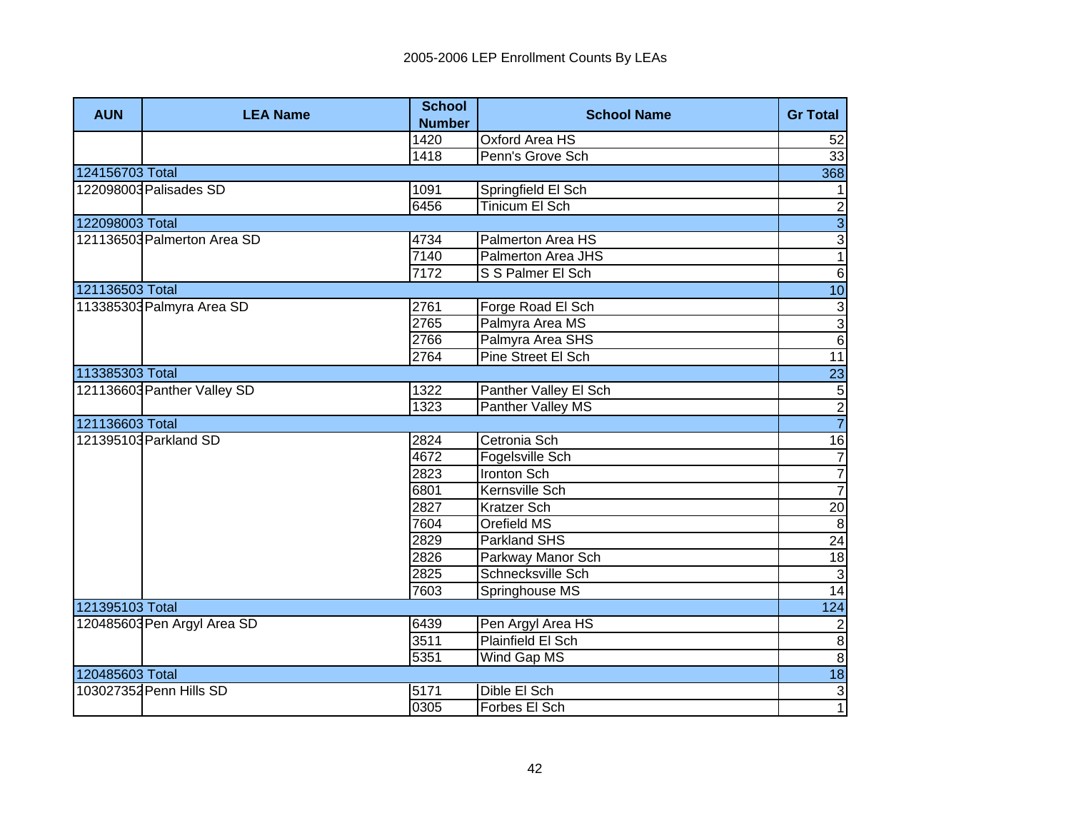# 2005-2006 LEP Enrollment Counts By LEAs

| AUN | LEA Name | School Number | School Name | Gr Total |
|---|---|---|---|---|
| | | 1420 | Oxford Area HS | 52 |
| | | 1418 | Penn's Grove Sch | 33 |
| 124156703 Total | | | | 368 |
| 122098003 | Palisades SD | 1091 | Springfield El Sch | 1 |
| | | 6456 | Tinicum El Sch | 2 |
| 122098003 Total | | | | 3 |
| 121136503 | Palmerton Area SD | 4734 | Palmerton Area HS | 3 |
| | | 7140 | Palmerton Area JHS | 1 |
| | | 7172 | S S Palmer El Sch | 6 |
| 121136503 Total | | | | 10 |
| 113385303 | Palmyra Area SD | 2761 | Forge Road El Sch | 3 |
| | | 2765 | Palmyra Area MS | 3 |
| | | 2766 | Palmyra Area SHS | 6 |
| | | 2764 | Pine Street El Sch | 11 |
| 113385303 Total | | | | 23 |
| 121136603 | Panther Valley SD | 1322 | Panther Valley El Sch | 5 |
| | | 1323 | Panther Valley MS | 2 |
| 121136603 Total | | | | 7 |
| 121395103 | Parkland SD | 2824 | Cetronia Sch | 16 |
| | | 4672 | Fogelsville Sch | 7 |
| | | 2823 | Ironton Sch | 7 |
| | | 6801 | Kernsville Sch | 7 |
| | | 2827 | Kratzer Sch | 20 |
| | | 7604 | Orefield MS | 8 |
| | | 2829 | Parkland SHS | 24 |
| | | 2826 | Parkway Manor Sch | 18 |
| | | 2825 | Schnecksville Sch | 3 |
| | | 7603 | Springhouse MS | 14 |
| 121395103 Total | | | | 124 |
| 120485603 | Pen Argyl Area SD | 6439 | Pen Argyl Area HS | 2 |
| | | 3511 | Plainfield El Sch | 8 |
| | | 5351 | Wind Gap MS | 8 |
| 120485603 Total | | | | 18 |
| 103027352 | Penn Hills SD | 5171 | Dible El Sch | 3 |
| | | 0305 | Forbes El Sch | 1 |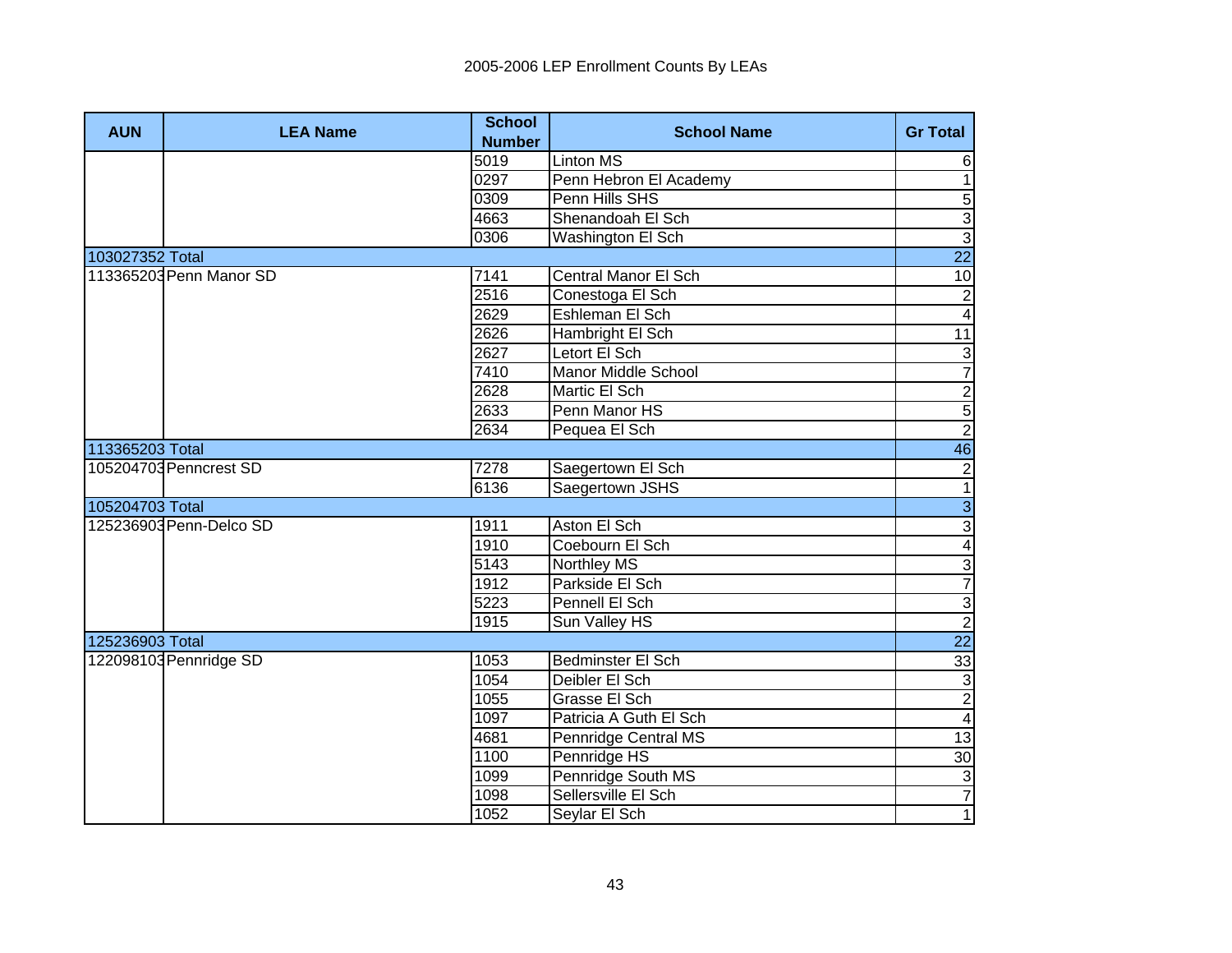2005-2006 LEP Enrollment Counts By LEAs

| AUN | LEA Name | School Number | School Name | Gr Total |
|---|---|---|---|---|
| | | 5019 | Linton MS | 6 |
| | | 0297 | Penn Hebron El Academy | 1 |
| | | 0309 | Penn Hills SHS | 5 |
| | | 4663 | Shenandoah El Sch | 3 |
| | | 0306 | Washington El Sch | 3 |
| 103027352 Total | | | | 22 |
| 113365203 | Penn Manor SD | 7141 | Central Manor El Sch | 10 |
| | | 2516 | Conestoga El Sch | 2 |
| | | 2629 | Eshleman El Sch | 4 |
| | | 2626 | Hambright El Sch | 11 |
| | | 2627 | Letort El Sch | 3 |
| | | 7410 | Manor Middle School | 7 |
| | | 2628 | Martic El Sch | 2 |
| | | 2633 | Penn Manor HS | 5 |
| | | 2634 | Pequea El Sch | 2 |
| 113365203 Total | | | | 46 |
| 105204703 | Penncrest SD | 7278 | Saegertown El Sch | 2 |
| | | 6136 | Saegertown JSHS | 1 |
| 105204703 Total | | | | 3 |
| 125236903 | Penn-Delco SD | 1911 | Aston El Sch | 3 |
| | | 1910 | Coebourn El Sch | 4 |
| | | 5143 | Northley MS | 3 |
| | | 1912 | Parkside El Sch | 7 |
| | | 5223 | Pennell El Sch | 3 |
| | | 1915 | Sun Valley HS | 2 |
| 125236903 Total | | | | 22 |
| 122098103 | Pennridge SD | 1053 | Bedminster El Sch | 33 |
| | | 1054 | Deibler El Sch | 3 |
| | | 1055 | Grasse El Sch | 2 |
| | | 1097 | Patricia A Guth El Sch | 4 |
| | | 4681 | Pennridge Central MS | 13 |
| | | 1100 | Pennridge HS | 30 |
| | | 1099 | Pennridge South MS | 3 |
| | | 1098 | Sellersville El Sch | 7 |
| | | 1052 | Seylar El Sch | 1 |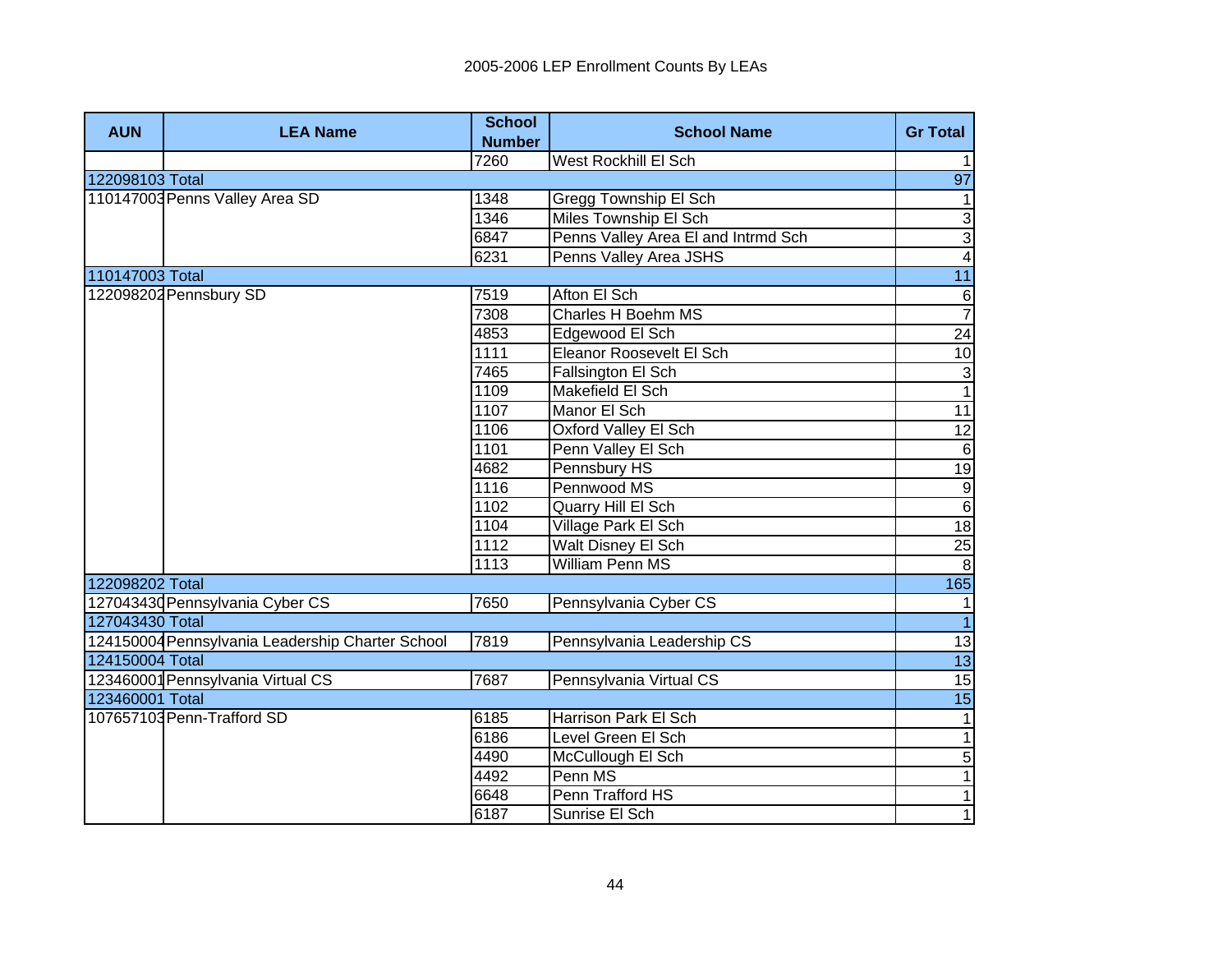2005-2006 LEP Enrollment Counts By LEAs

| AUN | LEA Name | School Number | School Name | Gr Total |
|---|---|---|---|---|
| | | 7260 | West Rockhill El Sch | 1 |
| 122098103 Total | | | | 97 |
| 110147003 | Penns Valley Area SD | 1348 | Gregg Township El Sch | 1 |
| | | 1346 | Miles Township El Sch | 3 |
| | | 6847 | Penns Valley Area El and Intrmd Sch | 3 |
| | | 6231 | Penns Valley Area JSHS | 4 |
| 110147003 Total | | | | 11 |
| 122098202 | Pennsbury SD | 7519 | Afton El Sch | 6 |
| | | 7308 | Charles H Boehm MS | 7 |
| | | 4853 | Edgewood El Sch | 24 |
| | | 1111 | Eleanor Roosevelt El Sch | 10 |
| | | 7465 | Fallsington El Sch | 3 |
| | | 1109 | Makefield El Sch | 1 |
| | | 1107 | Manor El Sch | 11 |
| | | 1106 | Oxford Valley El Sch | 12 |
| | | 1101 | Penn Valley El Sch | 6 |
| | | 4682 | Pennsbury HS | 19 |
| | | 1116 | Pennwood MS | 9 |
| | | 1102 | Quarry Hill El Sch | 6 |
| | | 1104 | Village Park El Sch | 18 |
| | | 1112 | Walt Disney El Sch | 25 |
| | | 1113 | William Penn MS | 8 |
| 122098202 Total | | | | 165 |
| 127043430 | Pennsylvania Cyber CS | 7650 | Pennsylvania Cyber CS | 1 |
| 127043430 Total | | | | 1 |
| 124150004 | Pennsylvania Leadership Charter School | 7819 | Pennsylvania Leadership CS | 13 |
| 124150004 Total | | | | 13 |
| 123460001 | Pennsylvania Virtual CS | 7687 | Pennsylvania Virtual CS | 15 |
| 123460001 Total | | | | 15 |
| 107657103 | Penn-Trafford SD | 6185 | Harrison Park El Sch | 1 |
| | | 6186 | Level Green El Sch | 1 |
| | | 4490 | McCullough El Sch | 5 |
| | | 4492 | Penn MS | 1 |
| | | 6648 | Penn Trafford HS | 1 |
| | | 6187 | Sunrise El Sch | 1 |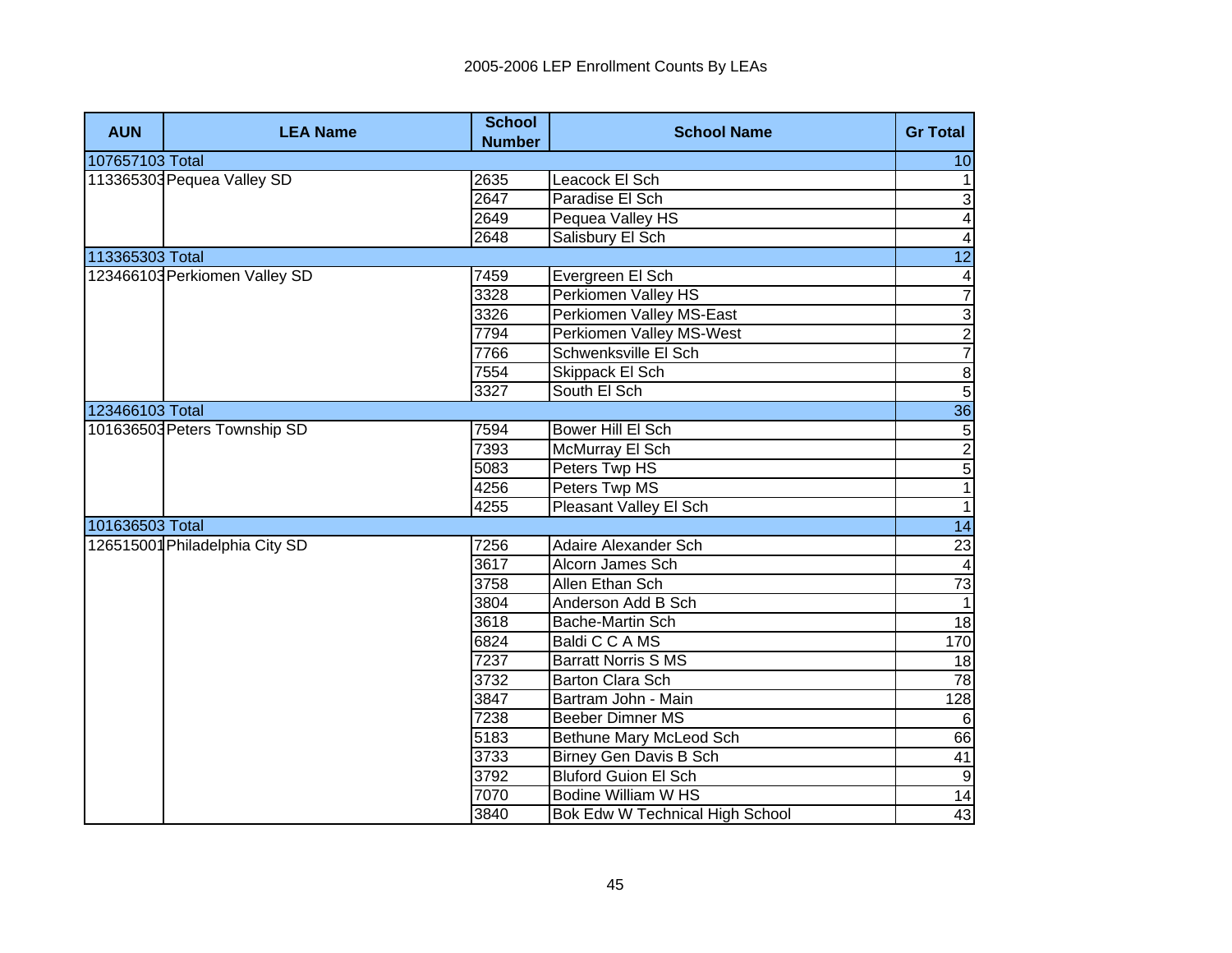2005-2006 LEP Enrollment Counts By LEAs

| AUN | LEA Name | School Number | School Name | Gr Total |
|---|---|---|---|---|
| 107657103 Total | | | | 10 |
| 113365303 | Pequea Valley SD | 2635 | Leacock El Sch | 1 |
| | | 2647 | Paradise El Sch | 3 |
| | | 2649 | Pequea Valley HS | 4 |
| | | 2648 | Salisbury El Sch | 4 |
| 113365303 Total | | | | 12 |
| 123466103 | Perkiomen Valley SD | 7459 | Evergreen El Sch | 4 |
| | | 3328 | Perkiomen Valley HS | 7 |
| | | 3326 | Perkiomen Valley MS-East | 3 |
| | | 7794 | Perkiomen Valley MS-West | 2 |
| | | 7766 | Schwenksville El Sch | 7 |
| | | 7554 | Skippack El Sch | 8 |
| | | 3327 | South El Sch | 5 |
| 123466103 Total | | | | 36 |
| 101636503 | Peters Township SD | 7594 | Bower Hill El Sch | 5 |
| | | 7393 | McMurray El Sch | 2 |
| | | 5083 | Peters Twp HS | 5 |
| | | 4256 | Peters Twp MS | 1 |
| | | 4255 | Pleasant Valley El Sch | 1 |
| 101636503 Total | | | | 14 |
| 126515001 | Philadelphia City SD | 7256 | Adaire Alexander Sch | 23 |
| | | 3617 | Alcorn James Sch | 4 |
| | | 3758 | Allen Ethan Sch | 73 |
| | | 3804 | Anderson Add B Sch | 1 |
| | | 3618 | Bache-Martin Sch | 18 |
| | | 6824 | Baldi C C A MS | 170 |
| | | 7237 | Barratt Norris S MS | 18 |
| | | 3732 | Barton Clara Sch | 78 |
| | | 3847 | Bartram John - Main | 128 |
| | | 7238 | Beeber Dimner MS | 6 |
| | | 5183 | Bethune Mary McLeod Sch | 66 |
| | | 3733 | Birney Gen Davis B Sch | 41 |
| | | 3792 | Bluford Guion El Sch | 9 |
| | | 7070 | Bodine William W HS | 14 |
| | | 3840 | Bok Edw W Technical High School | 43 |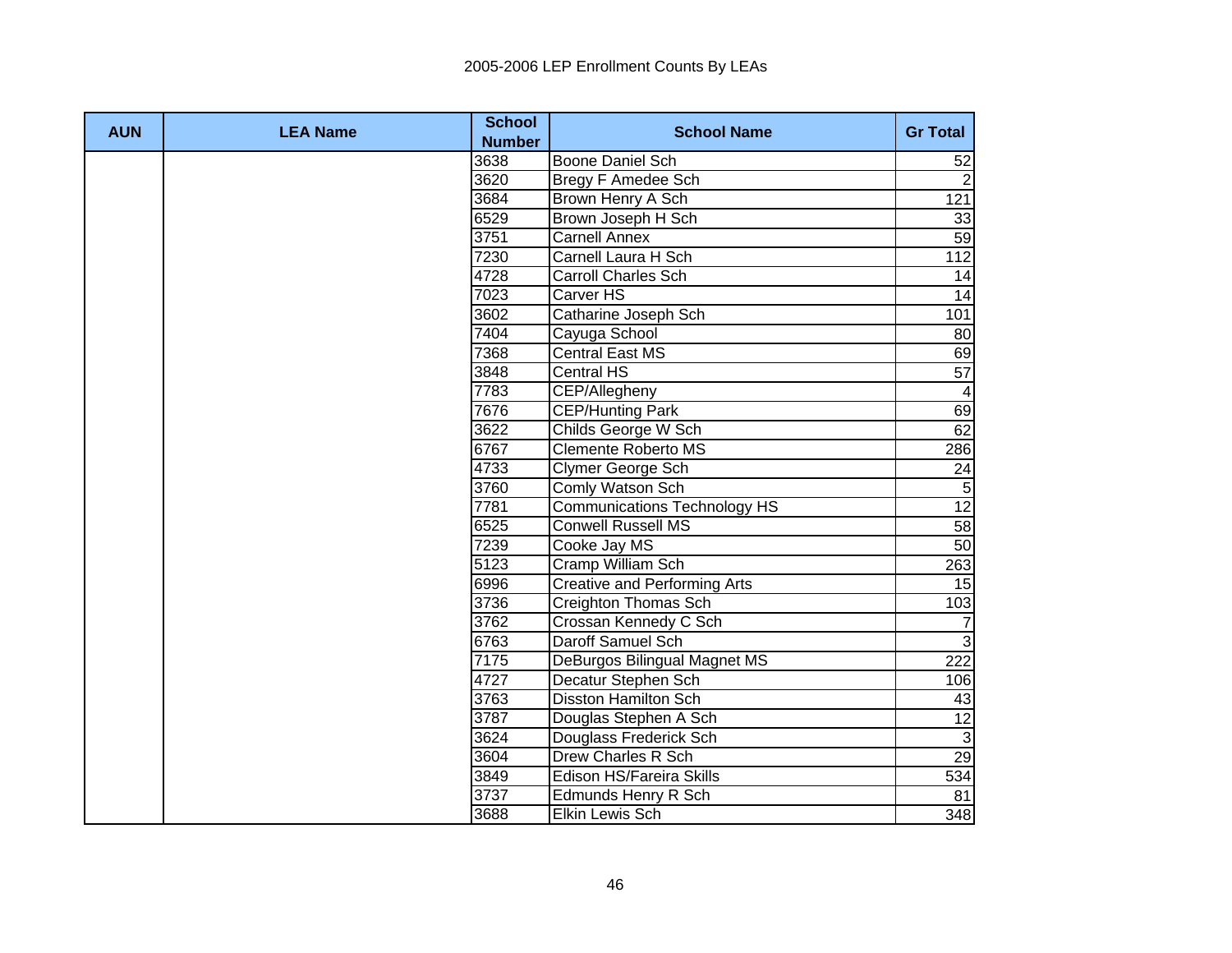2005-2006 LEP Enrollment Counts By LEAs

| AUN | LEA Name | School Number | School Name | Gr Total |
|---|---|---|---|---|
| | | 3638 | Boone Daniel Sch | 52 |
| | | 3620 | Bregy F Amedee Sch | 2 |
| | | 3684 | Brown Henry A Sch | 121 |
| | | 6529 | Brown Joseph H Sch | 33 |
| | | 3751 | Carnell Annex | 59 |
| | | 7230 | Carnell Laura H Sch | 112 |
| | | 4728 | Carroll Charles Sch | 14 |
| | | 7023 | Carver HS | 14 |
| | | 3602 | Catharine Joseph Sch | 101 |
| | | 7404 | Cayuga School | 80 |
| | | 7368 | Central East MS | 69 |
| | | 3848 | Central HS | 57 |
| | | 7783 | CEP/Allegheny | 4 |
| | | 7676 | CEP/Hunting Park | 69 |
| | | 3622 | Childs George W Sch | 62 |
| | | 6767 | Clemente Roberto MS | 286 |
| | | 4733 | Clymer George Sch | 24 |
| | | 3760 | Comly Watson Sch | 5 |
| | | 7781 | Communications Technology HS | 12 |
| | | 6525 | Conwell Russell MS | 58 |
| | | 7239 | Cooke Jay MS | 50 |
| | | 5123 | Cramp William Sch | 263 |
| | | 6996 | Creative and Performing Arts | 15 |
| | | 3736 | Creighton Thomas Sch | 103 |
| | | 3762 | Crossan Kennedy C Sch | 7 |
| | | 6763 | Daroff Samuel Sch | 3 |
| | | 7175 | DeBurgos Bilingual Magnet MS | 222 |
| | | 4727 | Decatur Stephen Sch | 106 |
| | | 3763 | Disston Hamilton Sch | 43 |
| | | 3787 | Douglas Stephen A Sch | 12 |
| | | 3624 | Douglass Frederick Sch | 3 |
| | | 3604 | Drew Charles R Sch | 29 |
| | | 3849 | Edison HS/Fareira Skills | 534 |
| | | 3737 | Edmunds Henry R Sch | 81 |
| | | 3688 | Elkin Lewis Sch | 348 |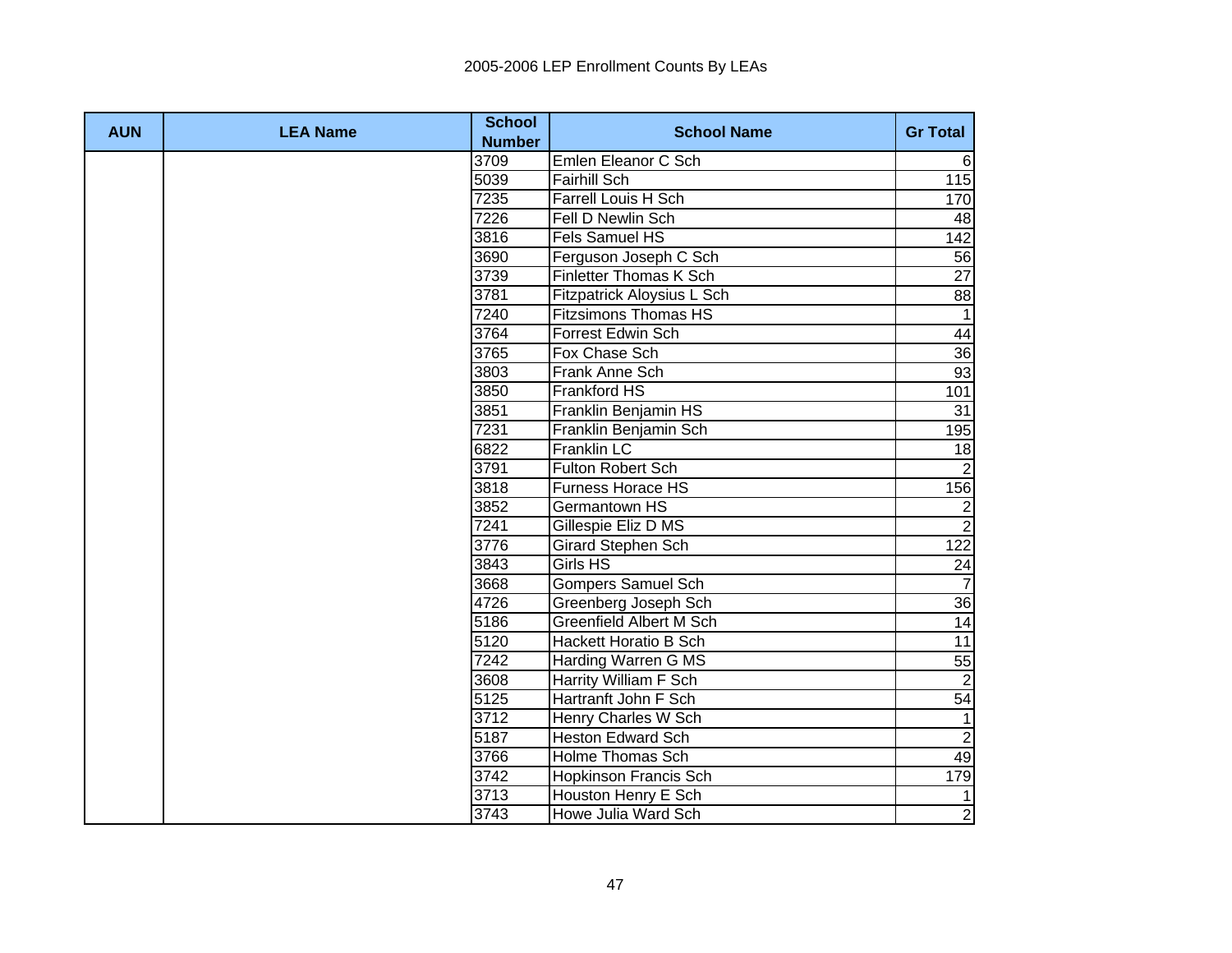2005-2006 LEP Enrollment Counts By LEAs

| AUN | LEA Name | School Number | School Name | Gr Total |
|---|---|---|---|---|
| | | 3709 | Emlen Eleanor C Sch | 6 |
| | | 5039 | Fairhill Sch | 115 |
| | | 7235 | Farrell Louis H Sch | 170 |
| | | 7226 | Fell D Newlin Sch | 48 |
| | | 3816 | Fels Samuel HS | 142 |
| | | 3690 | Ferguson Joseph C Sch | 56 |
| | | 3739 | Finletter Thomas K Sch | 27 |
| | | 3781 | Fitzpatrick Aloysius L Sch | 88 |
| | | 7240 | Fitzsimons Thomas HS | 1 |
| | | 3764 | Forrest Edwin Sch | 44 |
| | | 3765 | Fox Chase Sch | 36 |
| | | 3803 | Frank Anne Sch | 93 |
| | | 3850 | Frankford HS | 101 |
| | | 3851 | Franklin Benjamin HS | 31 |
| | | 7231 | Franklin Benjamin Sch | 195 |
| | | 6822 | Franklin LC | 18 |
| | | 3791 | Fulton Robert Sch | 2 |
| | | 3818 | Furness Horace HS | 156 |
| | | 3852 | Germantown HS | 2 |
| | | 7241 | Gillespie Eliz D MS | 2 |
| | | 3776 | Girard Stephen Sch | 122 |
| | | 3843 | Girls HS | 24 |
| | | 3668 | Gompers Samuel Sch | 7 |
| | | 4726 | Greenberg Joseph Sch | 36 |
| | | 5186 | Greenfield Albert M Sch | 14 |
| | | 5120 | Hackett Horatio B Sch | 11 |
| | | 7242 | Harding Warren G MS | 55 |
| | | 3608 | Harrity William F Sch | 2 |
| | | 5125 | Hartranft John F Sch | 54 |
| | | 3712 | Henry Charles W Sch | 1 |
| | | 5187 | Heston Edward Sch | 2 |
| | | 3766 | Holme Thomas Sch | 49 |
| | | 3742 | Hopkinson Francis Sch | 179 |
| | | 3713 | Houston Henry E Sch | 1 |
| | | 3743 | Howe Julia Ward Sch | 2 |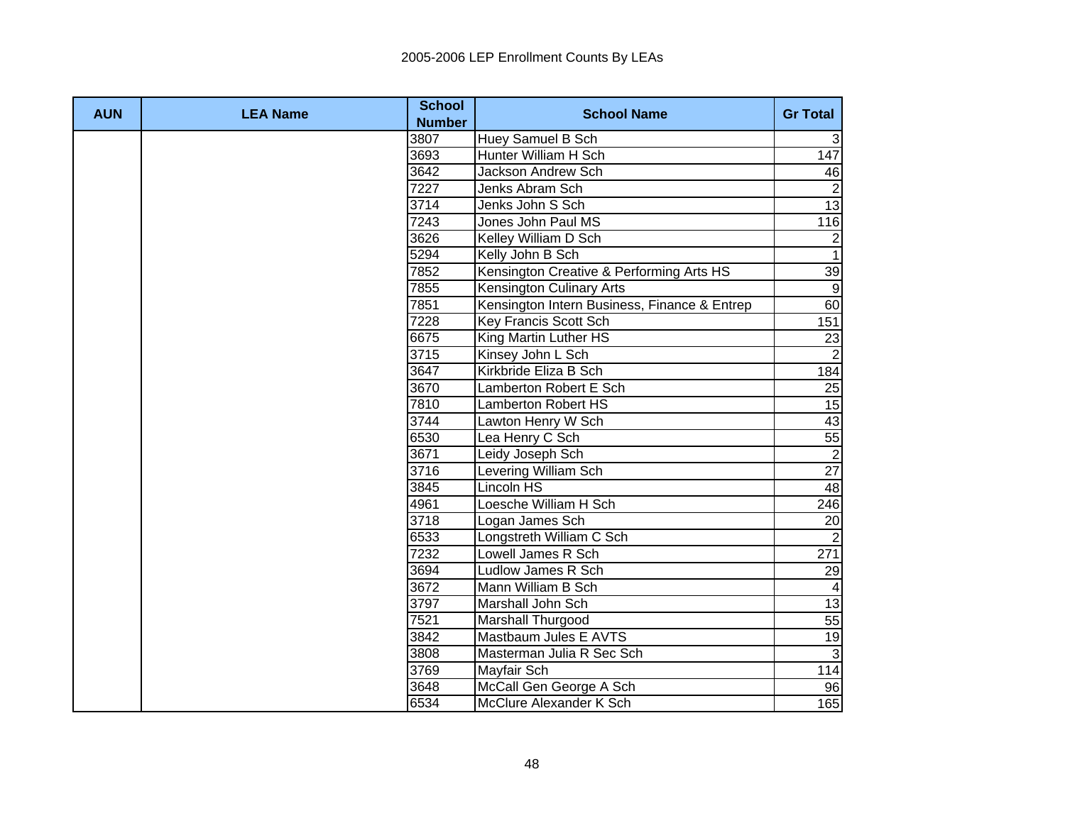2005-2006 LEP Enrollment Counts By LEAs

| AUN | LEA Name | School Number | School Name | Gr Total |
|---|---|---|---|---|
| | | 3807 | Huey Samuel B Sch | 3 |
| | | 3693 | Hunter William H Sch | 147 |
| | | 3642 | Jackson Andrew Sch | 46 |
| | | 7227 | Jenks Abram Sch | 2 |
| | | 3714 | Jenks John S Sch | 13 |
| | | 7243 | Jones John Paul MS | 116 |
| | | 3626 | Kelley William D Sch | 2 |
| | | 5294 | Kelly John B Sch | 1 |
| | | 7852 | Kensington Creative & Performing Arts HS | 39 |
| | | 7855 | Kensington Culinary Arts | 9 |
| | | 7851 | Kensington Intern Business, Finance & Entrep | 60 |
| | | 7228 | Key Francis Scott Sch | 151 |
| | | 6675 | King Martin Luther HS | 23 |
| | | 3715 | Kinsey John L Sch | 2 |
| | | 3647 | Kirkbride Eliza B Sch | 184 |
| | | 3670 | Lamberton Robert E Sch | 25 |
| | | 7810 | Lamberton Robert HS | 15 |
| | | 3744 | Lawton Henry W Sch | 43 |
| | | 6530 | Lea Henry C Sch | 55 |
| | | 3671 | Leidy Joseph Sch | 2 |
| | | 3716 | Levering William Sch | 27 |
| | | 3845 | Lincoln HS | 48 |
| | | 4961 | Loesche William H Sch | 246 |
| | | 3718 | Logan James Sch | 20 |
| | | 6533 | Longstreth William C Sch | 2 |
| | | 7232 | Lowell James R Sch | 271 |
| | | 3694 | Ludlow James R Sch | 29 |
| | | 3672 | Mann William B Sch | 4 |
| | | 3797 | Marshall John Sch | 13 |
| | | 7521 | Marshall Thurgood | 55 |
| | | 3842 | Mastbaum Jules E AVTS | 19 |
| | | 3808 | Masterman Julia R Sec Sch | 3 |
| | | 3769 | Mayfair Sch | 114 |
| | | 3648 | McCall Gen George A Sch | 96 |
| | | 6534 | McClure Alexander K Sch | 165 |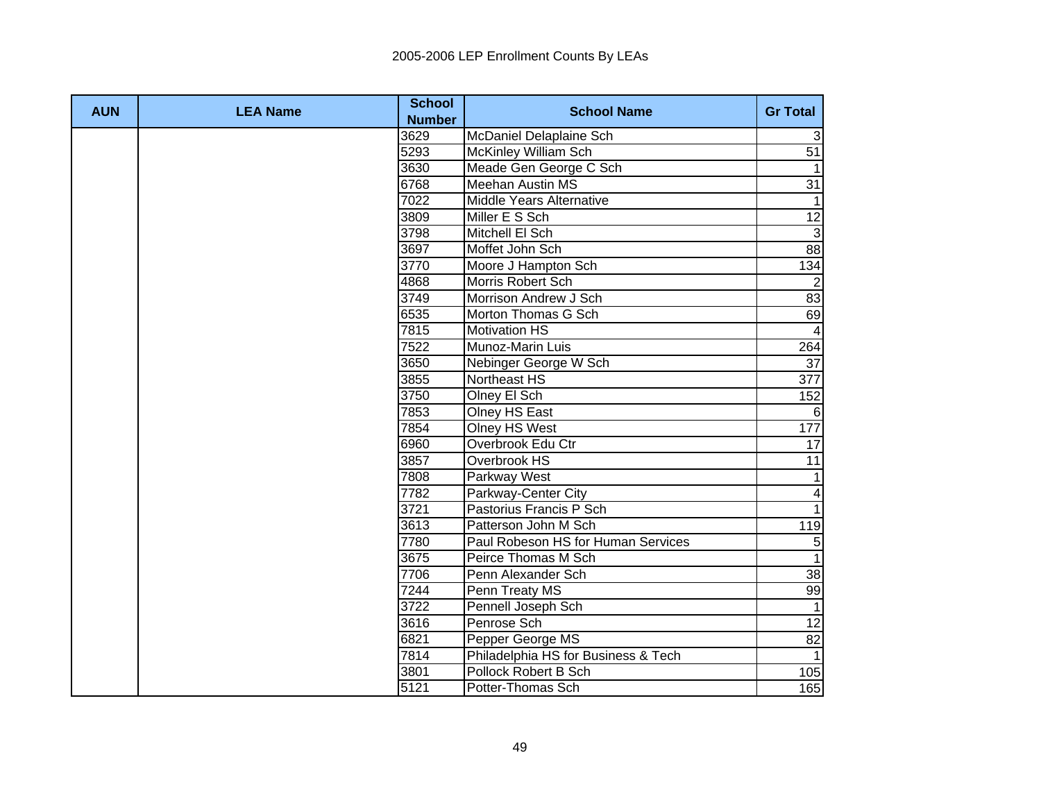2005-2006 LEP Enrollment Counts By LEAs

| AUN | LEA Name | School Number | School Name | Gr Total |
|---|---|---|---|---|
| | | 3629 | McDaniel Delaplaine Sch | 3 |
| | | 5293 | McKinley William Sch | 51 |
| | | 3630 | Meade Gen George C Sch | 1 |
| | | 6768 | Meehan Austin MS | 31 |
| | | 7022 | Middle Years Alternative | 1 |
| | | 3809 | Miller E S Sch | 12 |
| | | 3798 | Mitchell El Sch | 3 |
| | | 3697 | Moffet John Sch | 88 |
| | | 3770 | Moore J Hampton Sch | 134 |
| | | 4868 | Morris Robert Sch | 2 |
| | | 3749 | Morrison Andrew J Sch | 83 |
| | | 6535 | Morton Thomas G Sch | 69 |
| | | 7815 | Motivation HS | 4 |
| | | 7522 | Munoz-Marin Luis | 264 |
| | | 3650 | Nebinger George W Sch | 37 |
| | | 3855 | Northeast HS | 377 |
| | | 3750 | Olney El Sch | 152 |
| | | 7853 | Olney HS East | 6 |
| | | 7854 | Olney HS West | 177 |
| | | 6960 | Overbrook Edu Ctr | 17 |
| | | 3857 | Overbrook HS | 11 |
| | | 7808 | Parkway West | 1 |
| | | 7782 | Parkway-Center City | 4 |
| | | 3721 | Pastorius Francis P Sch | 1 |
| | | 3613 | Patterson John M Sch | 119 |
| | | 7780 | Paul Robeson HS for Human Services | 5 |
| | | 3675 | Peirce Thomas M Sch | 1 |
| | | 7706 | Penn Alexander Sch | 38 |
| | | 7244 | Penn Treaty MS | 99 |
| | | 3722 | Pennell Joseph Sch | 1 |
| | | 3616 | Penrose Sch | 12 |
| | | 6821 | Pepper George MS | 82 |
| | | 7814 | Philadelphia HS for Business & Tech | 1 |
| | | 3801 | Pollock Robert B Sch | 105 |
| | | 5121 | Potter-Thomas Sch | 165 |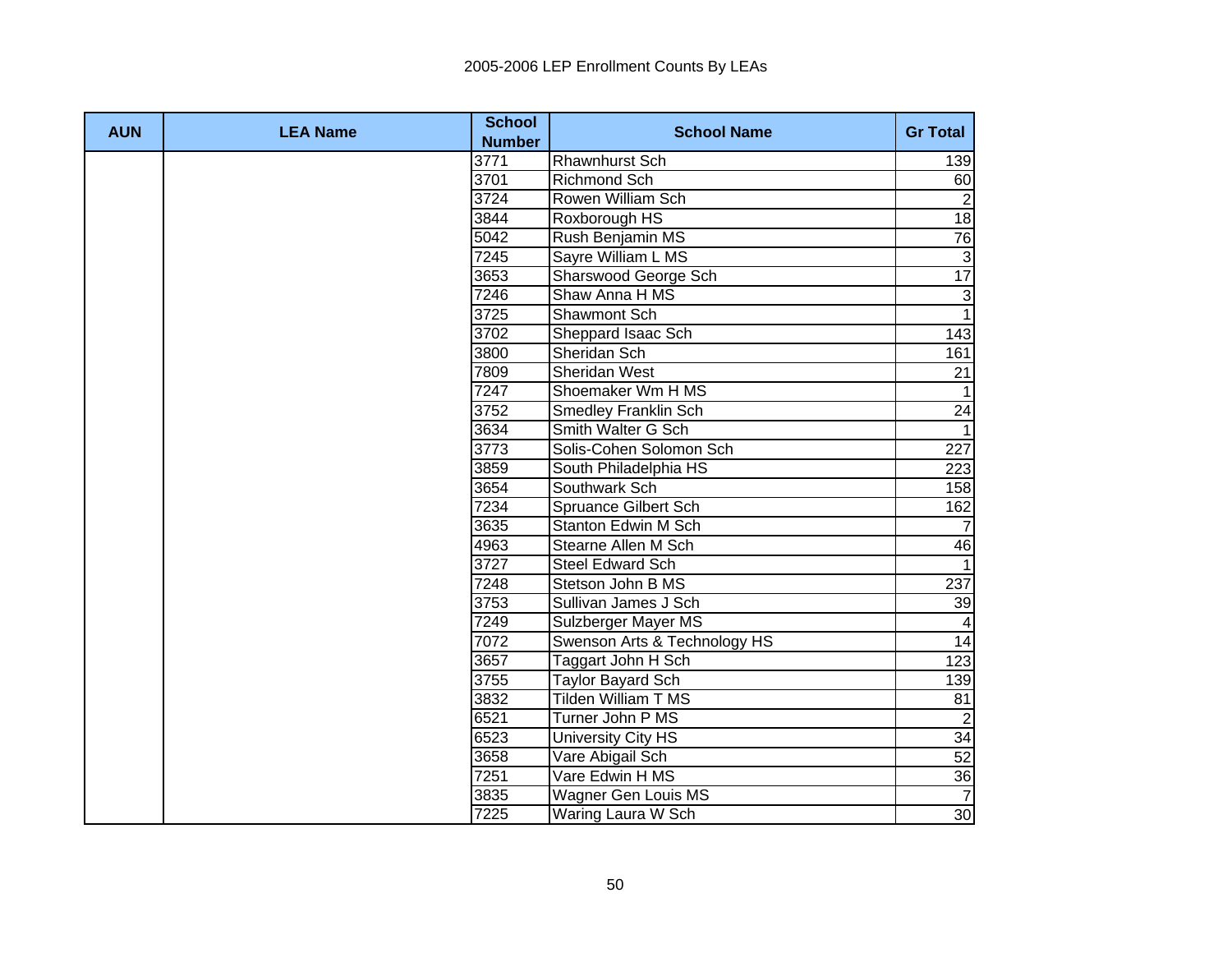2005-2006 LEP Enrollment Counts By LEAs

| AUN | LEA Name | School Number | School Name | Gr Total |
|---|---|---|---|---|
| | | 3771 | Rhawnhurst Sch | 139 |
| | | 3701 | Richmond Sch | 60 |
| | | 3724 | Rowen William Sch | 2 |
| | | 3844 | Roxborough HS | 18 |
| | | 5042 | Rush Benjamin MS | 76 |
| | | 7245 | Sayre William L MS | 3 |
| | | 3653 | Sharswood George Sch | 17 |
| | | 7246 | Shaw Anna H MS | 3 |
| | | 3725 | Shawmont Sch | 1 |
| | | 3702 | Sheppard Isaac Sch | 143 |
| | | 3800 | Sheridan Sch | 161 |
| | | 7809 | Sheridan West | 21 |
| | | 7247 | Shoemaker Wm H MS | 1 |
| | | 3752 | Smedley Franklin Sch | 24 |
| | | 3634 | Smith Walter G Sch | 1 |
| | | 3773 | Solis-Cohen Solomon Sch | 227 |
| | | 3859 | South Philadelphia HS | 223 |
| | | 3654 | Southwark Sch | 158 |
| | | 7234 | Spruance Gilbert Sch | 162 |
| | | 3635 | Stanton Edwin M Sch | 7 |
| | | 4963 | Stearne Allen M Sch | 46 |
| | | 3727 | Steel Edward Sch | 1 |
| | | 7248 | Stetson John B MS | 237 |
| | | 3753 | Sullivan James J Sch | 39 |
| | | 7249 | Sulzberger Mayer MS | 4 |
| | | 7072 | Swenson Arts & Technology HS | 14 |
| | | 3657 | Taggart John H Sch | 123 |
| | | 3755 | Taylor Bayard Sch | 139 |
| | | 3832 | Tilden William T MS | 81 |
| | | 6521 | Turner John P MS | 2 |
| | | 6523 | University City HS | 34 |
| | | 3658 | Vare Abigail Sch | 52 |
| | | 7251 | Vare Edwin H MS | 36 |
| | | 3835 | Wagner Gen Louis MS | 7 |
| | | 7225 | Waring Laura W Sch | 30 |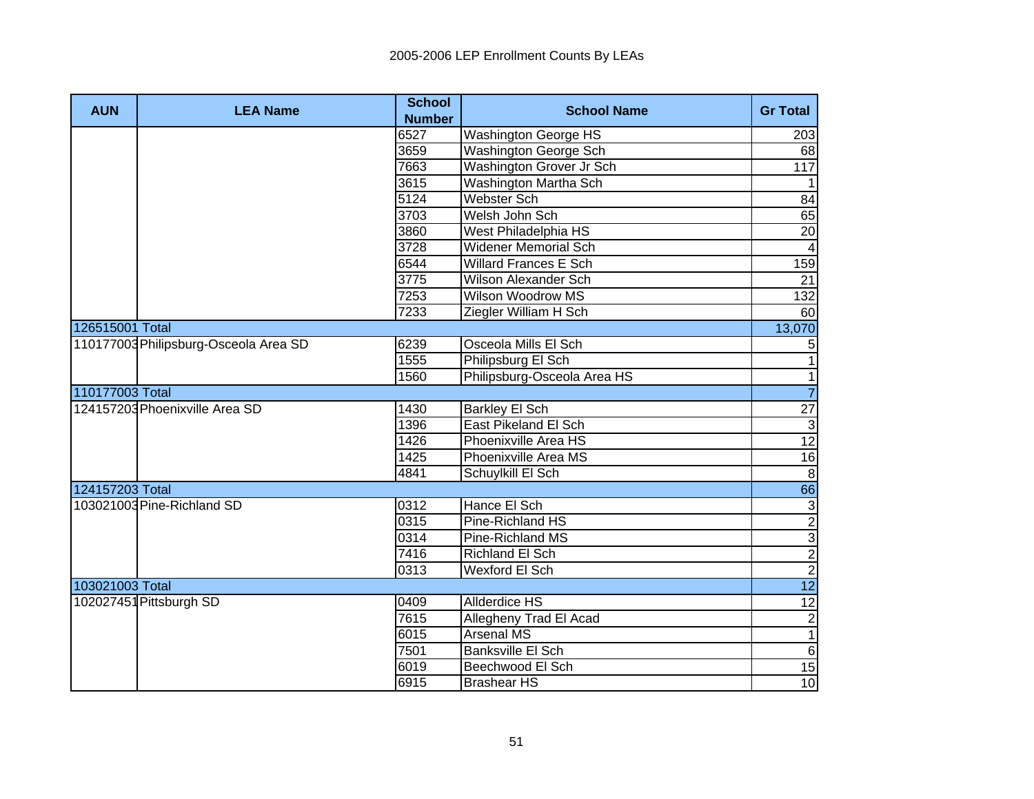2005-2006 LEP Enrollment Counts By LEAs

| AUN | LEA Name | School Number | School Name | Gr Total |
|---|---|---|---|---|
| | | 6527 | Washington George HS | 203 |
| | | 3659 | Washington George Sch | 68 |
| | | 7663 | Washington Grover Jr Sch | 117 |
| | | 3615 | Washington Martha Sch | 1 |
| | | 5124 | Webster Sch | 84 |
| | | 3703 | Welsh John Sch | 65 |
| | | 3860 | West Philadelphia HS | 20 |
| | | 3728 | Widener Memorial Sch | 4 |
| | | 6544 | Willard Frances E Sch | 159 |
| | | 3775 | Wilson Alexander Sch | 21 |
| | | 7253 | Wilson Woodrow MS | 132 |
| | | 7233 | Ziegler William H Sch | 60 |
| 126515001 Total | | | | 13,070 |
| 110177003 | Philipsburg-Osceola Area SD | 6239 | Osceola Mills El Sch | 5 |
| | | 1555 | Philipsburg El Sch | 1 |
| | | 1560 | Philipsburg-Osceola Area HS | 1 |
| 110177003 Total | | | | 7 |
| 124157203 | Phoenixville Area SD | 1430 | Barkley El Sch | 27 |
| | | 1396 | East Pikeland El Sch | 3 |
| | | 1426 | Phoenixville Area HS | 12 |
| | | 1425 | Phoenixville Area MS | 16 |
| | | 4841 | Schuylkill El Sch | 8 |
| 124157203 Total | | | | 66 |
| 103021003 | Pine-Richland SD | 0312 | Hance El Sch | 3 |
| | | 0315 | Pine-Richland HS | 2 |
| | | 0314 | Pine-Richland MS | 3 |
| | | 7416 | Richland El Sch | 2 |
| | | 0313 | Wexford El Sch | 2 |
| 103021003 Total | | | | 12 |
| 102027451 | Pittsburgh SD | 0409 | Allderdice HS | 12 |
| | | 7615 | Allegheny Trad El Acad | 2 |
| | | 6015 | Arsenal MS | 1 |
| | | 7501 | Banksville El Sch | 6 |
| | | 6019 | Beechwood El Sch | 15 |
| | | 6915 | Brashear HS | 10 |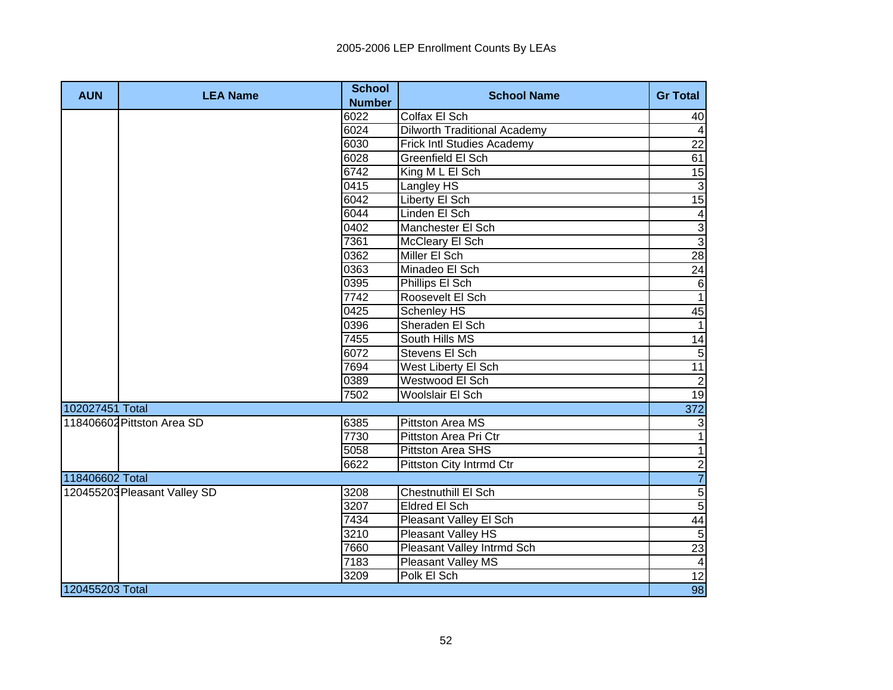2005-2006 LEP Enrollment Counts By LEAs

| AUN | LEA Name | School Number | School Name | Gr Total |
|---|---|---|---|---|
| | | 6022 | Colfax El Sch | 40 |
| | | 6024 | Dilworth Traditional Academy | 4 |
| | | 6030 | Frick Intl Studies Academy | 22 |
| | | 6028 | Greenfield El Sch | 61 |
| | | 6742 | King M L El Sch | 15 |
| | | 0415 | Langley HS | 3 |
| | | 6042 | Liberty El Sch | 15 |
| | | 6044 | Linden El Sch | 4 |
| | | 0402 | Manchester El Sch | 3 |
| | | 7361 | McCleary El Sch | 3 |
| | | 0362 | Miller El Sch | 28 |
| | | 0363 | Minadeo El Sch | 24 |
| | | 0395 | Phillips El Sch | 6 |
| | | 7742 | Roosevelt El Sch | 1 |
| | | 0425 | Schenley HS | 45 |
| | | 0396 | Sheraden El Sch | 1 |
| | | 7455 | South Hills MS | 14 |
| | | 6072 | Stevens El Sch | 5 |
| | | 7694 | West Liberty El Sch | 11 |
| | | 0389 | Westwood El Sch | 2 |
| | | 7502 | Woolslair El Sch | 19 |
| 102027451 Total | | | | 372 |
| 118406602 | Pittston Area SD | 6385 | Pittston Area MS | 3 |
| | | 7730 | Pittston Area Pri Ctr | 1 |
| | | 5058 | Pittston Area SHS | 1 |
| | | 6622 | Pittston City Intrmd Ctr | 2 |
| 118406602 Total | | | | 7 |
| 120455203 | Pleasant Valley SD | 3208 | Chestnuthill El Sch | 5 |
| | | 3207 | Eldred El Sch | 5 |
| | | 7434 | Pleasant Valley El Sch | 44 |
| | | 3210 | Pleasant Valley HS | 5 |
| | | 7660 | Pleasant Valley Intrmd Sch | 23 |
| | | 7183 | Pleasant Valley MS | 4 |
| | | 3209 | Polk El Sch | 12 |
| 120455203 Total | | | | 98 |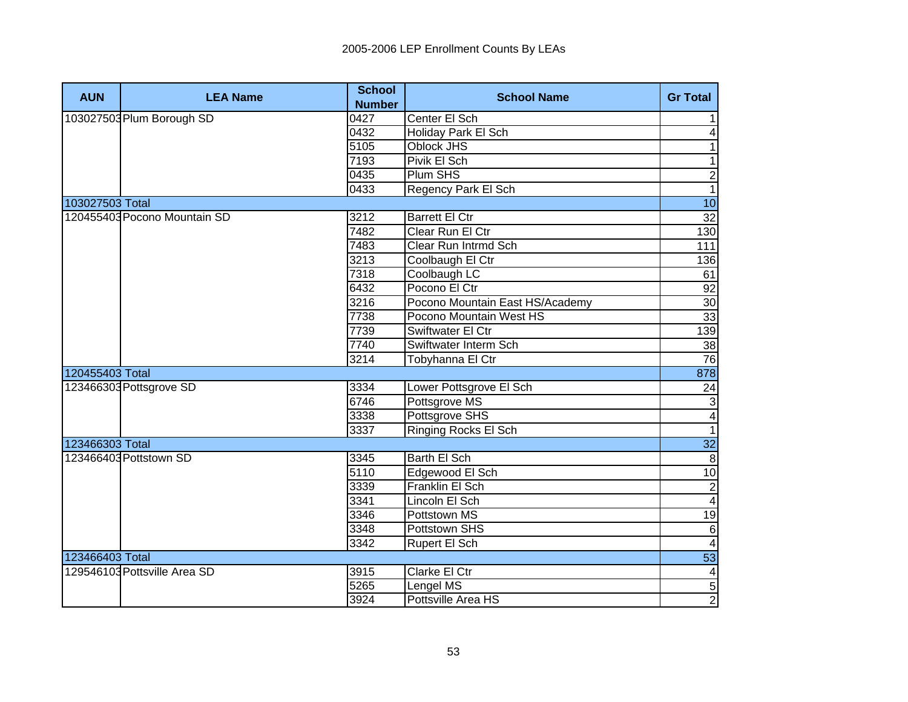# 2005-2006 LEP Enrollment Counts By LEAs

| AUN | LEA Name | School Number | School Name | Gr Total |
|---|---|---|---|---|
| 103027503 | Plum Borough SD | 0427 | Center El Sch | 1 |
| | | 0432 | Holiday Park El Sch | 4 |
| | | 5105 | Oblock JHS | 1 |
| | | 7193 | Pivik El Sch | 1 |
| | | 0435 | Plum SHS | 2 |
| | | 0433 | Regency Park El Sch | 1 |
| 103027503 Total | | | | 10 |
| 120455403 | Pocono Mountain SD | 3212 | Barrett El Ctr | 32 |
| | | 7482 | Clear Run El Ctr | 130 |
| | | 7483 | Clear Run Intrmd Sch | 111 |
| | | 3213 | Coolbaugh El Ctr | 136 |
| | | 7318 | Coolbaugh LC | 61 |
| | | 6432 | Pocono El Ctr | 92 |
| | | 3216 | Pocono Mountain East HS/Academy | 30 |
| | | 7738 | Pocono Mountain West HS | 33 |
| | | 7739 | Swiftwater El Ctr | 139 |
| | | 7740 | Swiftwater Interm Sch | 38 |
| | | 3214 | Tobyhanna El Ctr | 76 |
| 120455403 Total | | | | 878 |
| 123466303 | Pottsgrove SD | 3334 | Lower Pottsgrove El Sch | 24 |
| | | 6746 | Pottsgrove MS | 3 |
| | | 3338 | Pottsgrove SHS | 4 |
| | | 3337 | Ringing Rocks El Sch | 1 |
| 123466303 Total | | | | 32 |
| 123466403 | Pottstown SD | 3345 | Barth El Sch | 8 |
| | | 5110 | Edgewood El Sch | 10 |
| | | 3339 | Franklin El Sch | 2 |
| | | 3341 | Lincoln El Sch | 4 |
| | | 3346 | Pottstown MS | 19 |
| | | 3348 | Pottstown SHS | 6 |
| | | 3342 | Rupert El Sch | 4 |
| 123466403 Total | | | | 53 |
| 129546103 | Pottsville Area SD | 3915 | Clarke El Ctr | 4 |
| | | 5265 | Lengel MS | 5 |
| | | 3924 | Pottsville Area HS | 2 |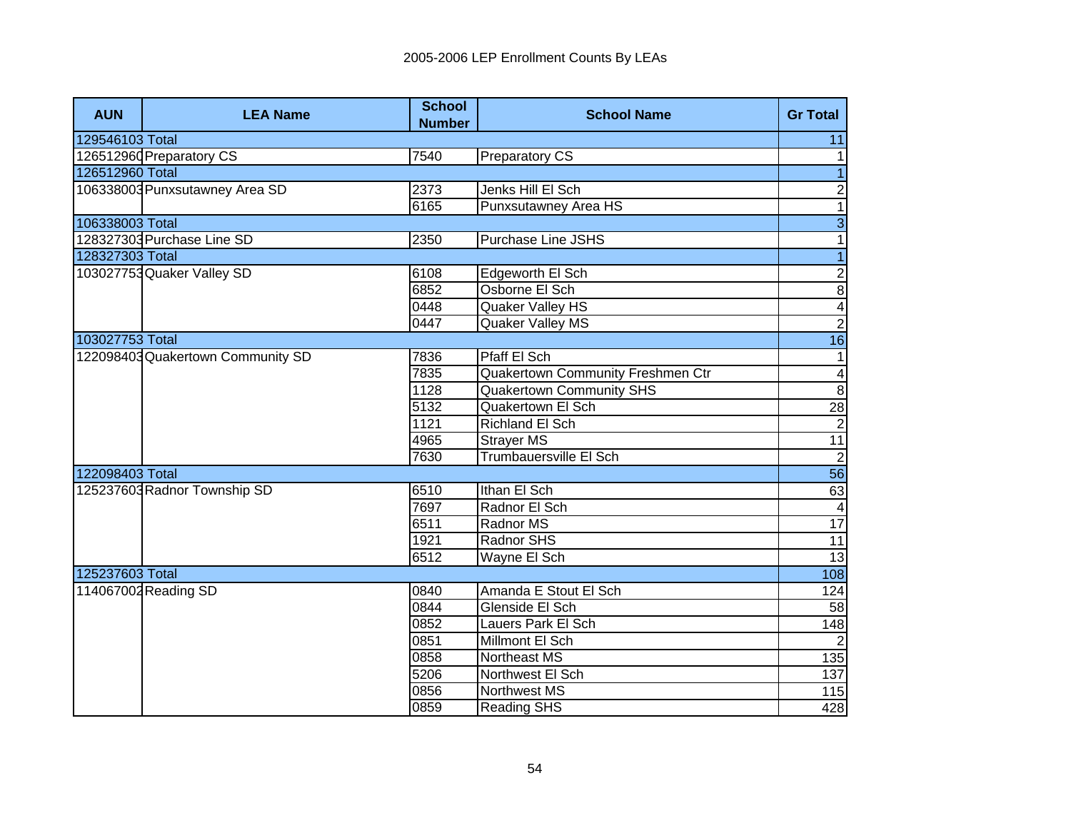## 2005-2006 LEP Enrollment Counts By LEAs

| AUN | LEA Name | School Number | School Name | Gr Total |
|---|---|---|---|---|
| 129546103 Total | | | | 11 |
| 126512960 | Preparatory CS | 7540 | Preparatory CS | 1 |
| 126512960 Total | | | | 1 |
| 106338003 | Punxsutawney Area SD | 2373 | Jenks Hill El Sch | 2 |
| | | 6165 | Punxsutawney Area HS | 1 |
| 106338003 Total | | | | 3 |
| 128327303 | Purchase Line SD | 2350 | Purchase Line JSHS | 1 |
| 128327303 Total | | | | 1 |
| 103027753 | Quaker Valley SD | 6108 | Edgeworth El Sch | 2 |
| | | 6852 | Osborne El Sch | 8 |
| | | 0448 | Quaker Valley HS | 4 |
| | | 0447 | Quaker Valley MS | 2 |
| 103027753 Total | | | | 16 |
| 122098403 | Quakertown Community SD | 7836 | Pfaff El Sch | 1 |
| | | 7835 | Quakertown Community Freshmen Ctr | 4 |
| | | 1128 | Quakertown Community SHS | 8 |
| | | 5132 | Quakertown El Sch | 28 |
| | | 1121 | Richland El Sch | 2 |
| | | 4965 | Strayer MS | 11 |
| | | 7630 | Trumbauersville El Sch | 2 |
| 122098403 Total | | | | 56 |
| 125237603 | Radnor Township SD | 6510 | Ithan El Sch | 63 |
| | | 7697 | Radnor El Sch | 4 |
| | | 6511 | Radnor MS | 17 |
| | | 1921 | Radnor SHS | 11 |
| | | 6512 | Wayne El Sch | 13 |
| 125237603 Total | | | | 108 |
| 114067002 | Reading SD | 0840 | Amanda E Stout El Sch | 124 |
| | | 0844 | Glenside El Sch | 58 |
| | | 0852 | Lauers Park El Sch | 148 |
| | | 0851 | Millmont El Sch | 2 |
| | | 0858 | Northeast MS | 135 |
| | | 5206 | Northwest El Sch | 137 |
| | | 0856 | Northwest MS | 115 |
| | | 0859 | Reading SHS | 428 |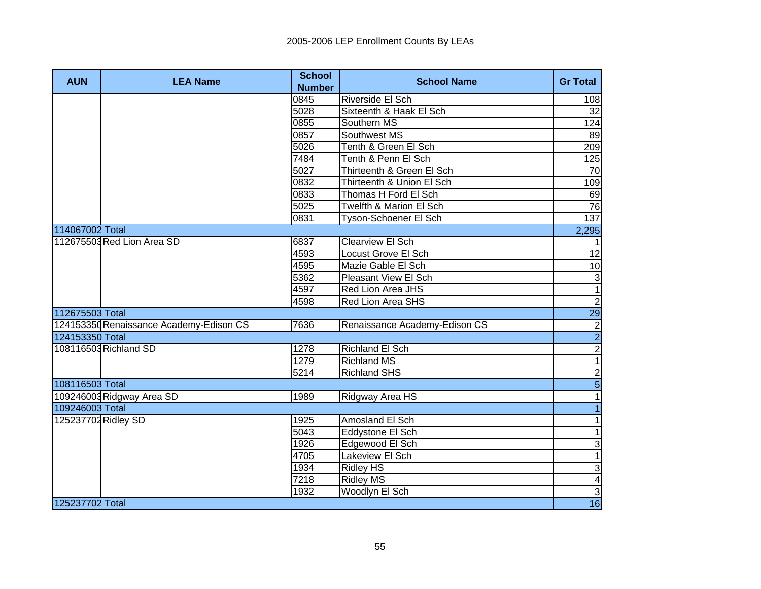# 2005-2006 LEP Enrollment Counts By LEAs

| AUN | LEA Name | School Number | School Name | Gr Total |
|---|---|---|---|---|
| | | 0845 | Riverside El Sch | 108 |
| | | 5028 | Sixteenth & Haak El Sch | 32 |
| | | 0855 | Southern MS | 124 |
| | | 0857 | Southwest MS | 89 |
| | | 5026 | Tenth & Green El Sch | 209 |
| | | 7484 | Tenth & Penn El Sch | 125 |
| | | 5027 | Thirteenth & Green El Sch | 70 |
| | | 0832 | Thirteenth & Union El Sch | 109 |
| | | 0833 | Thomas H Ford El Sch | 69 |
| | | 5025 | Twelfth & Marion El Sch | 76 |
| | | 0831 | Tyson-Schoener El Sch | 137 |
| 114067002 Total | | | | 2,295 |
| 112675503 | Red Lion Area SD | 6837 | Clearview El Sch | 1 |
| | | 4593 | Locust Grove El Sch | 12 |
| | | 4595 | Mazie Gable El Sch | 10 |
| | | 5362 | Pleasant View El Sch | 3 |
| | | 4597 | Red Lion Area JHS | 1 |
| | | 4598 | Red Lion Area SHS | 2 |
| 112675503 Total | | | | 29 |
| 124153350 | Renaissance Academy-Edison CS | 7636 | Renaissance Academy-Edison CS | 2 |
| 124153350 Total | | | | 2 |
| 108116503 | Richland SD | 1278 | Richland El Sch | 2 |
| | | 1279 | Richland MS | 1 |
| | | 5214 | Richland SHS | 2 |
| 108116503 Total | | | | 5 |
| 109246003 | Ridgway Area SD | 1989 | Ridgway Area HS | 1 |
| 109246003 Total | | | | 1 |
| 125237702 | Ridley SD | 1925 | Amosland El Sch | 1 |
| | | 5043 | Eddystone El Sch | 1 |
| | | 1926 | Edgewood El Sch | 3 |
| | | 4705 | Lakeview El Sch | 1 |
| | | 1934 | Ridley HS | 3 |
| | | 7218 | Ridley MS | 4 |
| | | 1932 | Woodlyn El Sch | 3 |
| 125237702 Total | | | | 16 |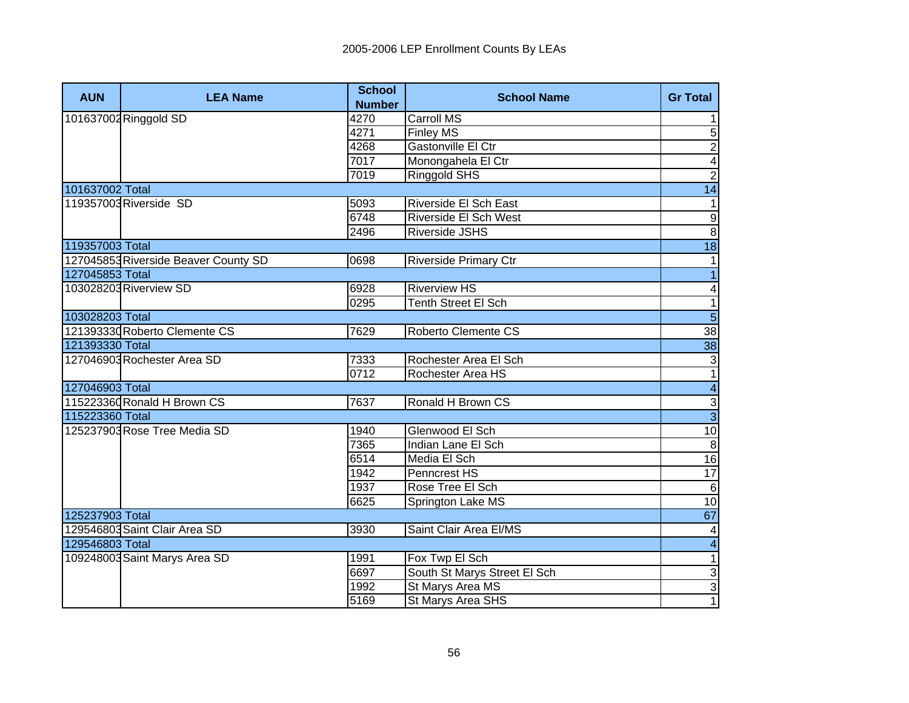2005-2006 LEP Enrollment Counts By LEAs

| AUN | LEA Name | School Number | School Name | Gr Total |
|---|---|---|---|---|
| 101637002 | Ringgold SD | 4270 | Carroll MS | 1 |
| | | 4271 | Finley MS | 5 |
| | | 4268 | Gastonville El Ctr | 2 |
| | | 7017 | Monongahela El Ctr | 4 |
| | | 7019 | Ringgold SHS | 2 |
| 101637002 Total | | | | 14 |
| 119357003 | Riverside SD | 5093 | Riverside El Sch East | 1 |
| | | 6748 | Riverside El Sch West | 9 |
| | | 2496 | Riverside JSHS | 8 |
| 119357003 Total | | | | 18 |
| 127045853 | Riverside Beaver County SD | 0698 | Riverside Primary Ctr | 1 |
| 127045853 Total | | | | 1 |
| 103028203 | Riverview SD | 6928 | Riverview HS | 4 |
| | | 0295 | Tenth Street El Sch | 1 |
| 103028203 Total | | | | 5 |
| 121393330 | Roberto Clemente CS | 7629 | Roberto Clemente CS | 38 |
| 121393330 Total | | | | 38 |
| 127046903 | Rochester Area SD | 7333 | Rochester Area El Sch | 3 |
| | | 0712 | Rochester Area HS | 1 |
| 127046903 Total | | | | 4 |
| 115223360 | Ronald H Brown CS | 7637 | Ronald H Brown CS | 3 |
| 115223360 Total | | | | 3 |
| 125237903 | Rose Tree Media SD | 1940 | Glenwood El Sch | 10 |
| | | 7365 | Indian Lane El Sch | 8 |
| | | 6514 | Media El Sch | 16 |
| | | 1942 | Penncrest HS | 17 |
| | | 1937 | Rose Tree El Sch | 6 |
| | | 6625 | Springton Lake MS | 10 |
| 125237903 Total | | | | 67 |
| 129546803 | Saint Clair Area SD | 3930 | Saint Clair Area El/MS | 4 |
| 129546803 Total | | | | 4 |
| 109248003 | Saint Marys Area SD | 1991 | Fox Twp El Sch | 1 |
| | | 6697 | South St Marys Street El Sch | 3 |
| | | 1992 | St Marys Area MS | 3 |
| | | 5169 | St Marys Area SHS | 1 |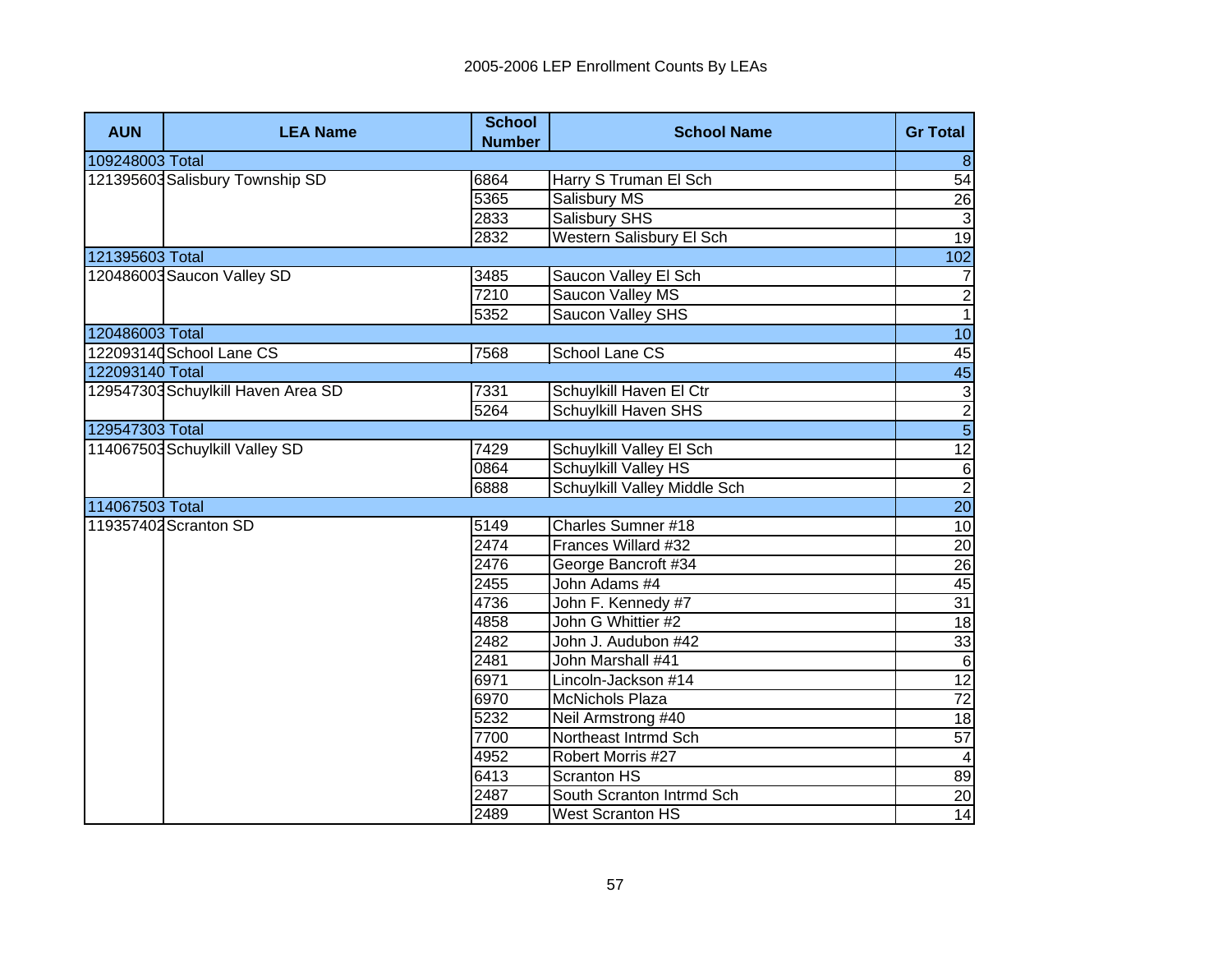2005-2006 LEP Enrollment Counts By LEAs

| AUN | LEA Name | School Number | School Name | Gr Total |
|---|---|---|---|---|
| 109248003 Total | | | | 8 |
| 121395603 | Salisbury Township SD | 6864 | Harry S Truman El Sch | 54 |
| | | 5365 | Salisbury MS | 26 |
| | | 2833 | Salisbury SHS | 3 |
| | | 2832 | Western Salisbury El Sch | 19 |
| 121395603 Total | | | | 102 |
| 120486003 | Saucon Valley SD | 3485 | Saucon Valley El Sch | 7 |
| | | 7210 | Saucon Valley MS | 2 |
| | | 5352 | Saucon Valley SHS | 1 |
| 120486003 Total | | | | 10 |
| 122093140 | School Lane CS | 7568 | School Lane CS | 45 |
| 122093140 Total | | | | 45 |
| 129547303 | Schuylkill Haven Area SD | 7331 | Schuylkill Haven El Ctr | 3 |
| | | 5264 | Schuylkill Haven SHS | 2 |
| 129547303 Total | | | | 5 |
| 114067503 | Schuylkill Valley SD | 7429 | Schuylkill Valley El Sch | 12 |
| | | 0864 | Schuylkill Valley HS | 6 |
| | | 6888 | Schuylkill Valley Middle Sch | 2 |
| 114067503 Total | | | | 20 |
| 119357402 | Scranton SD | 5149 | Charles Sumner #18 | 10 |
| | | 2474 | Frances Willard #32 | 20 |
| | | 2476 | George Bancroft #34 | 26 |
| | | 2455 | John Adams #4 | 45 |
| | | 4736 | John F. Kennedy #7 | 31 |
| | | 4858 | John G Whittier #2 | 18 |
| | | 2482 | John J. Audubon #42 | 33 |
| | | 2481 | John Marshall #41 | 6 |
| | | 6971 | Lincoln-Jackson #14 | 12 |
| | | 6970 | McNichols Plaza | 72 |
| | | 5232 | Neil Armstrong #40 | 18 |
| | | 7700 | Northeast Intrmd Sch | 57 |
| | | 4952 | Robert Morris #27 | 4 |
| | | 6413 | Scranton HS | 89 |
| | | 2487 | South Scranton Intrmd Sch | 20 |
| | | 2489 | West Scranton HS | 14 |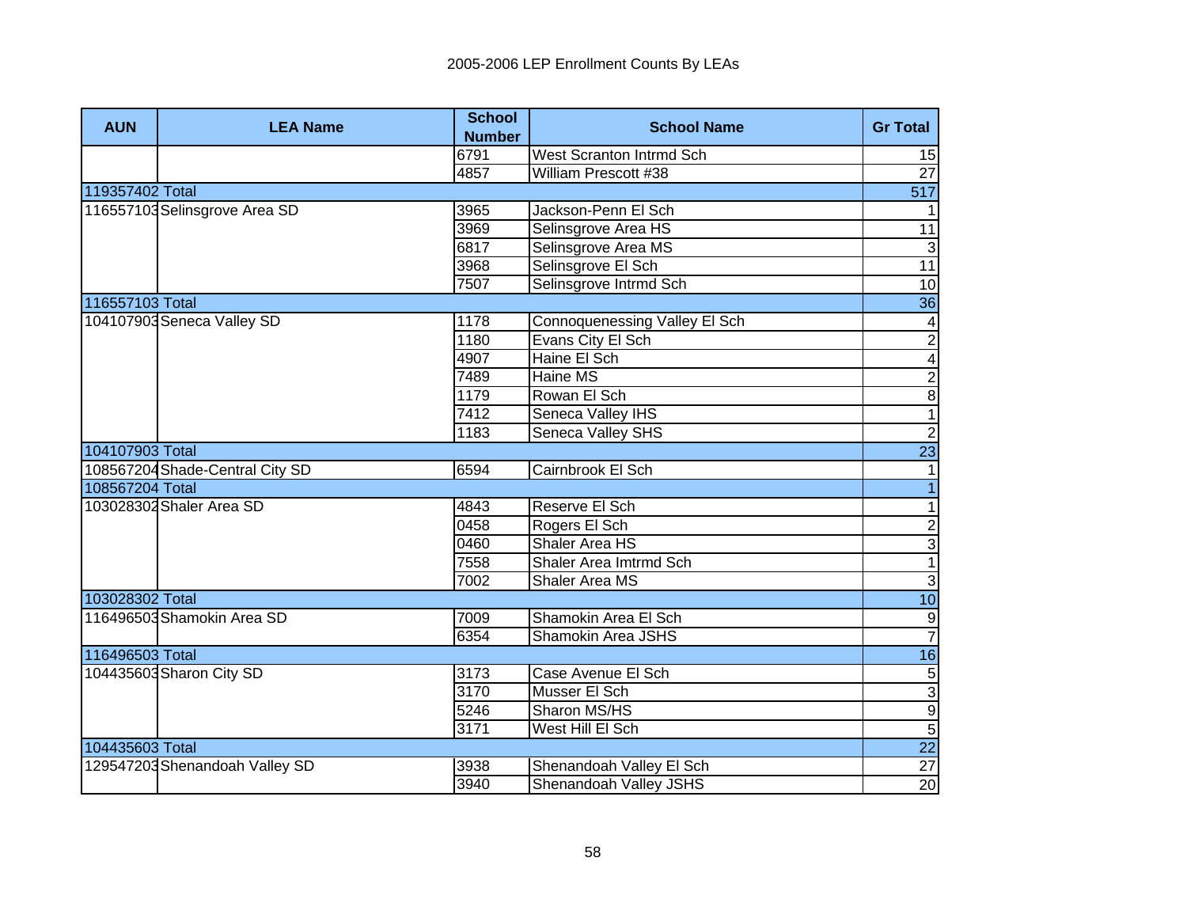# 2005-2006 LEP Enrollment Counts By LEAs

| AUN | LEA Name | School Number | School Name | Gr Total |
|---|---|---|---|---|
| | | 6791 | West Scranton Intrmd Sch | 15 |
| | | 4857 | William Prescott #38 | 27 |
| 119357402 Total | | | | 517 |
| 116557103 | Selinsgrove Area SD | 3965 | Jackson-Penn El Sch | 1 |
| | | 3969 | Selinsgrove Area HS | 11 |
| | | 6817 | Selinsgrove Area MS | 3 |
| | | 3968 | Selinsgrove El Sch | 11 |
| | | 7507 | Selinsgrove Intrmd Sch | 10 |
| 116557103 Total | | | | 36 |
| 104107903 | Seneca Valley SD | 1178 | Connoquenessing Valley El Sch | 4 |
| | | 1180 | Evans City El Sch | 2 |
| | | 4907 | Haine El Sch | 4 |
| | | 7489 | Haine MS | 2 |
| | | 1179 | Rowan El Sch | 8 |
| | | 7412 | Seneca Valley IHS | 1 |
| | | 1183 | Seneca Valley SHS | 2 |
| 104107903 Total | | | | 23 |
| 108567204 | Shade-Central City SD | 6594 | Cairnbrook El Sch | 1 |
| 108567204 Total | | | | 1 |
| 103028302 | Shaler Area SD | 4843 | Reserve El Sch | 1 |
| | | 0458 | Rogers El Sch | 2 |
| | | 0460 | Shaler Area HS | 3 |
| | | 7558 | Shaler Area Imtrmd Sch | 1 |
| | | 7002 | Shaler Area MS | 3 |
| 103028302 Total | | | | 10 |
| 116496503 | Shamokin Area SD | 7009 | Shamokin Area El Sch | 9 |
| | | 6354 | Shamokin Area JSHS | 7 |
| 116496503 Total | | | | 16 |
| 104435603 | Sharon City SD | 3173 | Case Avenue El Sch | 5 |
| | | 3170 | Musser El Sch | 3 |
| | | 5246 | Sharon MS/HS | 9 |
| | | 3171 | West Hill El Sch | 5 |
| 104435603 Total | | | | 22 |
| 129547203 | Shenandoah Valley SD | 3938 | Shenandoah Valley El Sch | 27 |
| | | 3940 | Shenandoah Valley JSHS | 20 |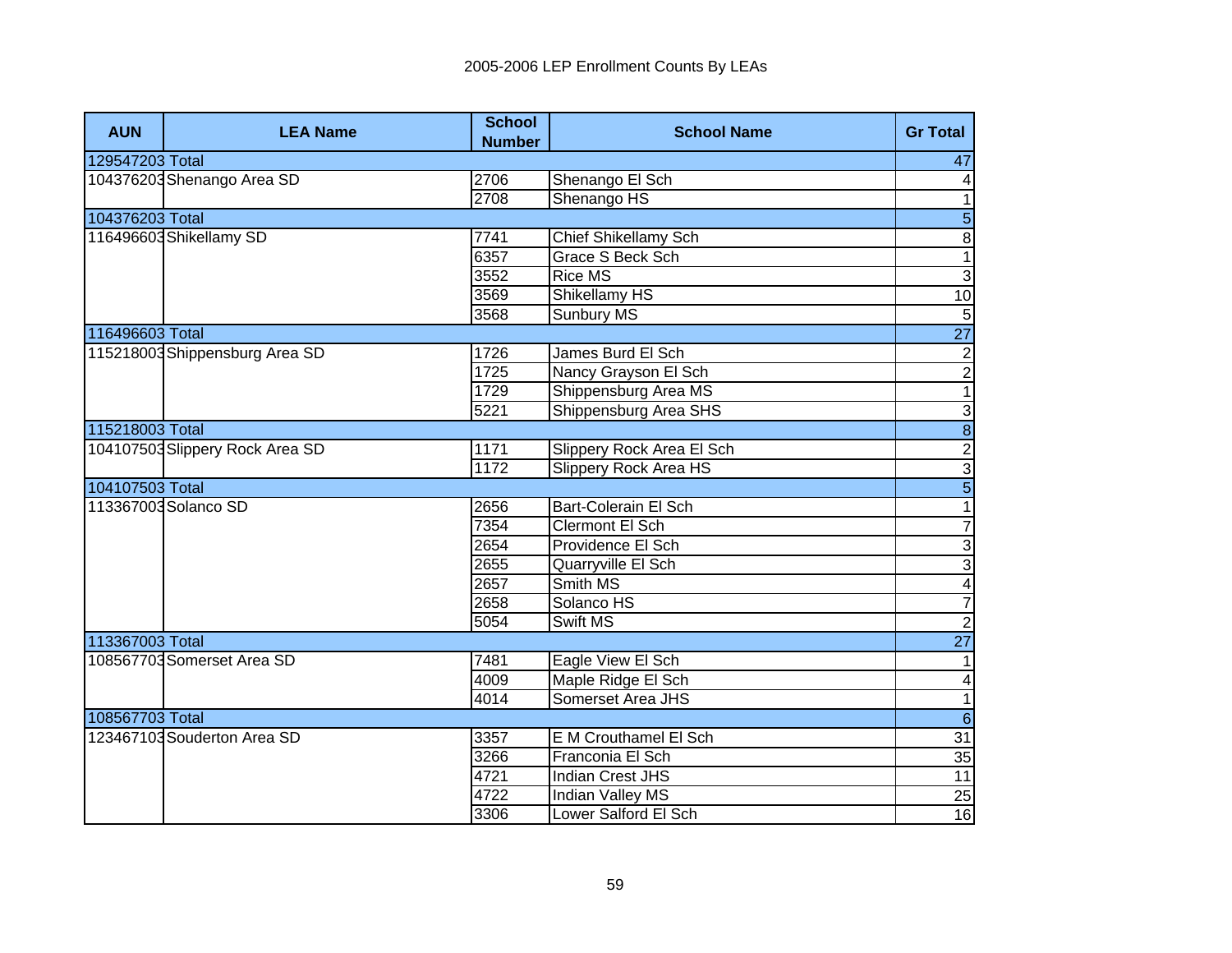2005-2006 LEP Enrollment Counts By LEAs

| AUN | LEA Name | School Number | School Name | Gr Total |
|---|---|---|---|---|
| 129547203 Total | | | | 47 |
| 104376203 | Shenango Area SD | 2706 | Shenango El Sch | 4 |
| | | 2708 | Shenango HS | 1 |
| 104376203 Total | | | | 5 |
| 116496603 | Shikellamy SD | 7741 | Chief Shikellamy Sch | 8 |
| | | 6357 | Grace S Beck Sch | 1 |
| | | 3552 | Rice MS | 3 |
| | | 3569 | Shikellamy HS | 10 |
| | | 3568 | Sunbury MS | 5 |
| 116496603 Total | | | | 27 |
| 115218003 | Shippensburg Area SD | 1726 | James Burd El Sch | 2 |
| | | 1725 | Nancy Grayson El Sch | 2 |
| | | 1729 | Shippensburg Area MS | 1 |
| | | 5221 | Shippensburg Area SHS | 3 |
| 115218003 Total | | | | 8 |
| 104107503 | Slippery Rock Area SD | 1171 | Slippery Rock Area El Sch | 2 |
| | | 1172 | Slippery Rock Area HS | 3 |
| 104107503 Total | | | | 5 |
| 113367003 | Solanco SD | 2656 | Bart-Colerain El Sch | 1 |
| | | 7354 | Clermont El Sch | 7 |
| | | 2654 | Providence El Sch | 3 |
| | | 2655 | Quarryville El Sch | 3 |
| | | 2657 | Smith MS | 4 |
| | | 2658 | Solanco HS | 7 |
| | | 5054 | Swift MS | 2 |
| 113367003 Total | | | | 27 |
| 108567703 | Somerset Area SD | 7481 | Eagle View El Sch | 1 |
| | | 4009 | Maple Ridge El Sch | 4 |
| | | 4014 | Somerset Area JHS | 1 |
| 108567703 Total | | | | 6 |
| 123467103 | Souderton Area SD | 3357 | E M Crouthamel El Sch | 31 |
| | | 3266 | Franconia El Sch | 35 |
| | | 4721 | Indian Crest JHS | 11 |
| | | 4722 | Indian Valley MS | 25 |
| | | 3306 | Lower Salford El Sch | 16 |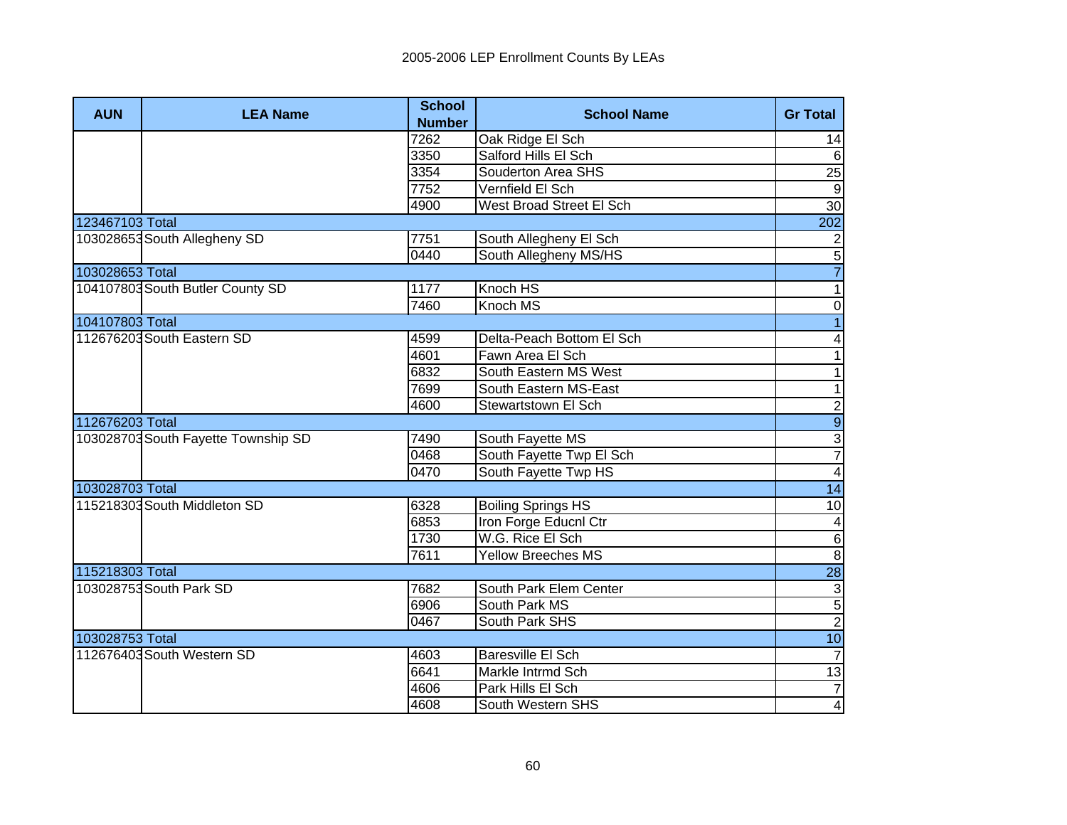2005-2006 LEP Enrollment Counts By LEAs

| AUN | LEA Name | School Number | School Name | Gr Total |
|---|---|---|---|---|
| | | 7262 | Oak Ridge El Sch | 14 |
| | | 3350 | Salford Hills El Sch | 6 |
| | | 3354 | Souderton Area SHS | 25 |
| | | 7752 | Vernfield El Sch | 9 |
| | | 4900 | West Broad Street El Sch | 30 |
| 123467103 Total | | | | 202 |
| 103028653 | South Allegheny SD | 7751 | South Allegheny El Sch | 2 |
| | | 0440 | South Allegheny MS/HS | 5 |
| 103028653 Total | | | | 7 |
| 104107803 | South Butler County SD | 1177 | Knoch HS | 1 |
| | | 7460 | Knoch MS | 0 |
| 104107803 Total | | | | 1 |
| 112676203 | South Eastern SD | 4599 | Delta-Peach Bottom El Sch | 4 |
| | | 4601 | Fawn Area El Sch | 1 |
| | | 6832 | South Eastern MS West | 1 |
| | | 7699 | South Eastern MS-East | 1 |
| | | 4600 | Stewartstown El Sch | 2 |
| 112676203 Total | | | | 9 |
| 103028703 | South Fayette Township SD | 7490 | South Fayette MS | 3 |
| | | 0468 | South Fayette Twp El Sch | 7 |
| | | 0470 | South Fayette Twp HS | 4 |
| 103028703 Total | | | | 14 |
| 115218303 | South Middleton SD | 6328 | Boiling Springs HS | 10 |
| | | 6853 | Iron Forge Educnl Ctr | 4 |
| | | 1730 | W.G. Rice El Sch | 6 |
| | | 7611 | Yellow Breeches MS | 8 |
| 115218303 Total | | | | 28 |
| 103028753 | South Park SD | 7682 | South Park Elem Center | 3 |
| | | 6906 | South Park MS | 5 |
| | | 0467 | South Park SHS | 2 |
| 103028753 Total | | | | 10 |
| 112676403 | South Western SD | 4603 | Baresville El Sch | 7 |
| | | 6641 | Markle Intrmd Sch | 13 |
| | | 4606 | Park Hills El Sch | 7 |
| | | 4608 | South Western SHS | 4 |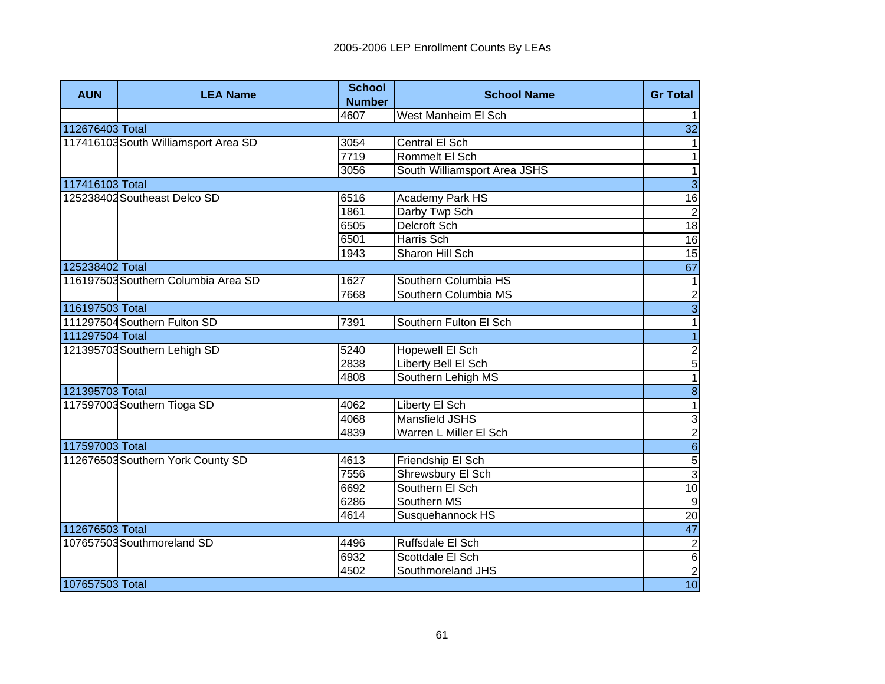2005-2006 LEP Enrollment Counts By LEAs

| AUN | LEA Name | School Number | School Name | Gr Total |
|---|---|---|---|---|
| | | 4607 | West Manheim El Sch | 1 |
| 112676403 Total | | | | 32 |
| 117416103 | South Williamsport Area SD | 3054 | Central El Sch | 1 |
| | | 7719 | Rommelt El Sch | 1 |
| | | 3056 | South Williamsport Area JSHS | 1 |
| 117416103 Total | | | | 3 |
| 125238402 | Southeast Delco SD | 6516 | Academy Park HS | 16 |
| | | 1861 | Darby Twp Sch | 2 |
| | | 6505 | Delcroft Sch | 18 |
| | | 6501 | Harris Sch | 16 |
| | | 1943 | Sharon Hill Sch | 15 |
| 125238402 Total | | | | 67 |
| 116197503 | Southern Columbia Area SD | 1627 | Southern Columbia HS | 1 |
| | | 7668 | Southern Columbia MS | 2 |
| 116197503 Total | | | | 3 |
| 111297504 | Southern Fulton SD | 7391 | Southern Fulton El Sch | 1 |
| 111297504 Total | | | | 1 |
| 121395703 | Southern Lehigh SD | 5240 | Hopewell El Sch | 2 |
| | | 2838 | Liberty Bell El Sch | 5 |
| | | 4808 | Southern Lehigh MS | 1 |
| 121395703 Total | | | | 8 |
| 117597003 | Southern Tioga SD | 4062 | Liberty El Sch | 1 |
| | | 4068 | Mansfield JSHS | 3 |
| | | 4839 | Warren L Miller El Sch | 2 |
| 117597003 Total | | | | 6 |
| 112676503 | Southern York County SD | 4613 | Friendship El Sch | 5 |
| | | 7556 | Shrewsbury El Sch | 3 |
| | | 6692 | Southern El Sch | 10 |
| | | 6286 | Southern MS | 9 |
| | | 4614 | Susquehannock HS | 20 |
| 112676503 Total | | | | 47 |
| 107657503 | Southmoreland SD | 4496 | Ruffsdale El Sch | 2 |
| | | 6932 | Scottdale El Sch | 6 |
| | | 4502 | Southmoreland JHS | 2 |
| 107657503 Total | | | | 10 |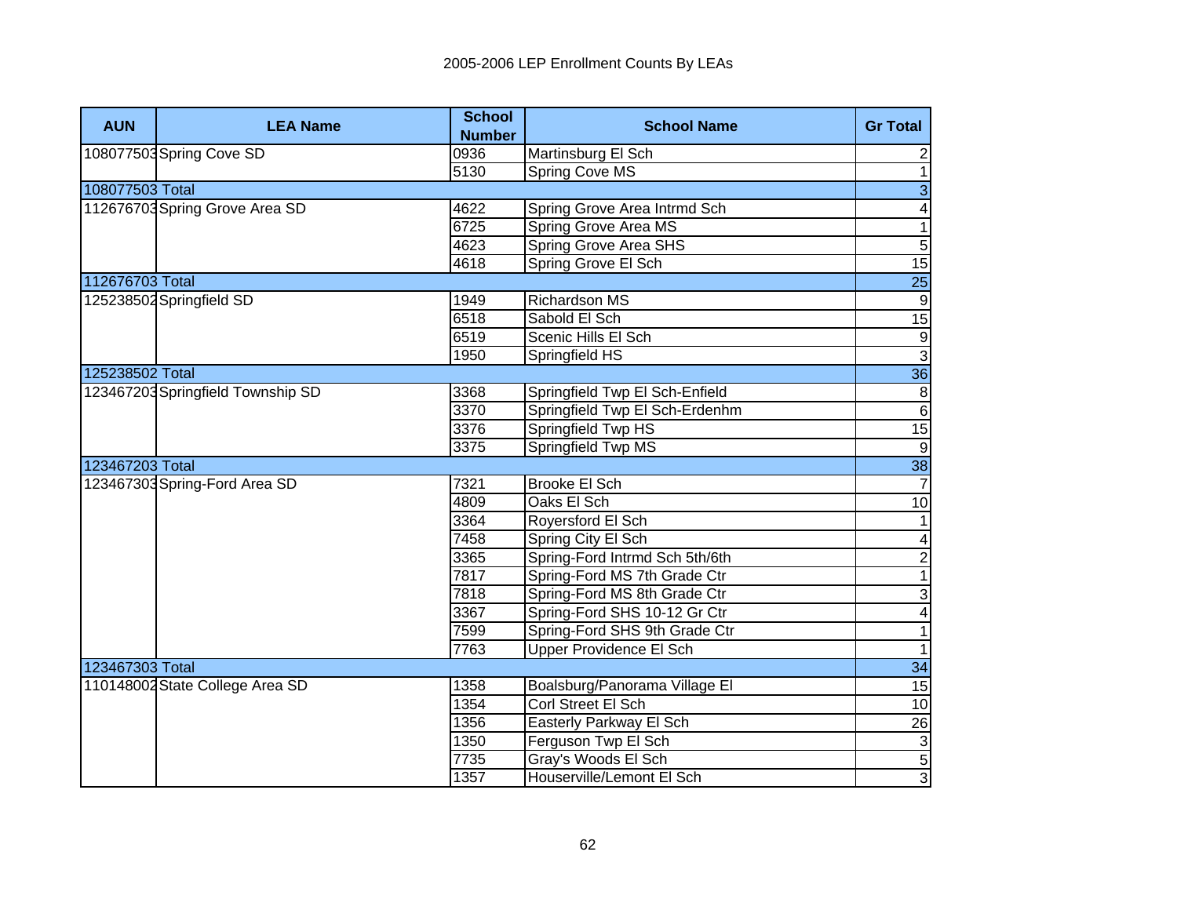## 2005-2006 LEP Enrollment Counts By LEAs

| AUN | LEA Name | School Number | School Name | Gr Total |
|---|---|---|---|---|
| 108077503 | Spring Cove SD | 0936 | Martinsburg El Sch | 2 |
| | | 5130 | Spring Cove MS | 1 |
| 108077503 Total | | | | 3 |
| 112676703 | Spring Grove Area SD | 4622 | Spring Grove Area Intrmd Sch | 4 |
| | | 6725 | Spring Grove Area MS | 1 |
| | | 4623 | Spring Grove Area SHS | 5 |
| | | 4618 | Spring Grove El Sch | 15 |
| 112676703 Total | | | | 25 |
| 125238502 | Springfield SD | 1949 | Richardson MS | 9 |
| | | 6518 | Sabold El Sch | 15 |
| | | 6519 | Scenic Hills El Sch | 9 |
| | | 1950 | Springfield HS | 3 |
| 125238502 Total | | | | 36 |
| 123467203 | Springfield Township SD | 3368 | Springfield Twp El Sch-Enfield | 8 |
| | | 3370 | Springfield Twp El Sch-Erdenhm | 6 |
| | | 3376 | Springfield Twp HS | 15 |
| | | 3375 | Springfield Twp MS | 9 |
| 123467203 Total | | | | 38 |
| 123467303 | Spring-Ford Area SD | 7321 | Brooke El Sch | 7 |
| | | 4809 | Oaks El Sch | 10 |
| | | 3364 | Royersford El Sch | 1 |
| | | 7458 | Spring City El Sch | 4 |
| | | 3365 | Spring-Ford Intrmd Sch 5th/6th | 2 |
| | | 7817 | Spring-Ford MS 7th Grade Ctr | 1 |
| | | 7818 | Spring-Ford MS 8th Grade Ctr | 3 |
| | | 3367 | Spring-Ford SHS 10-12 Gr Ctr | 4 |
| | | 7599 | Spring-Ford SHS 9th Grade Ctr | 1 |
| | | 7763 | Upper Providence El Sch | 1 |
| 123467303 Total | | | | 34 |
| 110148002 | State College Area SD | 1358 | Boalsburg/Panorama Village El | 15 |
| | | 1354 | Corl Street El Sch | 10 |
| | | 1356 | Easterly Parkway El Sch | 26 |
| | | 1350 | Ferguson Twp El Sch | 3 |
| | | 7735 | Gray's Woods El Sch | 5 |
| | | 1357 | Houserville/Lemont El Sch | 3 |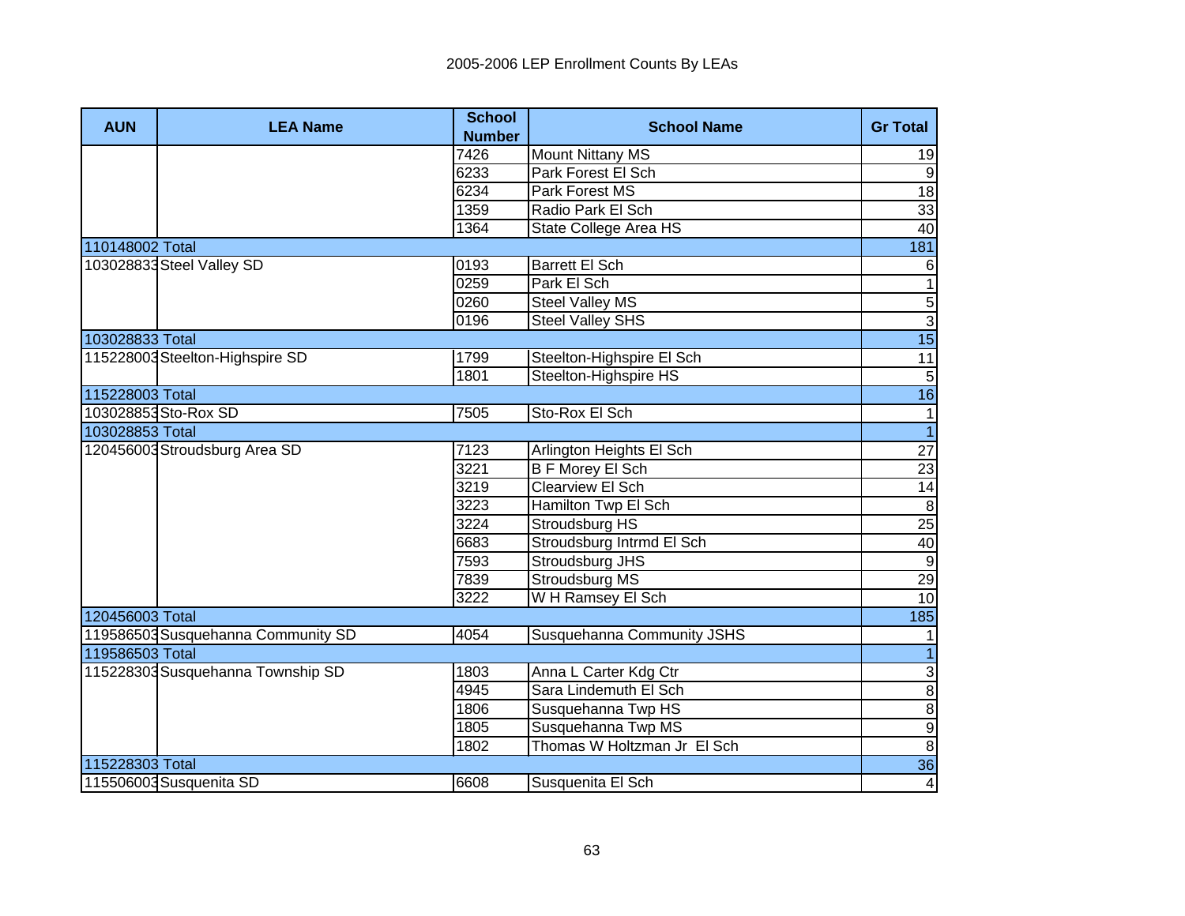2005-2006 LEP Enrollment Counts By LEAs

| AUN | LEA Name | School Number | School Name | Gr Total |
|---|---|---|---|---|
| | | 7426 | Mount Nittany MS | 19 |
| | | 6233 | Park Forest El Sch | 9 |
| | | 6234 | Park Forest MS | 18 |
| | | 1359 | Radio Park El Sch | 33 |
| | | 1364 | State College Area HS | 40 |
| 110148002 Total | | | | 181 |
| 103028833 | Steel Valley SD | 0193 | Barrett El Sch | 6 |
| | | 0259 | Park El Sch | 1 |
| | | 0260 | Steel Valley MS | 5 |
| | | 0196 | Steel Valley SHS | 3 |
| 103028833 Total | | | | 15 |
| 115228003 | Steelton-Highspire SD | 1799 | Steelton-Highspire El Sch | 11 |
| | | 1801 | Steelton-Highspire HS | 5 |
| 115228003 Total | | | | 16 |
| 103028853 | Sto-Rox SD | 7505 | Sto-Rox El Sch | 1 |
| 103028853 Total | | | | 1 |
| 120456003 | Stroudsburg Area SD | 7123 | Arlington Heights El Sch | 27 |
| | | 3221 | B F Morey El Sch | 23 |
| | | 3219 | Clearview El Sch | 14 |
| | | 3223 | Hamilton Twp El Sch | 8 |
| | | 3224 | Stroudsburg HS | 25 |
| | | 6683 | Stroudsburg Intrmd El Sch | 40 |
| | | 7593 | Stroudsburg JHS | 9 |
| | | 7839 | Stroudsburg MS | 29 |
| | | 3222 | W H Ramsey El Sch | 10 |
| 120456003 Total | | | | 185 |
| 119586503 | Susquehanna Community SD | 4054 | Susquehanna Community JSHS | 1 |
| 119586503 Total | | | | 1 |
| 115228303 | Susquehanna Township SD | 1803 | Anna L Carter Kdg Ctr | 3 |
| | | 4945 | Sara Lindemuth El Sch | 8 |
| | | 1806 | Susquehanna Twp HS | 8 |
| | | 1805 | Susquehanna Twp MS | 9 |
| | | 1802 | Thomas W Holtzman Jr El Sch | 8 |
| 115228303 Total | | | | 36 |
| 115506003 | Susquenita SD | 6608 | Susquenita El Sch | 4 |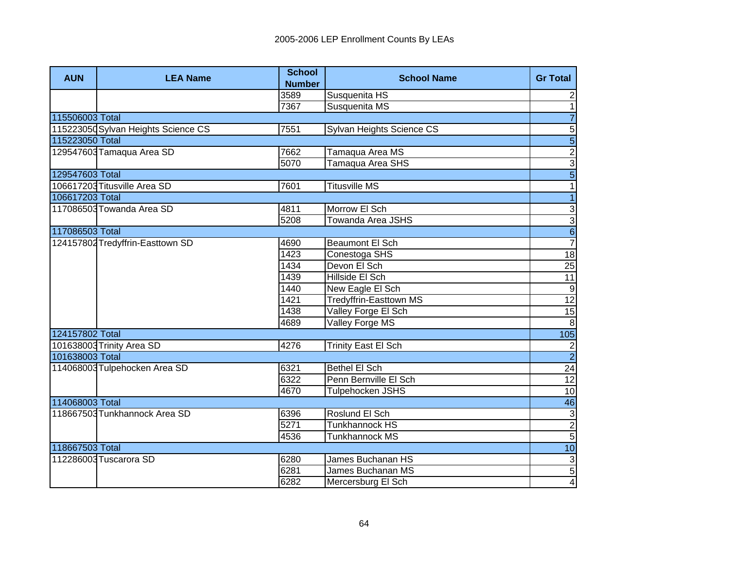2005-2006 LEP Enrollment Counts By LEAs

| AUN | LEA Name | School Number | School Name | Gr Total |
|---|---|---|---|---|
| | | 3589 | Susquenita HS | 2 |
| | | 7367 | Susquenita MS | 1 |
| 115506003 Total | | | | 7 |
| 115223050 | Sylvan Heights Science CS | 7551 | Sylvan Heights Science CS | 5 |
| 115223050 Total | | | | 5 |
| 129547603 | Tamaqua Area SD | 7662 | Tamaqua Area MS | 2 |
| | | 5070 | Tamaqua Area SHS | 3 |
| 129547603 Total | | | | 5 |
| 106617203 | Titusville Area SD | 7601 | Titusville MS | 1 |
| 106617203 Total | | | | 1 |
| 117086503 | Towanda Area SD | 4811 | Morrow El Sch | 3 |
| | | 5208 | Towanda Area JSHS | 3 |
| 117086503 Total | | | | 6 |
| 124157802 | Tredyffrin-Easttown SD | 4690 | Beaumont El Sch | 7 |
| | | 1423 | Conestoga SHS | 18 |
| | | 1434 | Devon El Sch | 25 |
| | | 1439 | Hillside El Sch | 11 |
| | | 1440 | New Eagle El Sch | 9 |
| | | 1421 | Tredyffrin-Easttown MS | 12 |
| | | 1438 | Valley Forge El Sch | 15 |
| | | 4689 | Valley Forge MS | 8 |
| 124157802 Total | | | | 105 |
| 101638003 | Trinity Area SD | 4276 | Trinity East El Sch | 2 |
| 101638003 Total | | | | 2 |
| 114068003 | Tulpehocken Area SD | 6321 | Bethel El Sch | 24 |
| | | 6322 | Penn Bernville El Sch | 12 |
| | | 4670 | Tulpehocken JSHS | 10 |
| 114068003 Total | | | | 46 |
| 118667503 | Tunkhannock Area SD | 6396 | Roslund El Sch | 3 |
| | | 5271 | Tunkhannock HS | 2 |
| | | 4536 | Tunkhannock MS | 5 |
| 118667503 Total | | | | 10 |
| 112286003 | Tuscarora SD | 6280 | James Buchanan HS | 3 |
| | | 6281 | James Buchanan MS | 5 |
| | | 6282 | Mercersburg El Sch | 4 |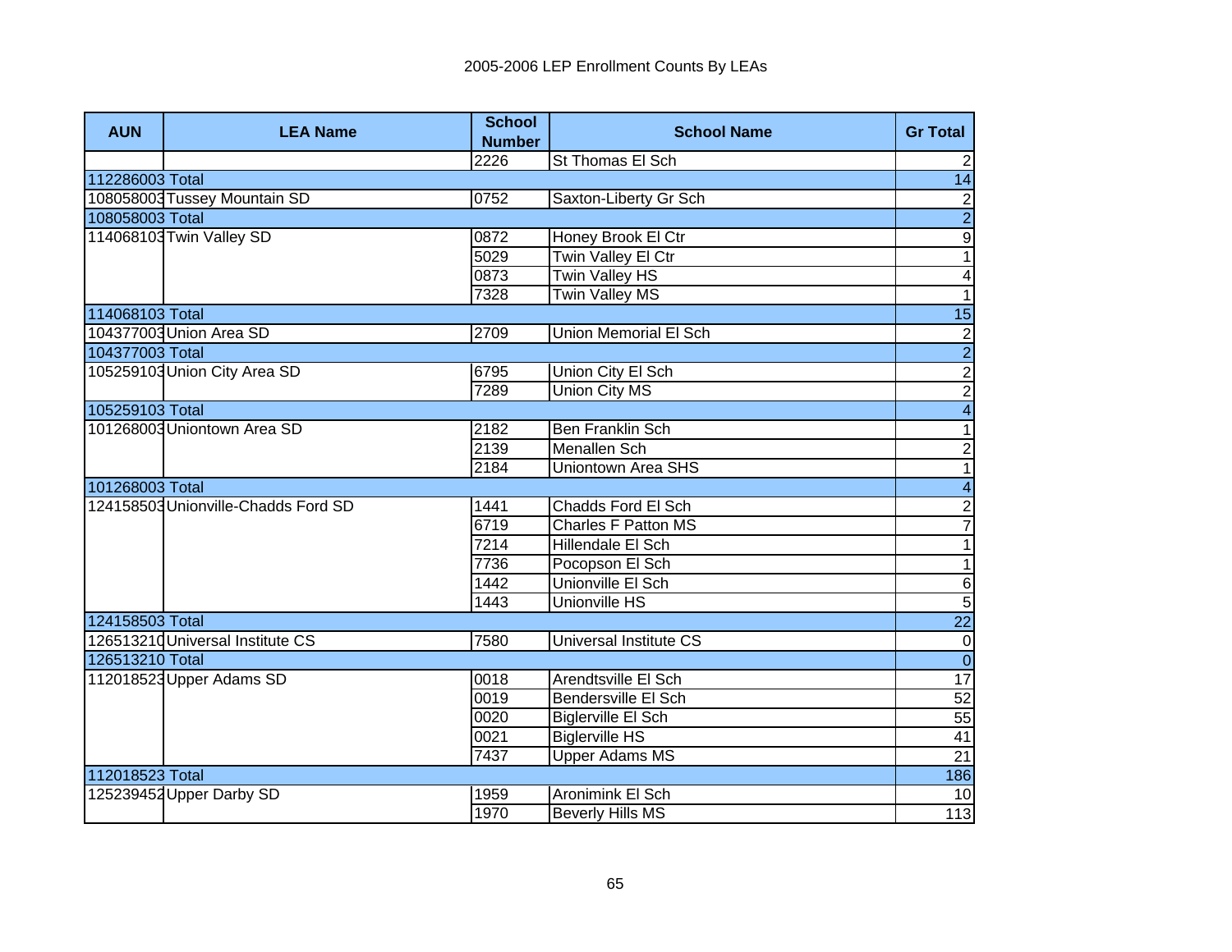2005-2006 LEP Enrollment Counts By LEAs

| AUN | LEA Name | School Number | School Name | Gr Total |
|---|---|---|---|---|
| | | 2226 | St Thomas El Sch | 2 |
| 112286003 Total | | | | 14 |
| 108058003 | Tussey Mountain SD | 0752 | Saxton-Liberty Gr Sch | 2 |
| 108058003 Total | | | | 2 |
| 114068103 | Twin Valley SD | 0872 | Honey Brook El Ctr | 9 |
| | | 5029 | Twin Valley El Ctr | 1 |
| | | 0873 | Twin Valley HS | 4 |
| | | 7328 | Twin Valley MS | 1 |
| 114068103 Total | | | | 15 |
| 104377003 | Union Area SD | 2709 | Union Memorial El Sch | 2 |
| 104377003 Total | | | | 2 |
| 105259103 | Union City Area SD | 6795 | Union City El Sch | 2 |
| | | 7289 | Union City MS | 2 |
| 105259103 Total | | | | 4 |
| 101268003 | Uniontown Area SD | 2182 | Ben Franklin Sch | 1 |
| | | 2139 | Menallen Sch | 2 |
| | | 2184 | Uniontown Area SHS | 1 |
| 101268003 Total | | | | 4 |
| 124158503 | Unionville-Chadds Ford SD | 1441 | Chadds Ford El Sch | 2 |
| | | 6719 | Charles F Patton MS | 7 |
| | | 7214 | Hillendale El Sch | 1 |
| | | 7736 | Pocopson El Sch | 1 |
| | | 1442 | Unionville El Sch | 6 |
| | | 1443 | Unionville HS | 5 |
| 124158503 Total | | | | 22 |
| 126513210 | Universal Institute CS | 7580 | Universal Institute CS | 0 |
| 126513210 Total | | | | 0 |
| 112018523 | Upper Adams SD | 0018 | Arendtsville El Sch | 17 |
| | | 0019 | Bendersville El Sch | 52 |
| | | 0020 | Biglerville El Sch | 55 |
| | | 0021 | Biglerville HS | 41 |
| | | 7437 | Upper Adams MS | 21 |
| 112018523 Total | | | | 186 |
| 125239452 | Upper Darby SD | 1959 | Aronimink El Sch | 10 |
| | | 1970 | Beverly Hills MS | 113 |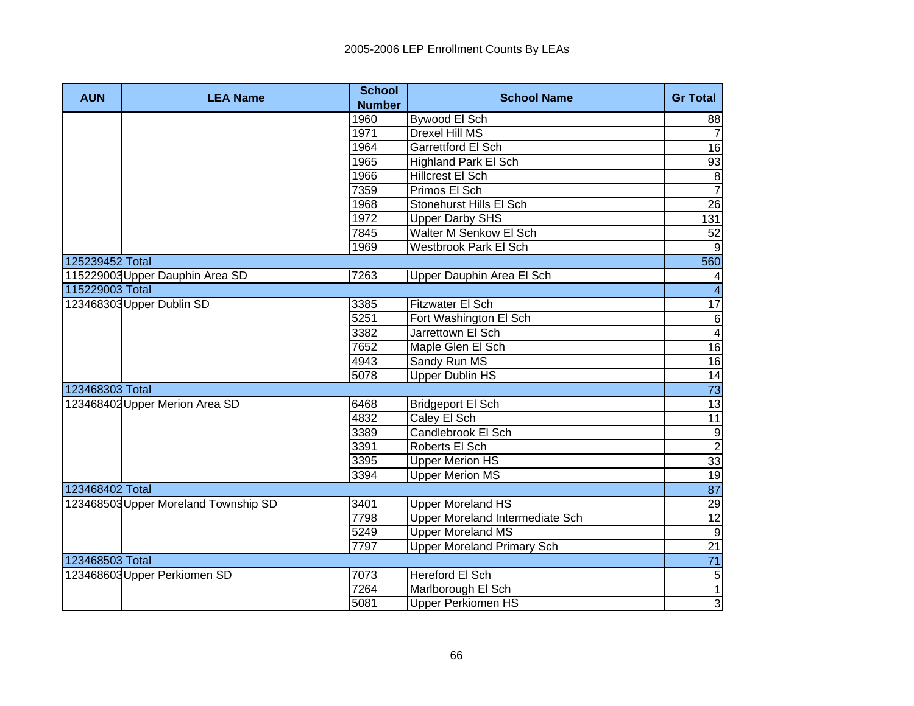# 2005-2006 LEP Enrollment Counts By LEAs

| AUN | LEA Name | School Number | School Name | Gr Total |
|---|---|---|---|---|
| | | 1960 | Bywood El Sch | 88 |
| | | 1971 | Drexel Hill MS | 7 |
| | | 1964 | Garrettford El Sch | 16 |
| | | 1965 | Highland Park El Sch | 93 |
| | | 1966 | Hillcrest El Sch | 8 |
| | | 7359 | Primos El Sch | 7 |
| | | 1968 | Stonehurst Hills El Sch | 26 |
| | | 1972 | Upper Darby SHS | 131 |
| | | 7845 | Walter M Senkow El Sch | 52 |
| | | 1969 | Westbrook Park El Sch | 9 |
| 125239452 Total | | | | 560 |
| 115229003 | Upper Dauphin Area SD | 7263 | Upper Dauphin Area El Sch | 4 |
| 115229003 Total | | | | 4 |
| 123468303 | Upper Dublin SD | 3385 | Fitzwater El Sch | 17 |
| | | 5251 | Fort Washington El Sch | 6 |
| | | 3382 | Jarrettown El Sch | 4 |
| | | 7652 | Maple Glen El Sch | 16 |
| | | 4943 | Sandy Run MS | 16 |
| | | 5078 | Upper Dublin HS | 14 |
| 123468303 Total | | | | 73 |
| 123468402 | Upper Merion Area SD | 6468 | Bridgeport El Sch | 13 |
| | | 4832 | Caley El Sch | 11 |
| | | 3389 | Candlebrook El Sch | 9 |
| | | 3391 | Roberts El Sch | 2 |
| | | 3395 | Upper Merion HS | 33 |
| | | 3394 | Upper Merion MS | 19 |
| 123468402 Total | | | | 87 |
| 123468503 | Upper Moreland Township SD | 3401 | Upper Moreland HS | 29 |
| | | 7798 | Upper Moreland Intermediate Sch | 12 |
| | | 5249 | Upper Moreland MS | 9 |
| | | 7797 | Upper Moreland Primary Sch | 21 |
| 123468503 Total | | | | 71 |
| 123468603 | Upper Perkiomen SD | 7073 | Hereford El Sch | 5 |
| | | 7264 | Marlborough El Sch | 1 |
| | | 5081 | Upper Perkiomen HS | 3 |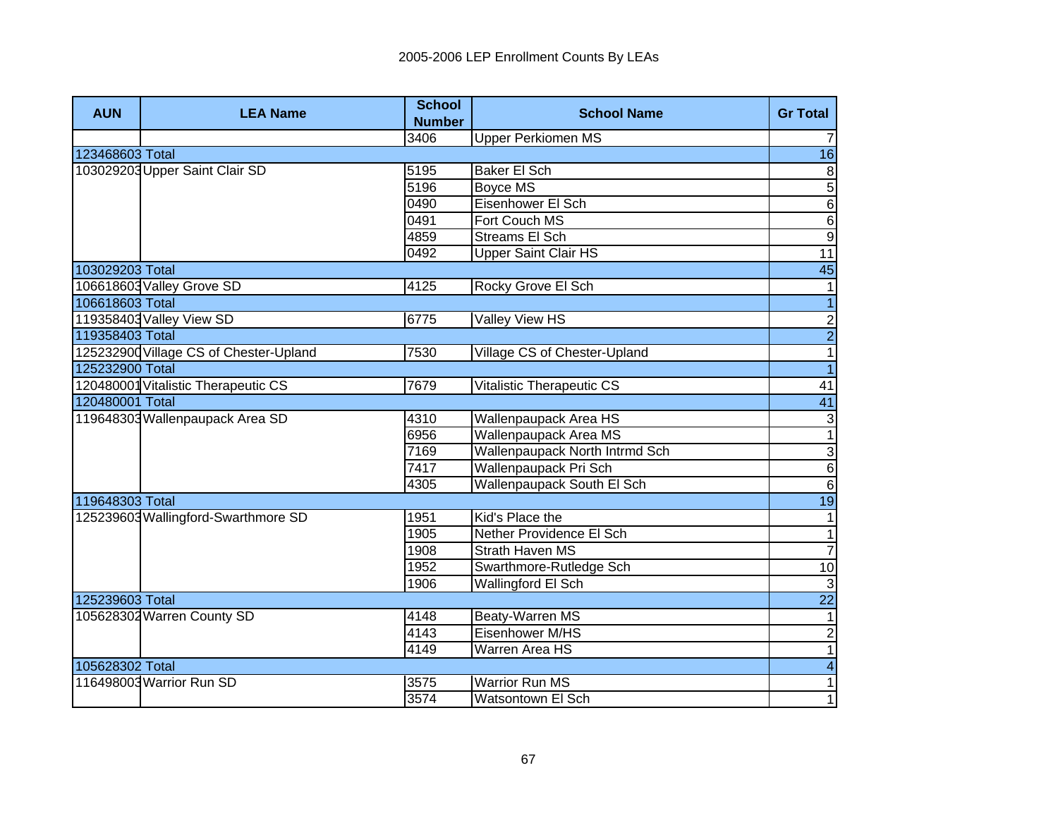2005-2006 LEP Enrollment Counts By LEAs

| AUN | LEA Name | School Number | School Name | Gr Total |
|---|---|---|---|---|
| | | 3406 | Upper Perkiomen MS | 7 |
| 123468603 Total | | | | 16 |
| 103029203 | Upper Saint Clair SD | 5195 | Baker El Sch | 8 |
| | | 5196 | Boyce MS | 5 |
| | | 0490 | Eisenhower El Sch | 6 |
| | | 0491 | Fort Couch MS | 6 |
| | | 4859 | Streams El Sch | 9 |
| | | 0492 | Upper Saint Clair HS | 11 |
| 103029203 Total | | | | 45 |
| 106618603 | Valley Grove SD | 4125 | Rocky Grove El Sch | 1 |
| 106618603 Total | | | | 1 |
| 119358403 | Valley View SD | 6775 | Valley View HS | 2 |
| 119358403 Total | | | | 2 |
| 125232900 | Village CS of Chester-Upland | 7530 | Village CS of Chester-Upland | 1 |
| 125232900 Total | | | | 1 |
| 120480001 | Vitalistic Therapeutic CS | 7679 | Vitalistic Therapeutic CS | 41 |
| 120480001 Total | | | | 41 |
| 119648303 | Wallenpaupack Area SD | 4310 | Wallenpaupack Area HS | 3 |
| | | 6956 | Wallenpaupack Area MS | 1 |
| | | 7169 | Wallenpaupack North Intrmd Sch | 3 |
| | | 7417 | Wallenpaupack Pri Sch | 6 |
| | | 4305 | Wallenpaupack South El Sch | 6 |
| 119648303 Total | | | | 19 |
| 125239603 | Wallingford-Swarthmore SD | 1951 | Kid's Place the | 1 |
| | | 1905 | Nether Providence El Sch | 1 |
| | | 1908 | Strath Haven MS | 7 |
| | | 1952 | Swarthmore-Rutledge Sch | 10 |
| | | 1906 | Wallingford El Sch | 3 |
| 125239603 Total | | | | 22 |
| 105628302 | Warren County SD | 4148 | Beaty-Warren MS | 1 |
| | | 4143 | Eisenhower M/HS | 2 |
| | | 4149 | Warren Area HS | 1 |
| 105628302 Total | | | | 4 |
| 116498003 | Warrior Run SD | 3575 | Warrior Run MS | 1 |
| | | 3574 | Watsontown El Sch | 1 |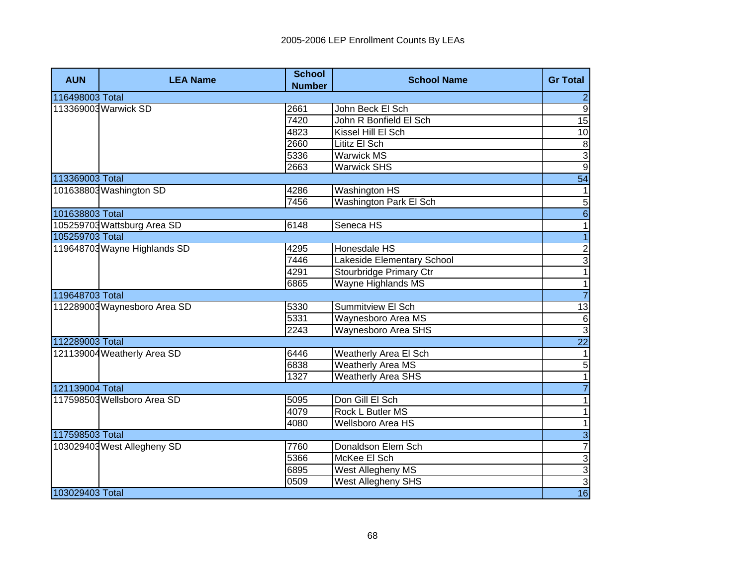2005-2006 LEP Enrollment Counts By LEAs

| AUN | LEA Name | School Number | School Name | Gr Total |
|---|---|---|---|---|
| 116498003 Total | | | | 2 |
| 113369003 | Warwick SD | 2661 | John Beck El Sch | 9 |
| | | 7420 | John R Bonfield El Sch | 15 |
| | | 4823 | Kissel Hill El Sch | 10 |
| | | 2660 | Lititz El Sch | 8 |
| | | 5336 | Warwick MS | 3 |
| | | 2663 | Warwick SHS | 9 |
| 113369003 Total | | | | 54 |
| 101638803 | Washington SD | 4286 | Washington HS | 1 |
| | | 7456 | Washington Park El Sch | 5 |
| 101638803 Total | | | | 6 |
| 105259703 | Wattsburg Area SD | 6148 | Seneca HS | 1 |
| 105259703 Total | | | | 1 |
| 119648703 | Wayne Highlands SD | 4295 | Honesdale HS | 2 |
| | | 7446 | Lakeside Elementary School | 3 |
| | | 4291 | Stourbridge Primary Ctr | 1 |
| | | 6865 | Wayne Highlands MS | 1 |
| 119648703 Total | | | | 7 |
| 112289003 | Waynesboro Area SD | 5330 | Summitview El Sch | 13 |
| | | 5331 | Waynesboro Area MS | 6 |
| | | 2243 | Waynesboro Area SHS | 3 |
| 112289003 Total | | | | 22 |
| 121139004 | Weatherly Area SD | 6446 | Weatherly Area El Sch | 1 |
| | | 6838 | Weatherly Area MS | 5 |
| | | 1327 | Weatherly Area SHS | 1 |
| 121139004 Total | | | | 7 |
| 117598503 | Wellsboro Area SD | 5095 | Don Gill El Sch | 1 |
| | | 4079 | Rock L Butler MS | 1 |
| | | 4080 | Wellsboro Area HS | 1 |
| 117598503 Total | | | | 3 |
| 103029403 | West Allegheny SD | 7760 | Donaldson Elem Sch | 7 |
| | | 5366 | McKee El Sch | 3 |
| | | 6895 | West Allegheny MS | 3 |
| | | 0509 | West Allegheny SHS | 3 |
| 103029403 Total | | | | 16 |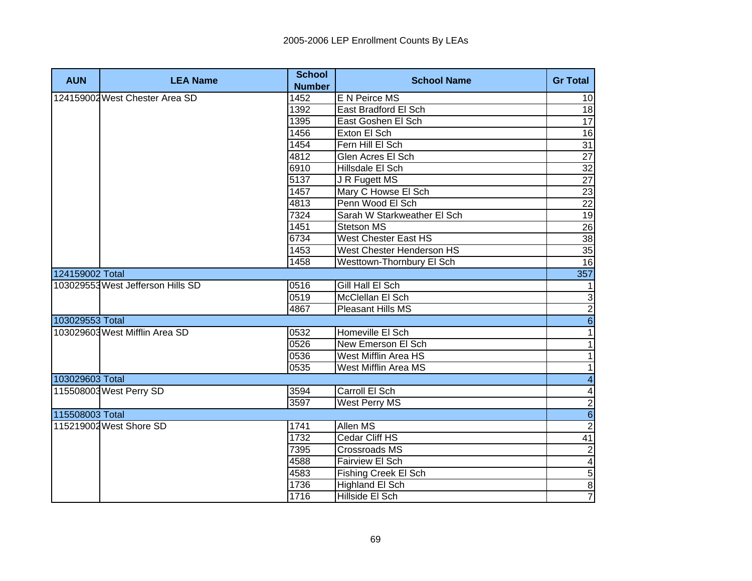2005-2006 LEP Enrollment Counts By LEAs

| AUN | LEA Name | School Number | School Name | Gr Total |
|---|---|---|---|---|
| 124159002 | West Chester Area SD | 1452 | E N Peirce MS | 10 |
| | | 1392 | East Bradford El Sch | 18 |
| | | 1395 | East Goshen El Sch | 17 |
| | | 1456 | Exton El Sch | 16 |
| | | 1454 | Fern Hill El Sch | 31 |
| | | 4812 | Glen Acres El Sch | 27 |
| | | 6910 | Hillsdale El Sch | 32 |
| | | 5137 | J R Fugett MS | 27 |
| | | 1457 | Mary C Howse El Sch | 23 |
| | | 4813 | Penn Wood El Sch | 22 |
| | | 7324 | Sarah W Starkweather El Sch | 19 |
| | | 1451 | Stetson MS | 26 |
| | | 6734 | West Chester East HS | 38 |
| | | 1453 | West Chester Henderson HS | 35 |
| | | 1458 | Westtown-Thornbury El Sch | 16 |
| 124159002 Total | | | | 357 |
| 103029553 | West Jefferson Hills SD | 0516 | Gill Hall El Sch | 1 |
| | | 0519 | McClellan El Sch | 3 |
| | | 4867 | Pleasant Hills MS | 2 |
| 103029553 Total | | | | 6 |
| 103029603 | West Mifflin Area SD | 0532 | Homeville El Sch | 1 |
| | | 0526 | New Emerson El Sch | 1 |
| | | 0536 | West Mifflin Area HS | 1 |
| | | 0535 | West Mifflin Area MS | 1 |
| 103029603 Total | | | | 4 |
| 115508003 | West Perry SD | 3594 | Carroll El Sch | 4 |
| | | 3597 | West Perry MS | 2 |
| 115508003 Total | | | | 6 |
| 115219002 | West Shore SD | 1741 | Allen MS | 2 |
| | | 1732 | Cedar Cliff HS | 41 |
| | | 7395 | Crossroads MS | 2 |
| | | 4588 | Fairview El Sch | 4 |
| | | 4583 | Fishing Creek El Sch | 5 |
| | | 1736 | Highland El Sch | 8 |
| | | 1716 | Hillside El Sch | 7 |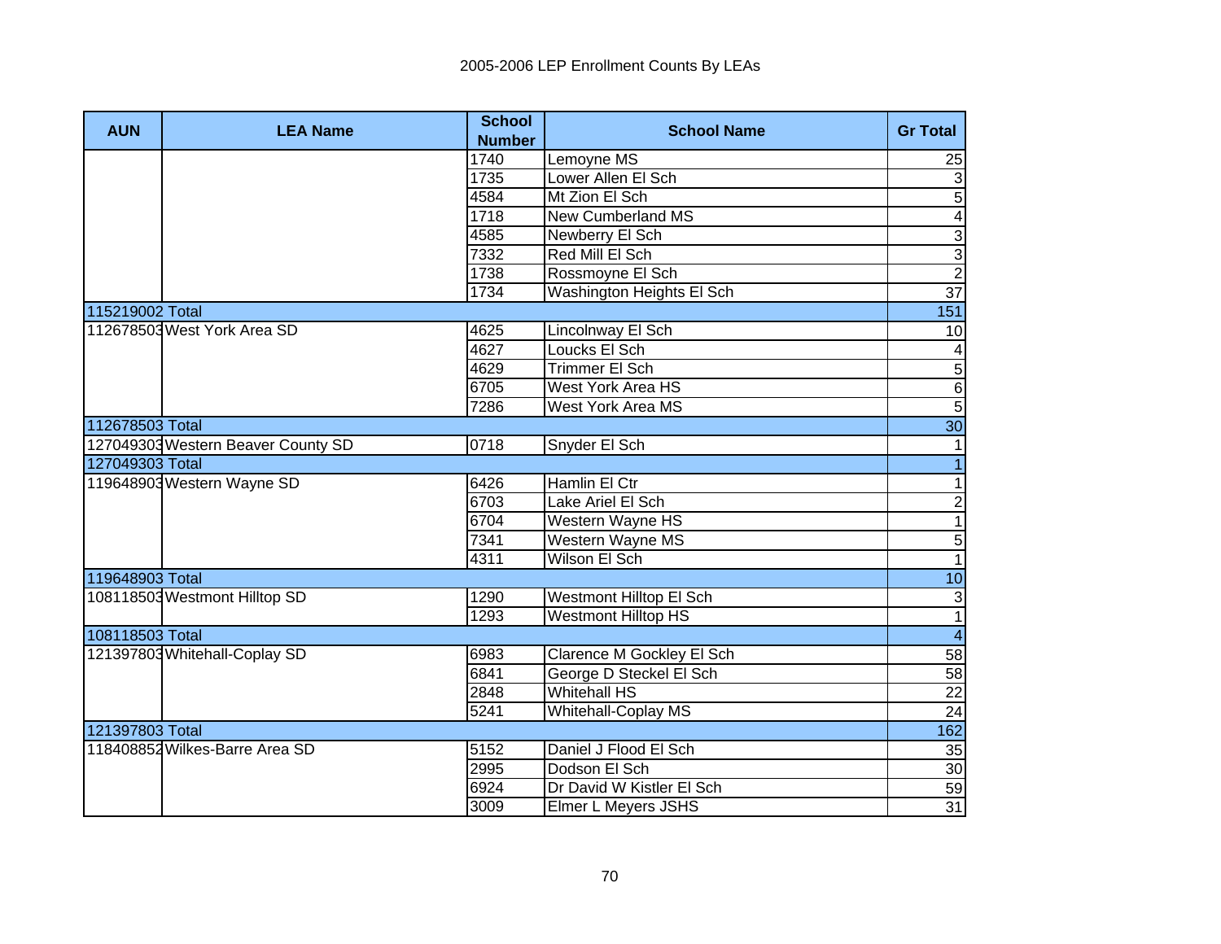2005-2006 LEP Enrollment Counts By LEAs

| AUN | LEA Name | School Number | School Name | Gr Total |
|---|---|---|---|---|
| | | 1740 | Lemoyne MS | 25 |
| | | 1735 | Lower Allen El Sch | 3 |
| | | 4584 | Mt Zion El Sch | 5 |
| | | 1718 | New Cumberland MS | 4 |
| | | 4585 | Newberry El Sch | 3 |
| | | 7332 | Red Mill El Sch | 3 |
| | | 1738 | Rossmoyne El Sch | 2 |
| | | 1734 | Washington Heights El Sch | 37 |
| 115219002 Total | | | | 151 |
| 112678503 | West York Area SD | 4625 | Lincolnway El Sch | 10 |
| | | 4627 | Loucks El Sch | 4 |
| | | 4629 | Trimmer El Sch | 5 |
| | | 6705 | West York Area HS | 6 |
| | | 7286 | West York Area MS | 5 |
| 112678503 Total | | | | 30 |
| 127049303 | Western Beaver County SD | 0718 | Snyder El Sch | 1 |
| 127049303 Total | | | | 1 |
| 119648903 | Western Wayne SD | 6426 | Hamlin El Ctr | 1 |
| | | 6703 | Lake Ariel El Sch | 2 |
| | | 6704 | Western Wayne HS | 1 |
| | | 7341 | Western Wayne MS | 5 |
| | | 4311 | Wilson El Sch | 1 |
| 119648903 Total | | | | 10 |
| 108118503 | Westmont Hilltop SD | 1290 | Westmont Hilltop El Sch | 3 |
| | | 1293 | Westmont Hilltop HS | 1 |
| 108118503 Total | | | | 4 |
| 121397803 | Whitehall-Coplay SD | 6983 | Clarence M Gockley El Sch | 58 |
| | | 6841 | George D Steckel El Sch | 58 |
| | | 2848 | Whitehall HS | 22 |
| | | 5241 | Whitehall-Coplay MS | 24 |
| 121397803 Total | | | | 162 |
| 118408852 | Wilkes-Barre Area SD | 5152 | Daniel J Flood El Sch | 35 |
| | | 2995 | Dodson El Sch | 30 |
| | | 6924 | Dr David W Kistler El Sch | 59 |
| | | 3009 | Elmer L Meyers JSHS | 31 |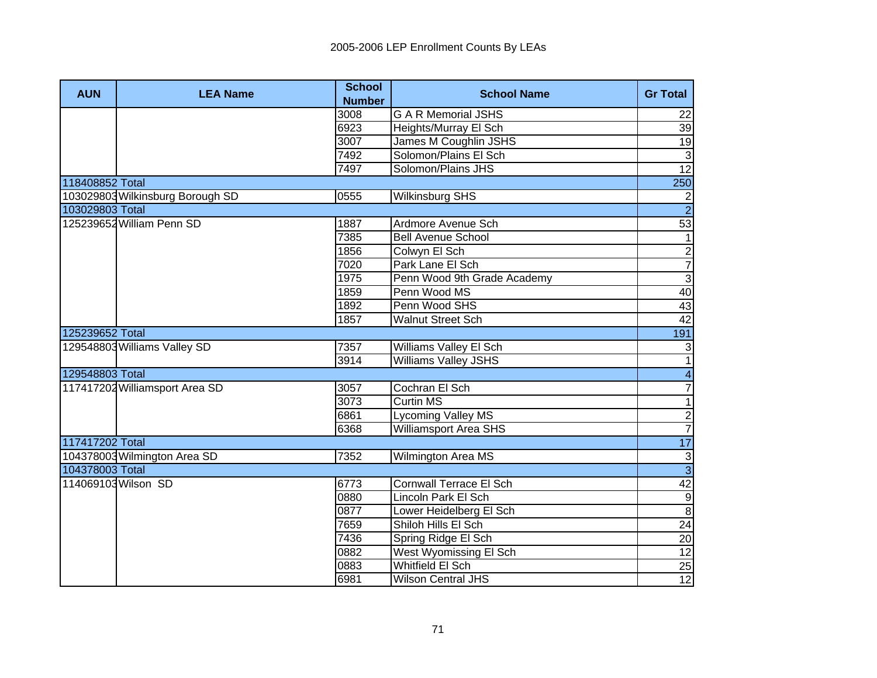2005-2006 LEP Enrollment Counts By LEAs

| AUN | LEA Name | School Number | School Name | Gr Total |
|---|---|---|---|---|
| | | 3008 | G A R Memorial JSHS | 22 |
| | | 6923 | Heights/Murray El Sch | 39 |
| | | 3007 | James M Coughlin JSHS | 19 |
| | | 7492 | Solomon/Plains El Sch | 3 |
| | | 7497 | Solomon/Plains JHS | 12 |
| 118408852 Total | | | | 250 |
| 103029803 | Wilkinsburg Borough SD | 0555 | Wilkinsburg SHS | 2 |
| 103029803 Total | | | | 2 |
| 125239652 | William Penn SD | 1887 | Ardmore Avenue Sch | 53 |
| | | 7385 | Bell Avenue School | 1 |
| | | 1856 | Colwyn El Sch | 2 |
| | | 7020 | Park Lane El Sch | 7 |
| | | 1975 | Penn Wood 9th Grade Academy | 3 |
| | | 1859 | Penn Wood MS | 40 |
| | | 1892 | Penn Wood SHS | 43 |
| | | 1857 | Walnut Street Sch | 42 |
| 125239652 Total | | | | 191 |
| 129548803 | Williams Valley SD | 7357 | Williams Valley El Sch | 3 |
| | | 3914 | Williams Valley JSHS | 1 |
| 129548803 Total | | | | 4 |
| 117417202 | Williamsport Area SD | 3057 | Cochran El Sch | 7 |
| | | 3073 | Curtin MS | 1 |
| | | 6861 | Lycoming Valley MS | 2 |
| | | 6368 | Williamsport Area SHS | 7 |
| 117417202 Total | | | | 17 |
| 104378003 | Wilmington Area SD | 7352 | Wilmington Area MS | 3 |
| 104378003 Total | | | | 3 |
| 114069103 | Wilson SD | 6773 | Cornwall Terrace El Sch | 42 |
| | | 0880 | Lincoln Park El Sch | 9 |
| | | 0877 | Lower Heidelberg El Sch | 8 |
| | | 7659 | Shiloh Hills El Sch | 24 |
| | | 7436 | Spring Ridge El Sch | 20 |
| | | 0882 | West Wyomissing El Sch | 12 |
| | | 0883 | Whitfield El Sch | 25 |
| | | 6981 | Wilson Central JHS | 12 |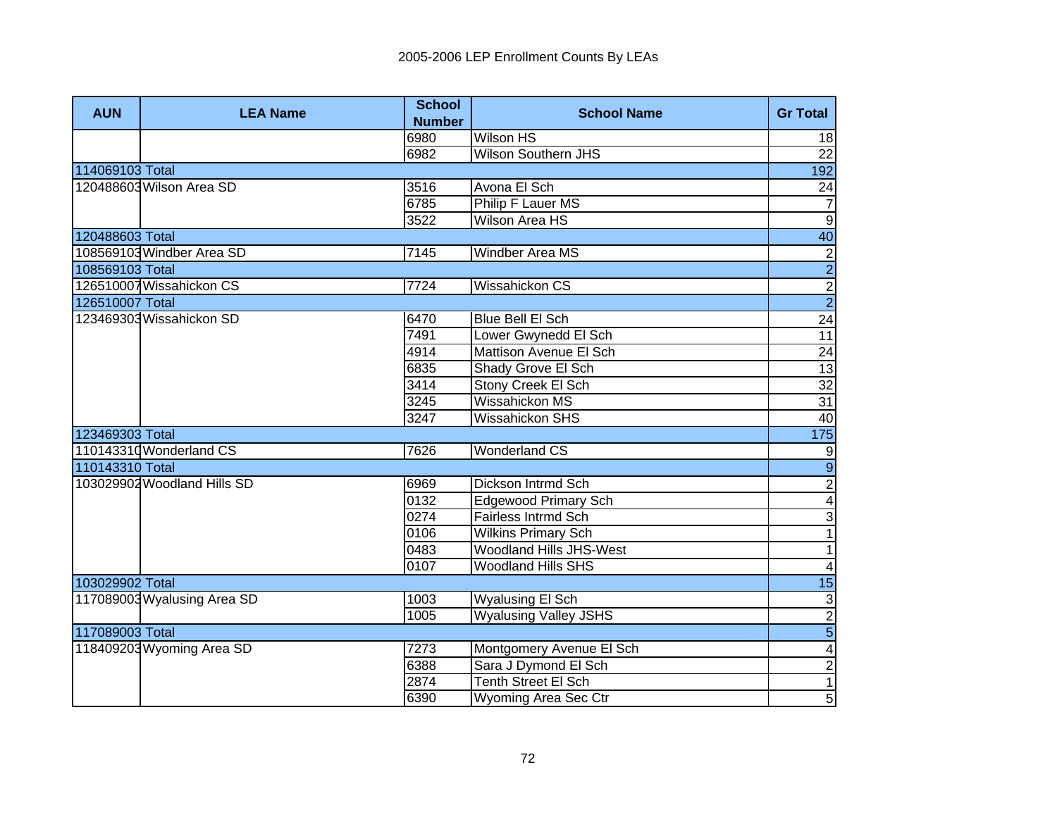2005-2006 LEP Enrollment Counts By LEAs

| AUN | LEA Name | School Number | School Name | Gr Total |
|---|---|---|---|---|
| | | 6980 | Wilson HS | 18 |
| | | 6982 | Wilson Southern JHS | 22 |
| 114069103 Total | | | | 192 |
| 120488603 | Wilson Area SD | 3516 | Avona El Sch | 24 |
| | | 6785 | Philip F Lauer MS | 7 |
| | | 3522 | Wilson Area HS | 9 |
| 120488603 Total | | | | 40 |
| 108569103 | Windber Area SD | 7145 | Windber Area MS | 2 |
| 108569103 Total | | | | 2 |
| 126510007 | Wissahickon CS | 7724 | Wissahickon CS | 2 |
| 126510007 Total | | | | 2 |
| 123469303 | Wissahickon SD | 6470 | Blue Bell El Sch | 24 |
| | | 7491 | Lower Gwynedd El Sch | 11 |
| | | 4914 | Mattison Avenue El Sch | 24 |
| | | 6835 | Shady Grove El Sch | 13 |
| | | 3414 | Stony Creek El Sch | 32 |
| | | 3245 | Wissahickon MS | 31 |
| | | 3247 | Wissahickon SHS | 40 |
| 123469303 Total | | | | 175 |
| 110143310 | Wonderland CS | 7626 | Wonderland CS | 9 |
| 110143310 Total | | | | 9 |
| 103029902 | Woodland Hills SD | 6969 | Dickson Intrmd Sch | 2 |
| | | 0132 | Edgewood Primary Sch | 4 |
| | | 0274 | Fairless Intrmd Sch | 3 |
| | | 0106 | Wilkins Primary Sch | 1 |
| | | 0483 | Woodland Hills JHS-West | 1 |
| | | 0107 | Woodland Hills SHS | 4 |
| 103029902 Total | | | | 15 |
| 117089003 | Wyalusing Area SD | 1003 | Wyalusing El Sch | 3 |
| | | 1005 | Wyalusing Valley JSHS | 2 |
| 117089003 Total | | | | 5 |
| 118409203 | Wyoming Area SD | 7273 | Montgomery Avenue El Sch | 4 |
| | | 6388 | Sara J Dymond El Sch | 2 |
| | | 2874 | Tenth Street El Sch | 1 |
| | | 6390 | Wyoming Area Sec Ctr | 5 |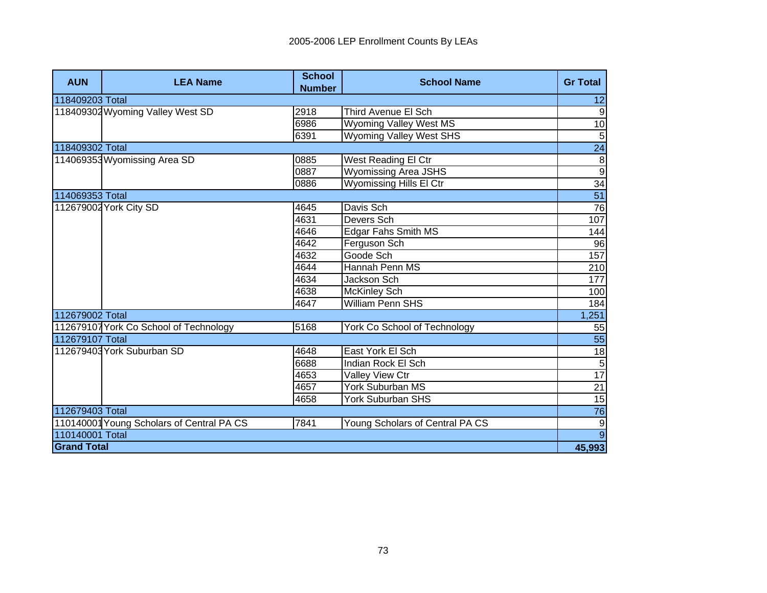2005-2006 LEP Enrollment Counts By LEAs

| AUN | LEA Name | School Number | School Name | Gr Total |
| --- | --- | --- | --- | --- |
| 118409203 Total | | | | 12 |
| 118409302 | Wyoming Valley West SD | 2918 | Third Avenue El Sch | 9 |
| | | 6986 | Wyoming Valley West MS | 10 |
| | | 6391 | Wyoming Valley West SHS | 5 |
| 118409302 Total | | | | 24 |
| 114069353 | Wyomissing Area SD | 0885 | West Reading El Ctr | 8 |
| | | 0887 | Wyomissing Area JSHS | 9 |
| | | 0886 | Wyomissing Hills El Ctr | 34 |
| 114069353 Total | | | | 51 |
| 112679002 | York City SD | 4645 | Davis Sch | 76 |
| | | 4631 | Devers Sch | 107 |
| | | 4646 | Edgar Fahs Smith MS | 144 |
| | | 4642 | Ferguson Sch | 96 |
| | | 4632 | Goode Sch | 157 |
| | | 4644 | Hannah Penn MS | 210 |
| | | 4634 | Jackson Sch | 177 |
| | | 4638 | McKinley Sch | 100 |
| | | 4647 | William Penn SHS | 184 |
| 112679002 Total | | | | 1,251 |
| 112679107 | York Co School of Technology | 5168 | York Co School of Technology | 55 |
| 112679107 Total | | | | 55 |
| 112679403 | York Suburban SD | 4648 | East York El Sch | 18 |
| | | 6688 | Indian Rock El Sch | 5 |
| | | 4653 | Valley View Ctr | 17 |
| | | 4657 | York Suburban MS | 21 |
| | | 4658 | York Suburban SHS | 15 |
| 112679403 Total | | | | 76 |
| 110140001 | Young Scholars of Central PA CS | 7841 | Young Scholars of Central PA CS | 9 |
| 110140001 Total | | | | 9 |
| **Grand Total** | | | | **45,993** |